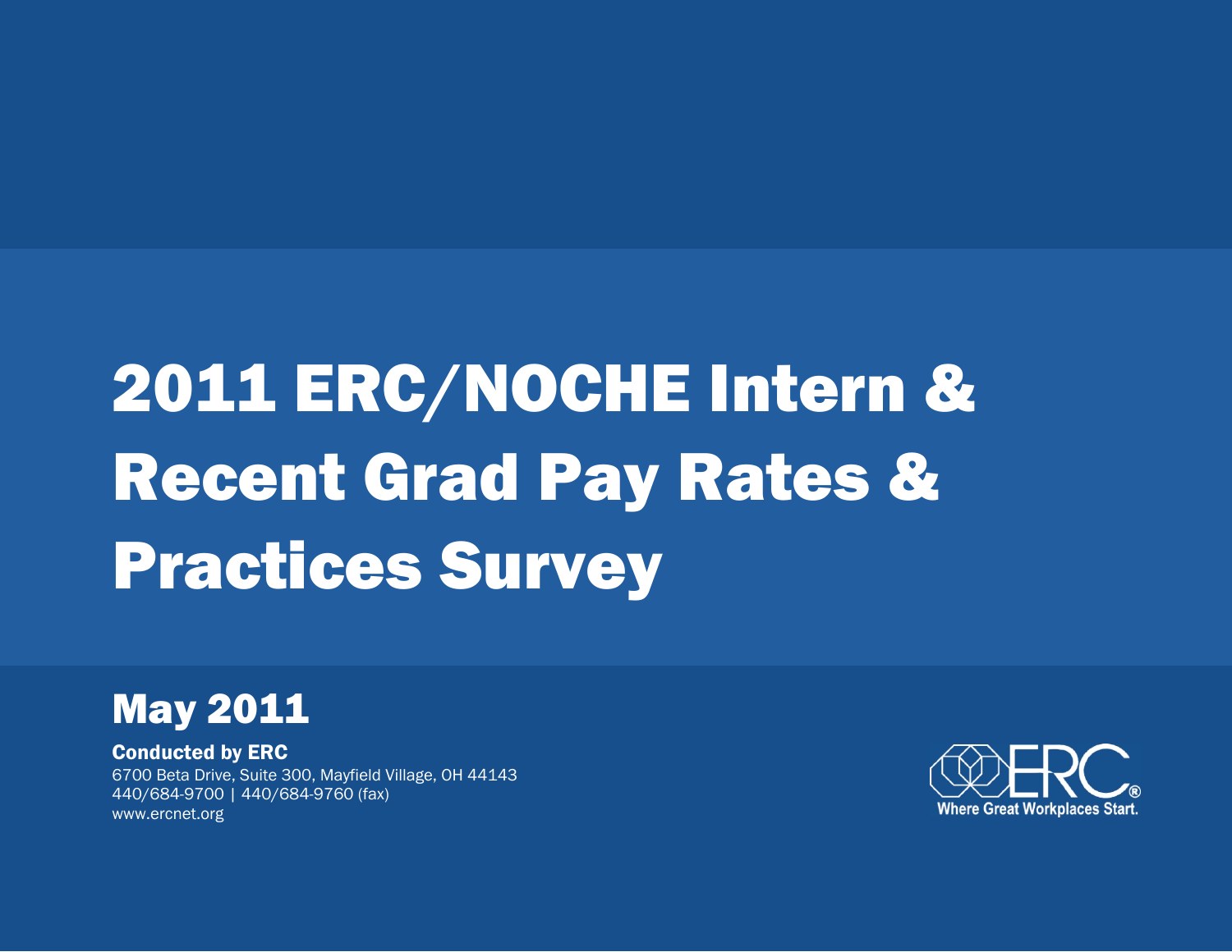# 2011 ERC/NOCHE Intern & Recent Grad Pay Rates & Practices Survey

## May 2011

**Conducted by ERC**
6700 Beta Drive, Suite 300, Mayfield Village, OH 44143
440/684-9700 | 440/684-9760 (fax)
www.ercnet.org

ERC®
Where Great Workplaces Start.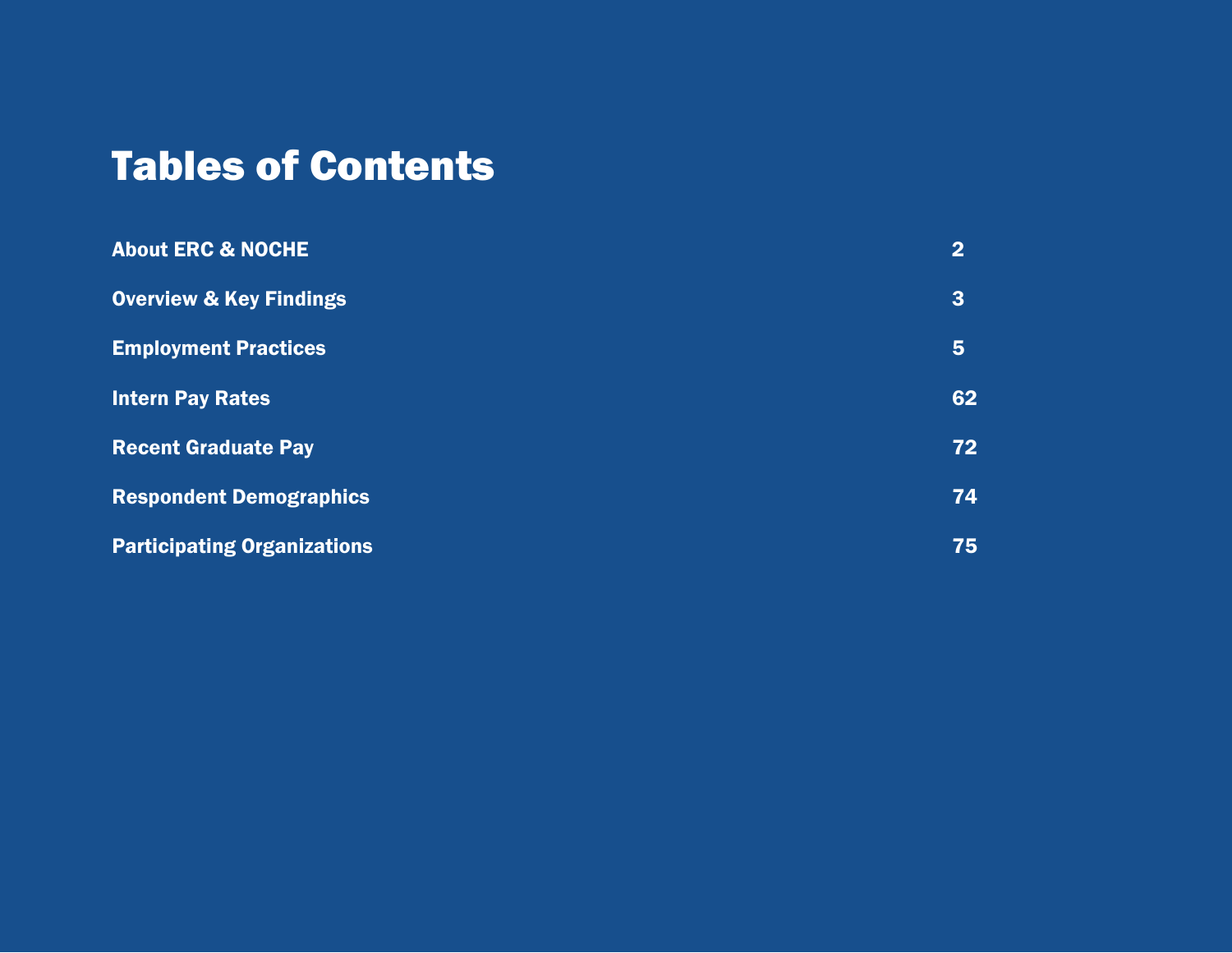# Tables of Contents

| | |
|---|---|
| **About ERC & NOCHE** | **2** |
| **Overview & Key Findings** | **3** |
| **Employment Practices** | **5** |
| **Intern Pay Rates** | **62** |
| **Recent Graduate Pay** | **72** |
| **Respondent Demographics** | **74** |
| **Participating Organizations** | **75** |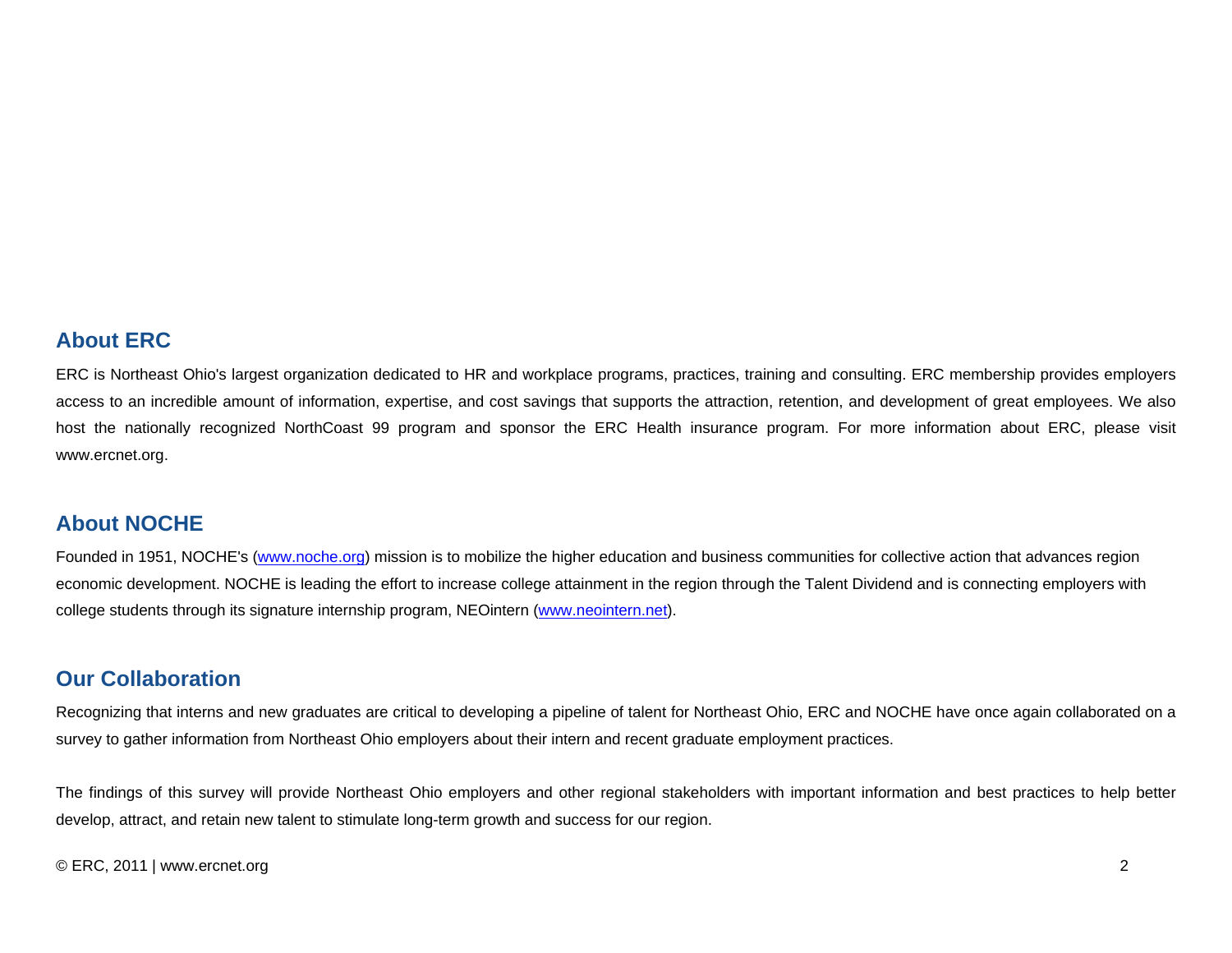## About ERC

ERC is Northeast Ohio's largest organization dedicated to HR and workplace programs, practices, training and consulting. ERC membership provides employers access to an incredible amount of information, expertise, and cost savings that supports the attraction, retention, and development of great employees. We also host the nationally recognized NorthCoast 99 program and sponsor the ERC Health insurance program. For more information about ERC, please visit www.ercnet.org.

## About NOCHE

Founded in 1951, NOCHE's (www.noche.org) mission is to mobilize the higher education and business communities for collective action that advances region economic development. NOCHE is leading the effort to increase college attainment in the region through the Talent Dividend and is connecting employers with college students through its signature internship program, NEOintern (www.neointern.net).

## Our Collaboration

Recognizing that interns and new graduates are critical to developing a pipeline of talent for Northeast Ohio, ERC and NOCHE have once again collaborated on a survey to gather information from Northeast Ohio employers about their intern and recent graduate employment practices.

The findings of this survey will provide Northeast Ohio employers and other regional stakeholders with important information and best practices to help better develop, attract, and retain new talent to stimulate long-term growth and success for our region.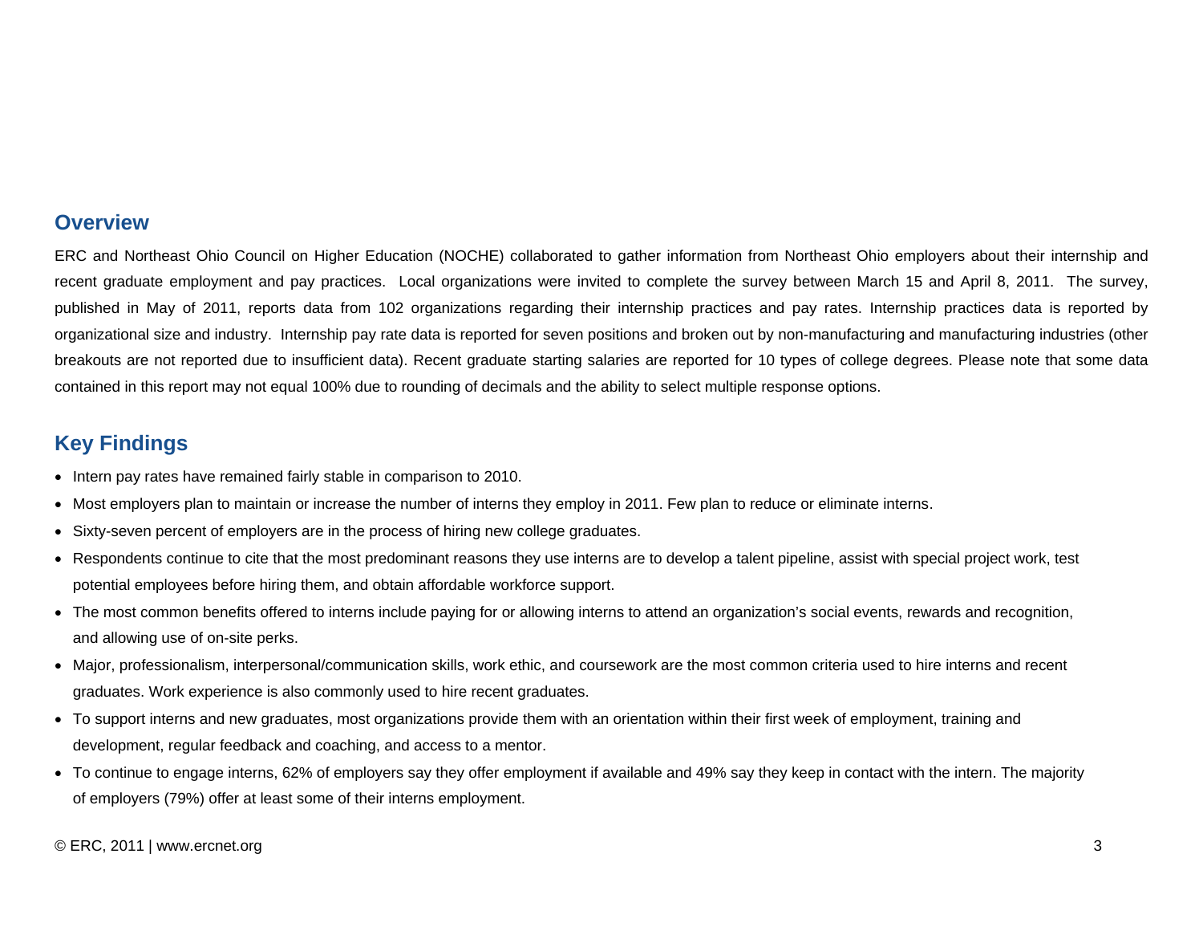## Overview

ERC and Northeast Ohio Council on Higher Education (NOCHE) collaborated to gather information from Northeast Ohio employers about their internship and recent graduate employment and pay practices. Local organizations were invited to complete the survey between March 15 and April 8, 2011. The survey, published in May of 2011, reports data from 102 organizations regarding their internship practices and pay rates. Internship practices data is reported by organizational size and industry. Internship pay rate data is reported for seven positions and broken out by non-manufacturing and manufacturing industries (other breakouts are not reported due to insufficient data). Recent graduate starting salaries are reported for 10 types of college degrees. Please note that some data contained in this report may not equal 100% due to rounding of decimals and the ability to select multiple response options.

## Key Findings

- Intern pay rates have remained fairly stable in comparison to 2010.
- Most employers plan to maintain or increase the number of interns they employ in 2011. Few plan to reduce or eliminate interns.
- Sixty-seven percent of employers are in the process of hiring new college graduates.
- Respondents continue to cite that the most predominant reasons they use interns are to develop a talent pipeline, assist with special project work, test potential employees before hiring them, and obtain affordable workforce support.
- The most common benefits offered to interns include paying for or allowing interns to attend an organization's social events, rewards and recognition, and allowing use of on-site perks.
- Major, professionalism, interpersonal/communication skills, work ethic, and coursework are the most common criteria used to hire interns and recent graduates. Work experience is also commonly used to hire recent graduates.
- To support interns and new graduates, most organizations provide them with an orientation within their first week of employment, training and development, regular feedback and coaching, and access to a mentor.
- To continue to engage interns, 62% of employers say they offer employment if available and 49% say they keep in contact with the intern. The majority of employers (79%) offer at least some of their interns employment.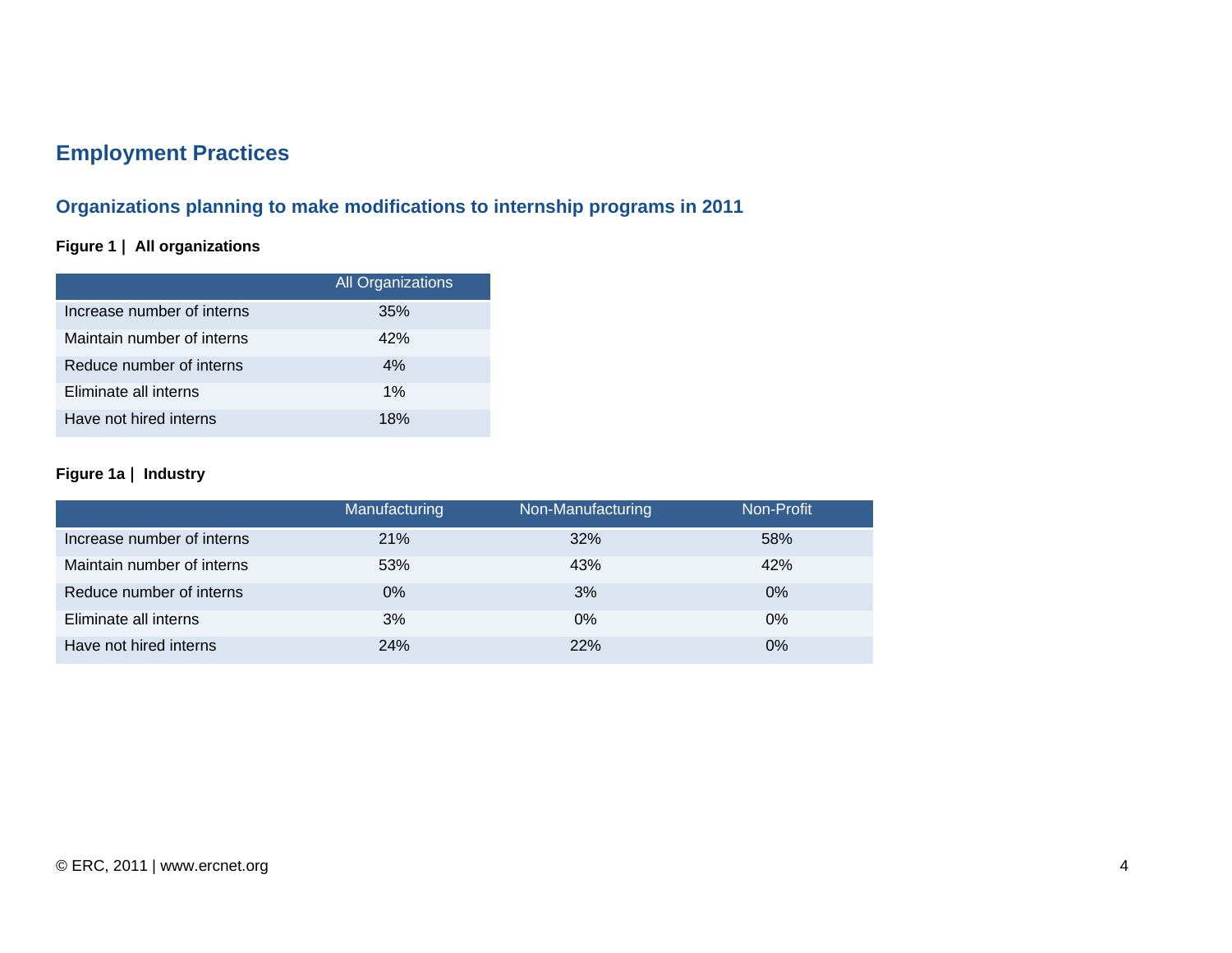## Employment Practices

### Organizations planning to make modifications to internship programs in 2011

**Figure 1 | All organizations**

| | All Organizations |
|---|---|
| Increase number of interns | 35% |
| Maintain number of interns | 42% |
| Reduce number of interns | 4% |
| Eliminate all interns | 1% |
| Have not hired interns | 18% |

**Figure 1a | Industry**

| | Manufacturing | Non-Manufacturing | Non-Profit |
|---|---|---|---|
| Increase number of interns | 21% | 32% | 58% |
| Maintain number of interns | 53% | 43% | 42% |
| Reduce number of interns | 0% | 3% | 0% |
| Eliminate all interns | 3% | 0% | 0% |
| Have not hired interns | 24% | 22% | 0% |

© ERC, 2011 | www.ercnet.org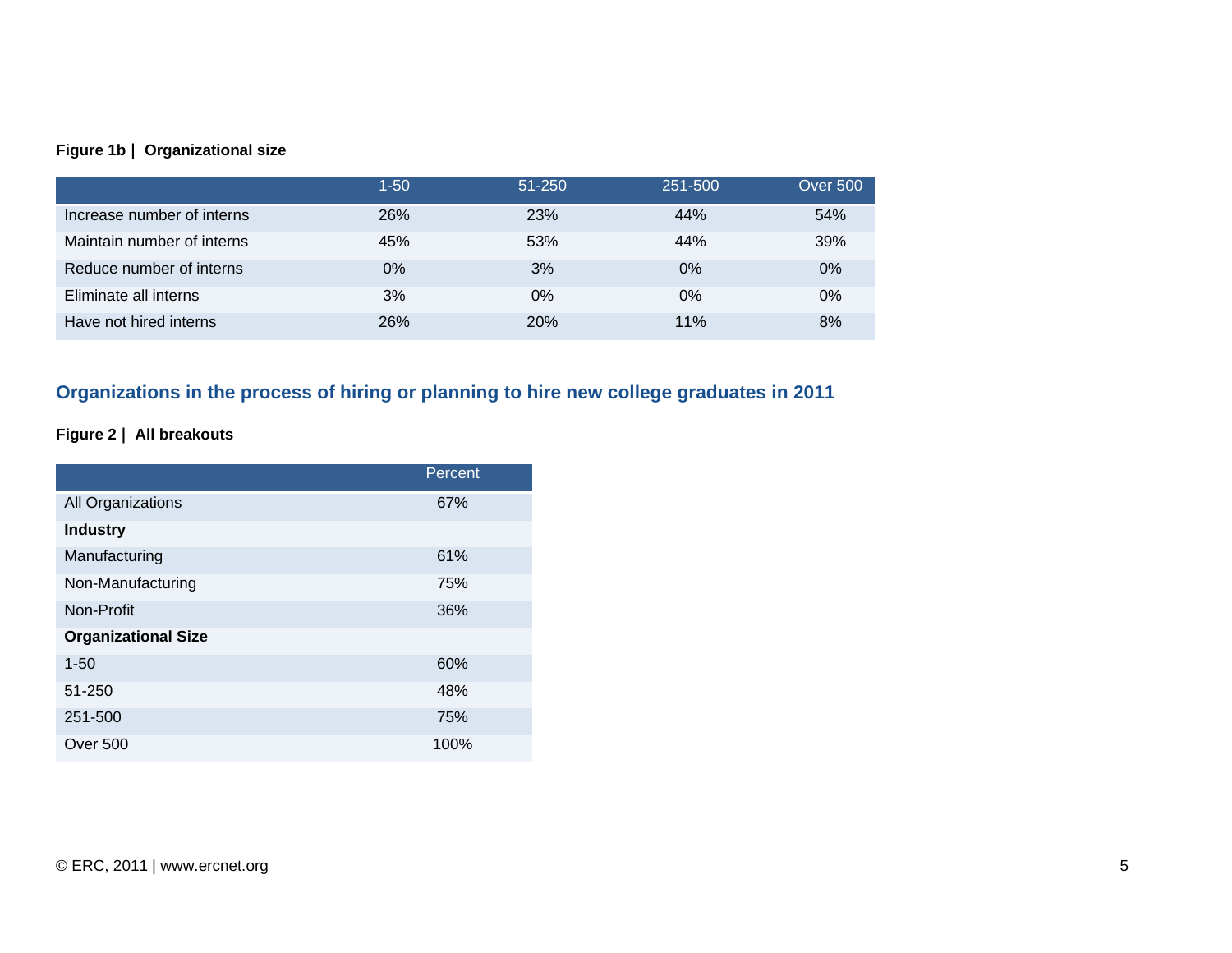**Figure 1b | Organizational size**

| | 1-50 | 51-250 | 251-500 | Over 500 |
|---|---|---|---|---|
| Increase number of interns | 26% | 23% | 44% | 54% |
| Maintain number of interns | 45% | 53% | 44% | 39% |
| Reduce number of interns | 0% | 3% | 0% | 0% |
| Eliminate all interns | 3% | 0% | 0% | 0% |
| Have not hired interns | 26% | 20% | 11% | 8% |

## Organizations in the process of hiring or planning to hire new college graduates in 2011

**Figure 2 | All breakouts**

| | Percent |
|---|---|
| All Organizations | 67% |
| **Industry** | |
| Manufacturing | 61% |
| Non-Manufacturing | 75% |
| Non-Profit | 36% |
| **Organizational Size** | |
| 1-50 | 60% |
| 51-250 | 48% |
| 251-500 | 75% |
| Over 500 | 100% |

© ERC, 2011 | www.ercnet.org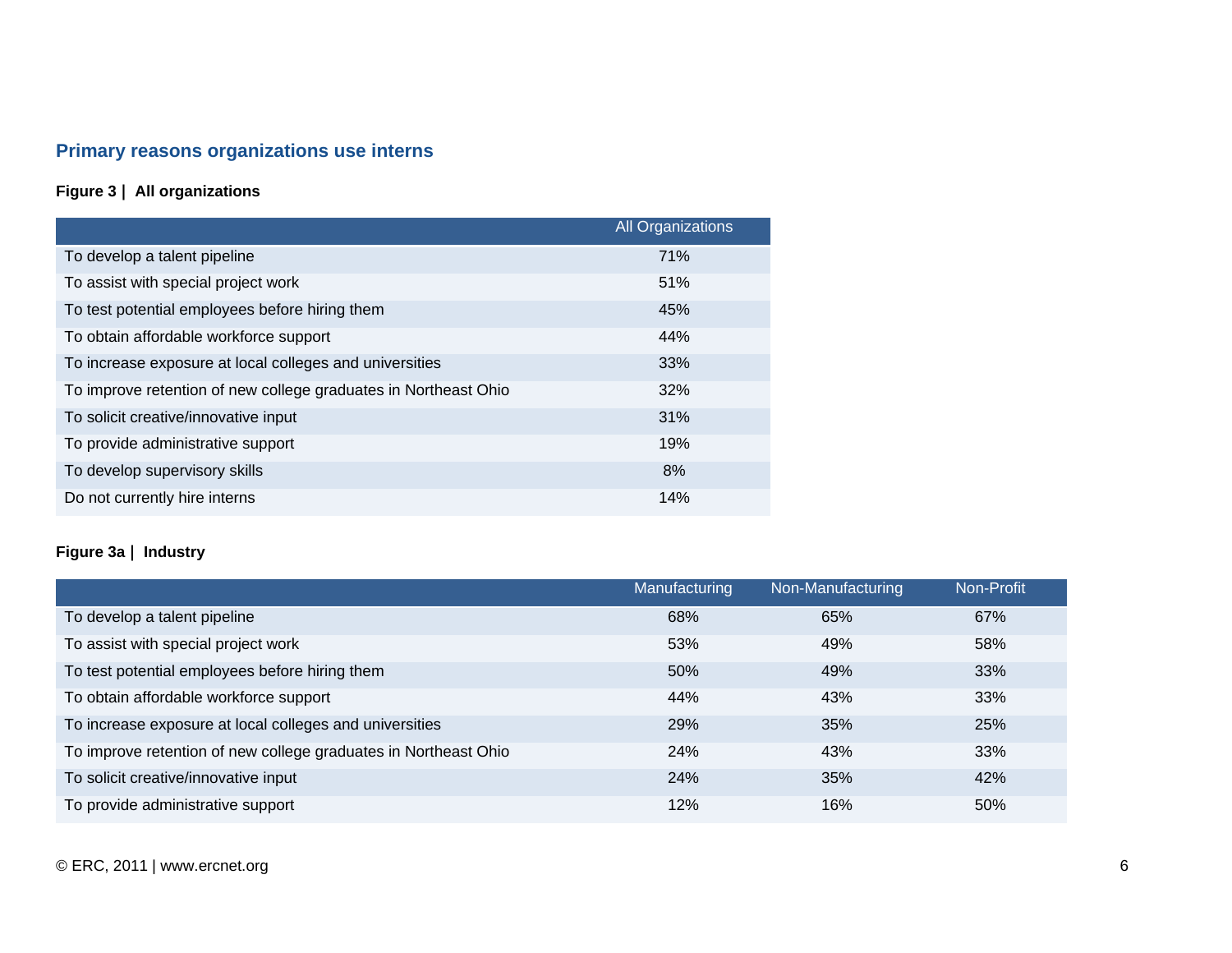## Primary reasons organizations use interns

**Figure 3 | All organizations**

| | All Organizations |
|---|---|
| To develop a talent pipeline | 71% |
| To assist with special project work | 51% |
| To test potential employees before hiring them | 45% |
| To obtain affordable workforce support | 44% |
| To increase exposure at local colleges and universities | 33% |
| To improve retention of new college graduates in Northeast Ohio | 32% |
| To solicit creative/innovative input | 31% |
| To provide administrative support | 19% |
| To develop supervisory skills | 8% |
| Do not currently hire interns | 14% |

**Figure 3a | Industry**

| | Manufacturing | Non-Manufacturing | Non-Profit |
|---|---|---|---|
| To develop a talent pipeline | 68% | 65% | 67% |
| To assist with special project work | 53% | 49% | 58% |
| To test potential employees before hiring them | 50% | 49% | 33% |
| To obtain affordable workforce support | 44% | 43% | 33% |
| To increase exposure at local colleges and universities | 29% | 35% | 25% |
| To improve retention of new college graduates in Northeast Ohio | 24% | 43% | 33% |
| To solicit creative/innovative input | 24% | 35% | 42% |
| To provide administrative support | 12% | 16% | 50% |

© ERC, 2011 | www.ercnet.org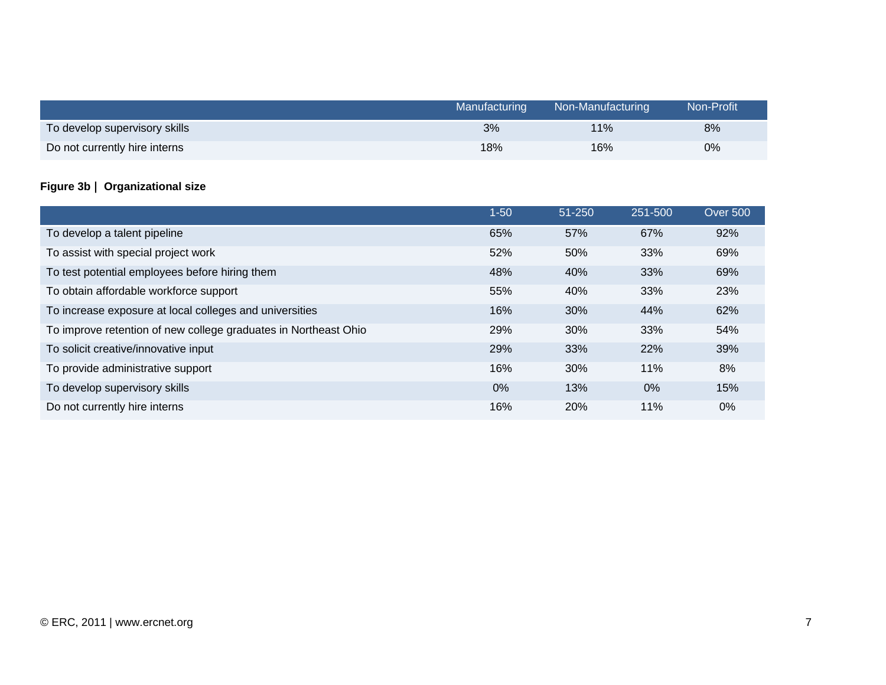| | Manufacturing | Non-Manufacturing | Non-Profit |
|---|---|---|---|
| To develop supervisory skills | 3% | 11% | 8% |
| Do not currently hire interns | 18% | 16% | 0% |

**Figure 3b | Organizational size**

| | 1-50 | 51-250 | 251-500 | Over 500 |
|---|---|---|---|---|
| To develop a talent pipeline | 65% | 57% | 67% | 92% |
| To assist with special project work | 52% | 50% | 33% | 69% |
| To test potential employees before hiring them | 48% | 40% | 33% | 69% |
| To obtain affordable workforce support | 55% | 40% | 33% | 23% |
| To increase exposure at local colleges and universities | 16% | 30% | 44% | 62% |
| To improve retention of new college graduates in Northeast Ohio | 29% | 30% | 33% | 54% |
| To solicit creative/innovative input | 29% | 33% | 22% | 39% |
| To provide administrative support | 16% | 30% | 11% | 8% |
| To develop supervisory skills | 0% | 13% | 0% | 15% |
| Do not currently hire interns | 16% | 20% | 11% | 0% |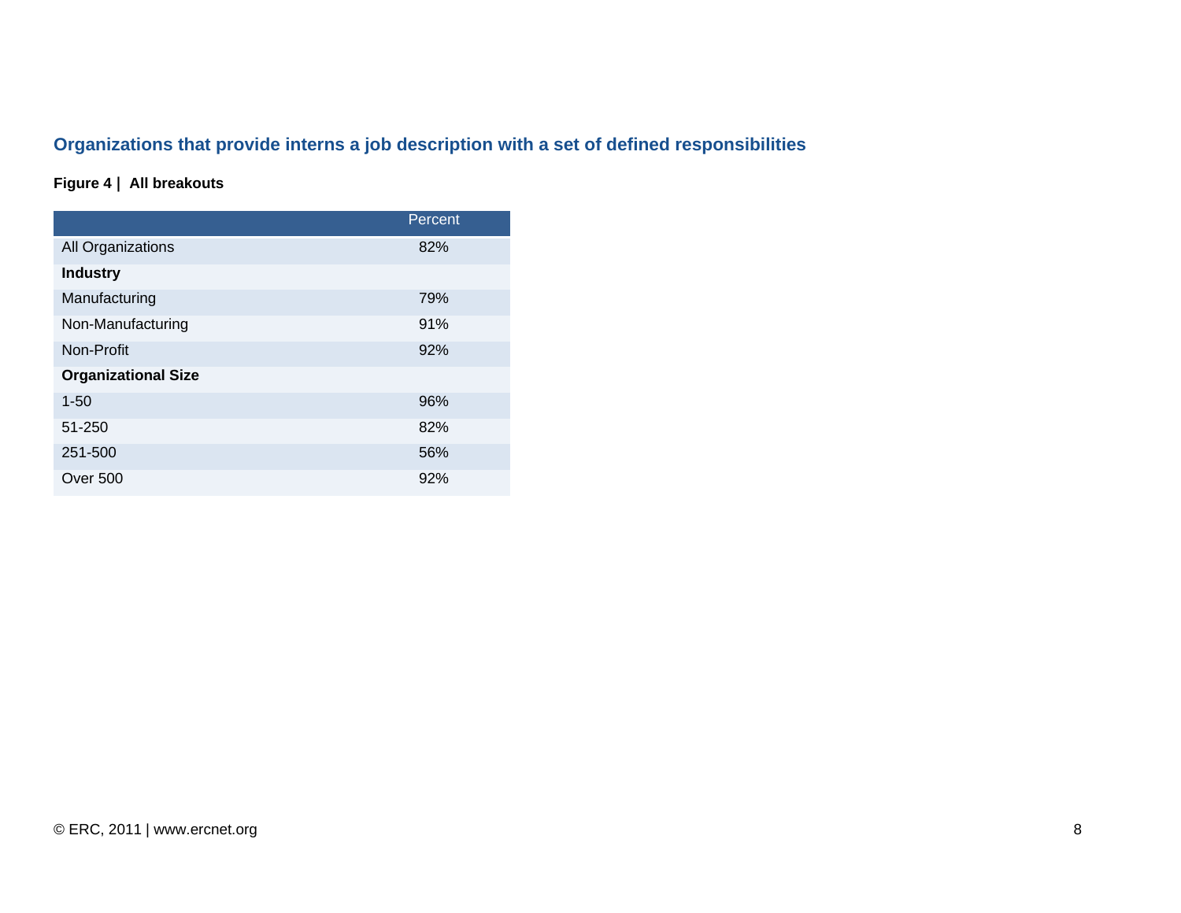## Organizations that provide interns a job description with a set of defined responsibilities

**Figure 4 | All breakouts**

| | Percent |
|---|---|
| All Organizations | 82% |
| **Industry** | |
| Manufacturing | 79% |
| Non-Manufacturing | 91% |
| Non-Profit | 92% |
| **Organizational Size** | |
| 1-50 | 96% |
| 51-250 | 82% |
| 251-500 | 56% |
| Over 500 | 92% |

© ERC, 2011 | www.ercnet.org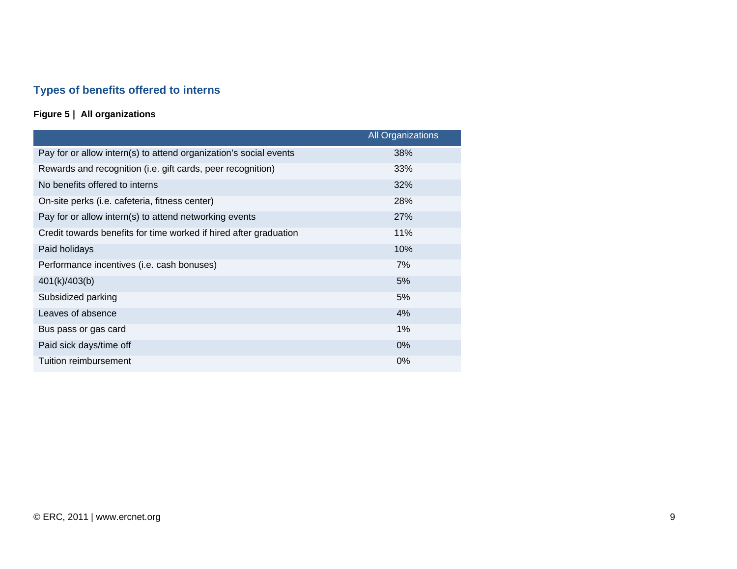## Types of benefits offered to interns

**Figure 5 | All organizations**

| | All Organizations |
|---|---|
| Pay for or allow intern(s) to attend organization's social events | 38% |
| Rewards and recognition (i.e. gift cards, peer recognition) | 33% |
| No benefits offered to interns | 32% |
| On-site perks (i.e. cafeteria, fitness center) | 28% |
| Pay for or allow intern(s) to attend networking events | 27% |
| Credit towards benefits for time worked if hired after graduation | 11% |
| Paid holidays | 10% |
| Performance incentives (i.e. cash bonuses) | 7% |
| 401(k)/403(b) | 5% |
| Subsidized parking | 5% |
| Leaves of absence | 4% |
| Bus pass or gas card | 1% |
| Paid sick days/time off | 0% |
| Tuition reimbursement | 0% |

© ERC, 2011 | www.ercnet.org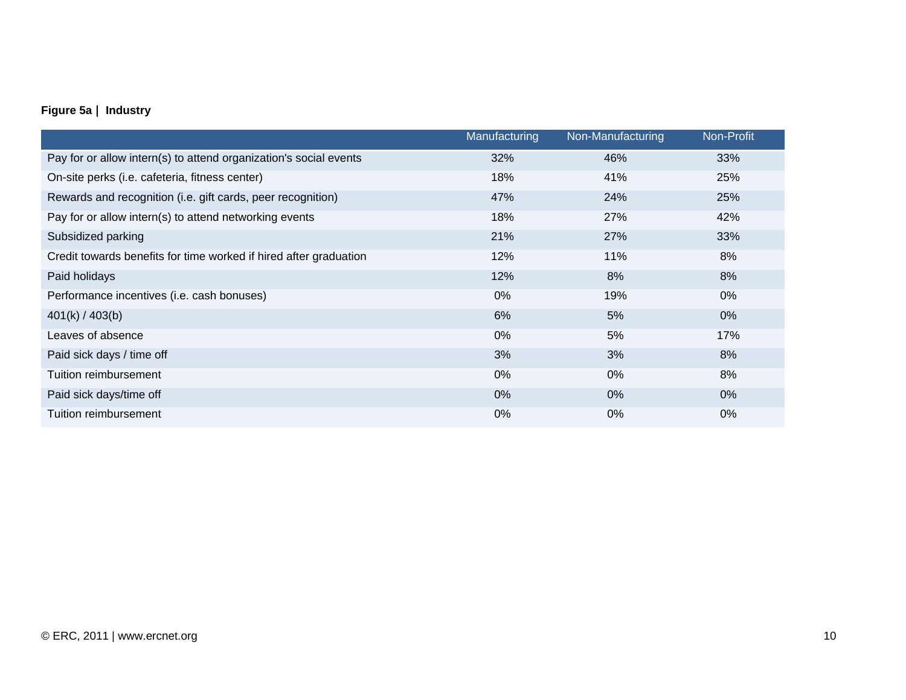**Figure 5a | Industry**

| | Manufacturing | Non-Manufacturing | Non-Profit |
| --- | --- | --- | --- |
| Pay for or allow intern(s) to attend organization's social events | 32% | 46% | 33% |
| On-site perks (i.e. cafeteria, fitness center) | 18% | 41% | 25% |
| Rewards and recognition (i.e. gift cards, peer recognition) | 47% | 24% | 25% |
| Pay for or allow intern(s) to attend networking events | 18% | 27% | 42% |
| Subsidized parking | 21% | 27% | 33% |
| Credit towards benefits for time worked if hired after graduation | 12% | 11% | 8% |
| Paid holidays | 12% | 8% | 8% |
| Performance incentives (i.e. cash bonuses) | 0% | 19% | 0% |
| 401(k) / 403(b) | 6% | 5% | 0% |
| Leaves of absence | 0% | 5% | 17% |
| Paid sick days / time off | 3% | 3% | 8% |
| Tuition reimbursement | 0% | 0% | 8% |
| Paid sick days/time off | 0% | 0% | 0% |
| Tuition reimbursement | 0% | 0% | 0% |

© ERC, 2011 | www.ercnet.org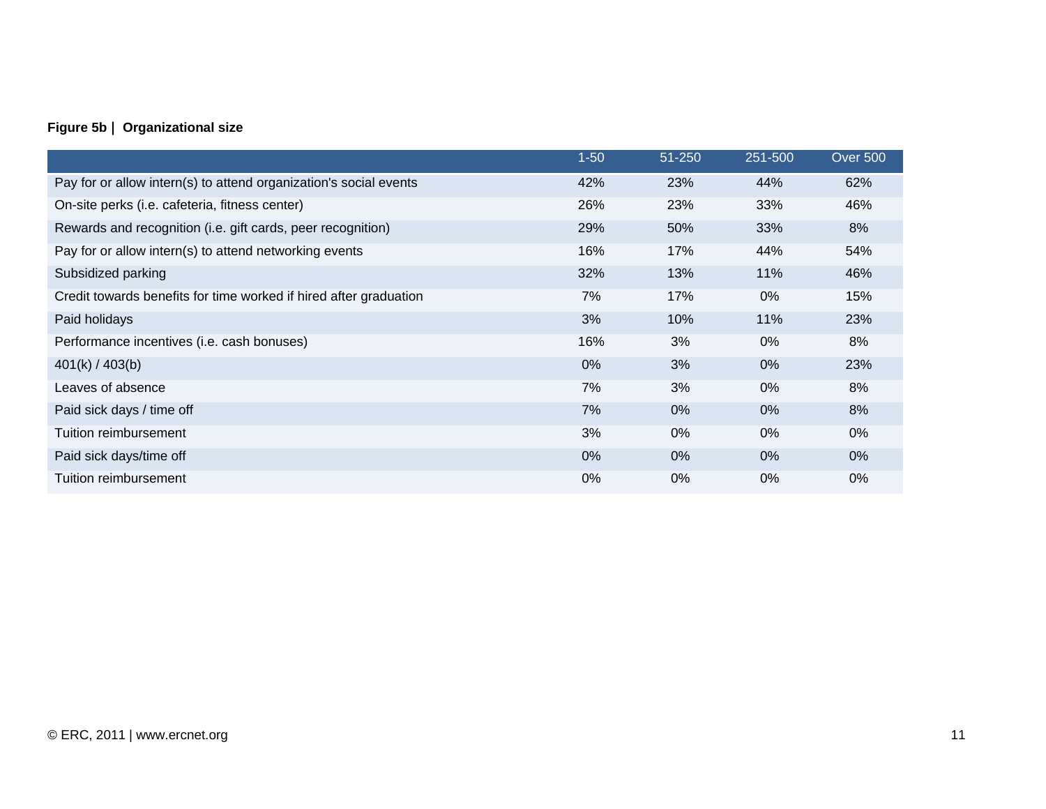**Figure 5b | Organizational size**

| | 1-50 | 51-250 | 251-500 | Over 500 |
|---|---|---|---|---|
| Pay for or allow intern(s) to attend organization's social events | 42% | 23% | 44% | 62% |
| On-site perks (i.e. cafeteria, fitness center) | 26% | 23% | 33% | 46% |
| Rewards and recognition (i.e. gift cards, peer recognition) | 29% | 50% | 33% | 8% |
| Pay for or allow intern(s) to attend networking events | 16% | 17% | 44% | 54% |
| Subsidized parking | 32% | 13% | 11% | 46% |
| Credit towards benefits for time worked if hired after graduation | 7% | 17% | 0% | 15% |
| Paid holidays | 3% | 10% | 11% | 23% |
| Performance incentives (i.e. cash bonuses) | 16% | 3% | 0% | 8% |
| 401(k) / 403(b) | 0% | 3% | 0% | 23% |
| Leaves of absence | 7% | 3% | 0% | 8% |
| Paid sick days / time off | 7% | 0% | 0% | 8% |
| Tuition reimbursement | 3% | 0% | 0% | 0% |
| Paid sick days/time off | 0% | 0% | 0% | 0% |
| Tuition reimbursement | 0% | 0% | 0% | 0% |

© ERC, 2011 | www.ercnet.org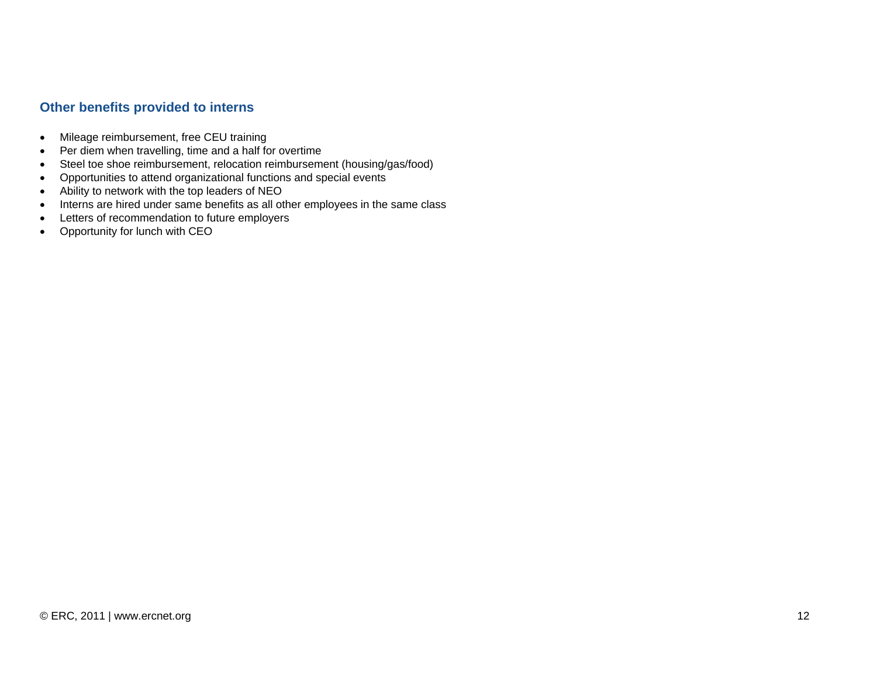### Other benefits provided to interns

- Mileage reimbursement, free CEU training
- Per diem when travelling, time and a half for overtime
- Steel toe shoe reimbursement, relocation reimbursement (housing/gas/food)
- Opportunities to attend organizational functions and special events
- Ability to network with the top leaders of NEO
- Interns are hired under same benefits as all other employees in the same class
- Letters of recommendation to future employers
- Opportunity for lunch with CEO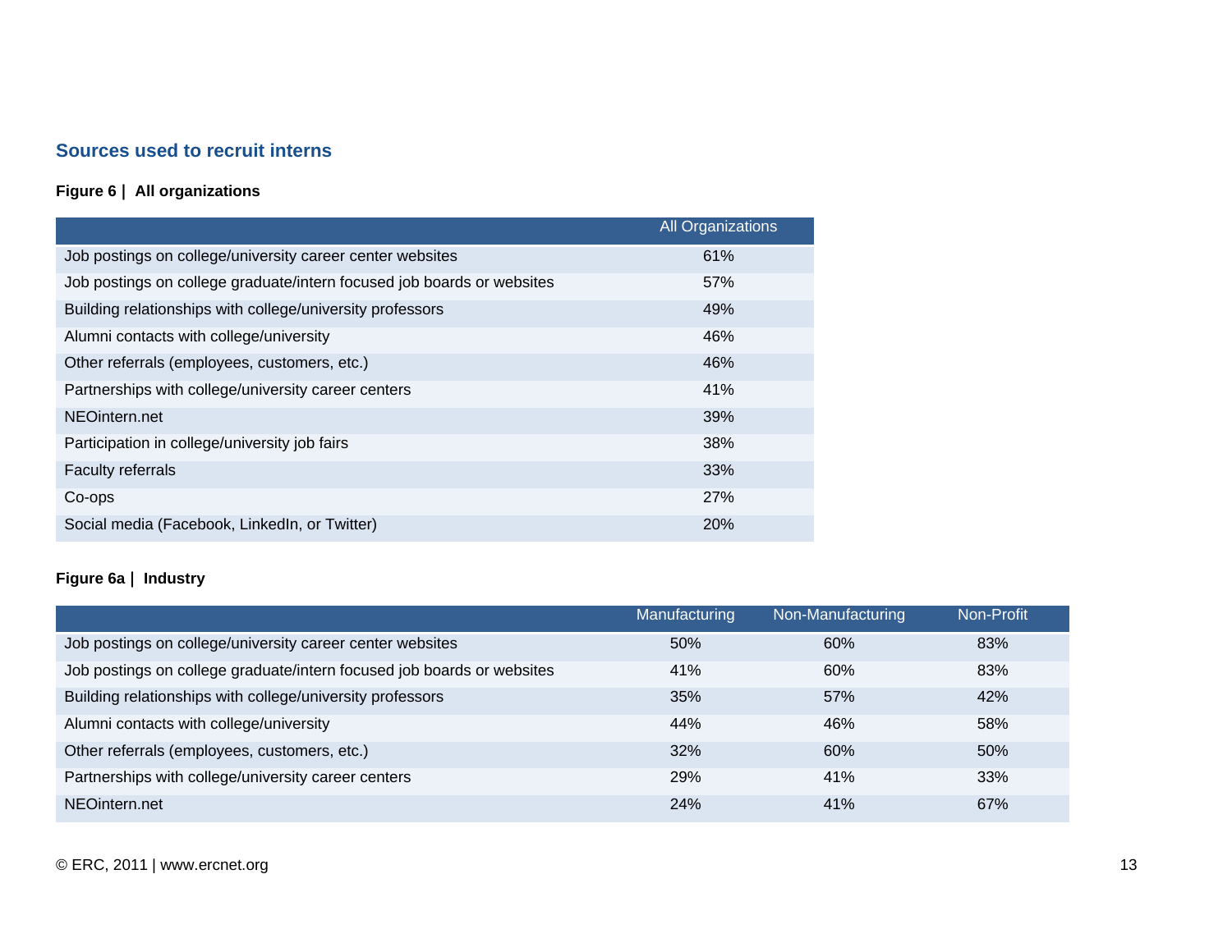## Sources used to recruit interns

**Figure 6 | All organizations**

| | All Organizations |
|---|---|
| Job postings on college/university career center websites | 61% |
| Job postings on college graduate/intern focused job boards or websites | 57% |
| Building relationships with college/university professors | 49% |
| Alumni contacts with college/university | 46% |
| Other referrals (employees, customers, etc.) | 46% |
| Partnerships with college/university career centers | 41% |
| NEOintern.net | 39% |
| Participation in college/university job fairs | 38% |
| Faculty referrals | 33% |
| Co-ops | 27% |
| Social media (Facebook, LinkedIn, or Twitter) | 20% |

**Figure 6a | Industry**

| | Manufacturing | Non-Manufacturing | Non-Profit |
|---|---|---|---|
| Job postings on college/university career center websites | 50% | 60% | 83% |
| Job postings on college graduate/intern focused job boards or websites | 41% | 60% | 83% |
| Building relationships with college/university professors | 35% | 57% | 42% |
| Alumni contacts with college/university | 44% | 46% | 58% |
| Other referrals (employees, customers, etc.) | 32% | 60% | 50% |
| Partnerships with college/university career centers | 29% | 41% | 33% |
| NEOintern.net | 24% | 41% | 67% |

© ERC, 2011 | www.ercnet.org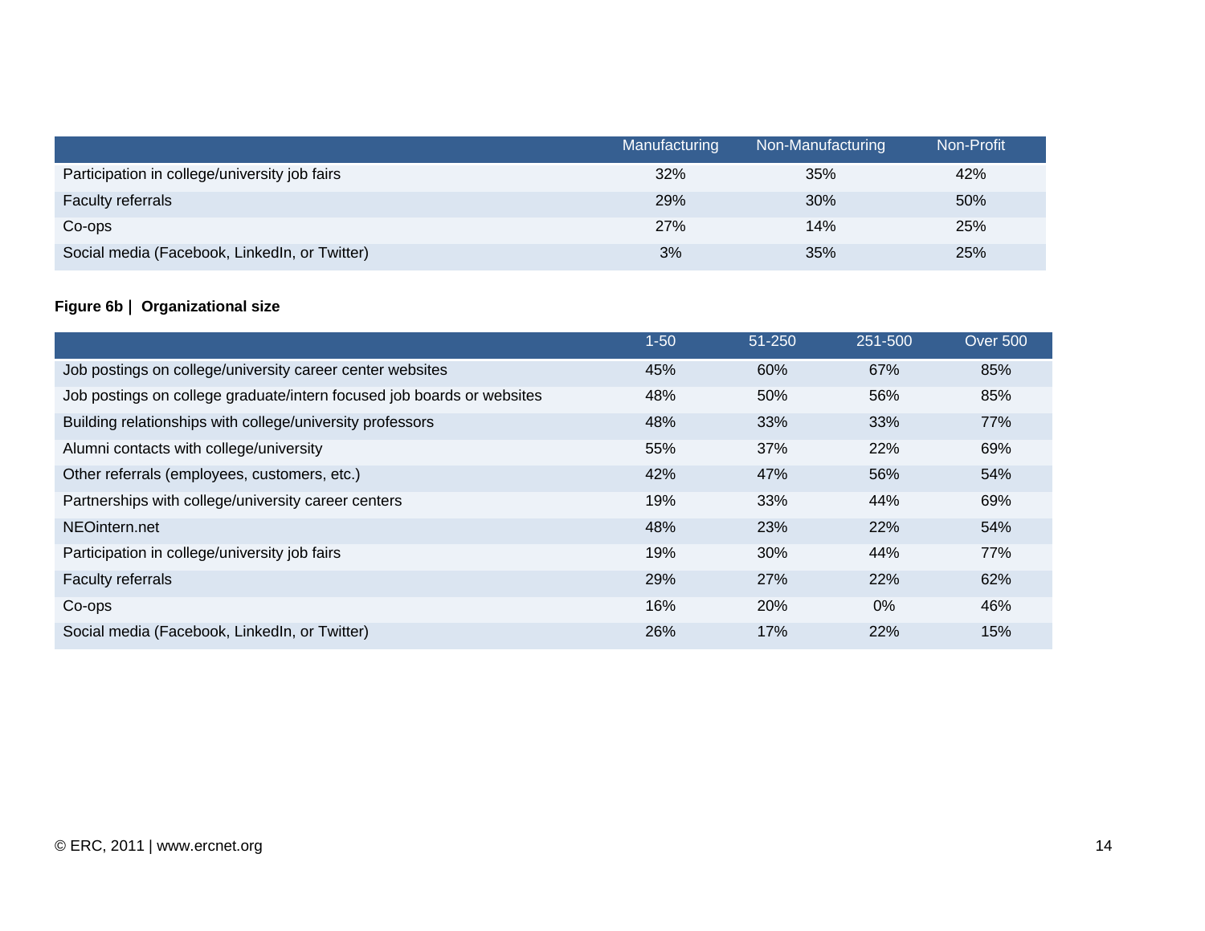| | Manufacturing | Non-Manufacturing | Non-Profit |
|---|---|---|---|
| Participation in college/university job fairs | 32% | 35% | 42% |
| Faculty referrals | 29% | 30% | 50% |
| Co-ops | 27% | 14% | 25% |
| Social media (Facebook, LinkedIn, or Twitter) | 3% | 35% | 25% |

**Figure 6b | Organizational size**

| | 1-50 | 51-250 | 251-500 | Over 500 |
|---|---|---|---|---|
| Job postings on college/university career center websites | 45% | 60% | 67% | 85% |
| Job postings on college graduate/intern focused job boards or websites | 48% | 50% | 56% | 85% |
| Building relationships with college/university professors | 48% | 33% | 33% | 77% |
| Alumni contacts with college/university | 55% | 37% | 22% | 69% |
| Other referrals (employees, customers, etc.) | 42% | 47% | 56% | 54% |
| Partnerships with college/university career centers | 19% | 33% | 44% | 69% |
| NEOintern.net | 48% | 23% | 22% | 54% |
| Participation in college/university job fairs | 19% | 30% | 44% | 77% |
| Faculty referrals | 29% | 27% | 22% | 62% |
| Co-ops | 16% | 20% | 0% | 46% |
| Social media (Facebook, LinkedIn, or Twitter) | 26% | 17% | 22% | 15% |

© ERC, 2011 | www.ercnet.org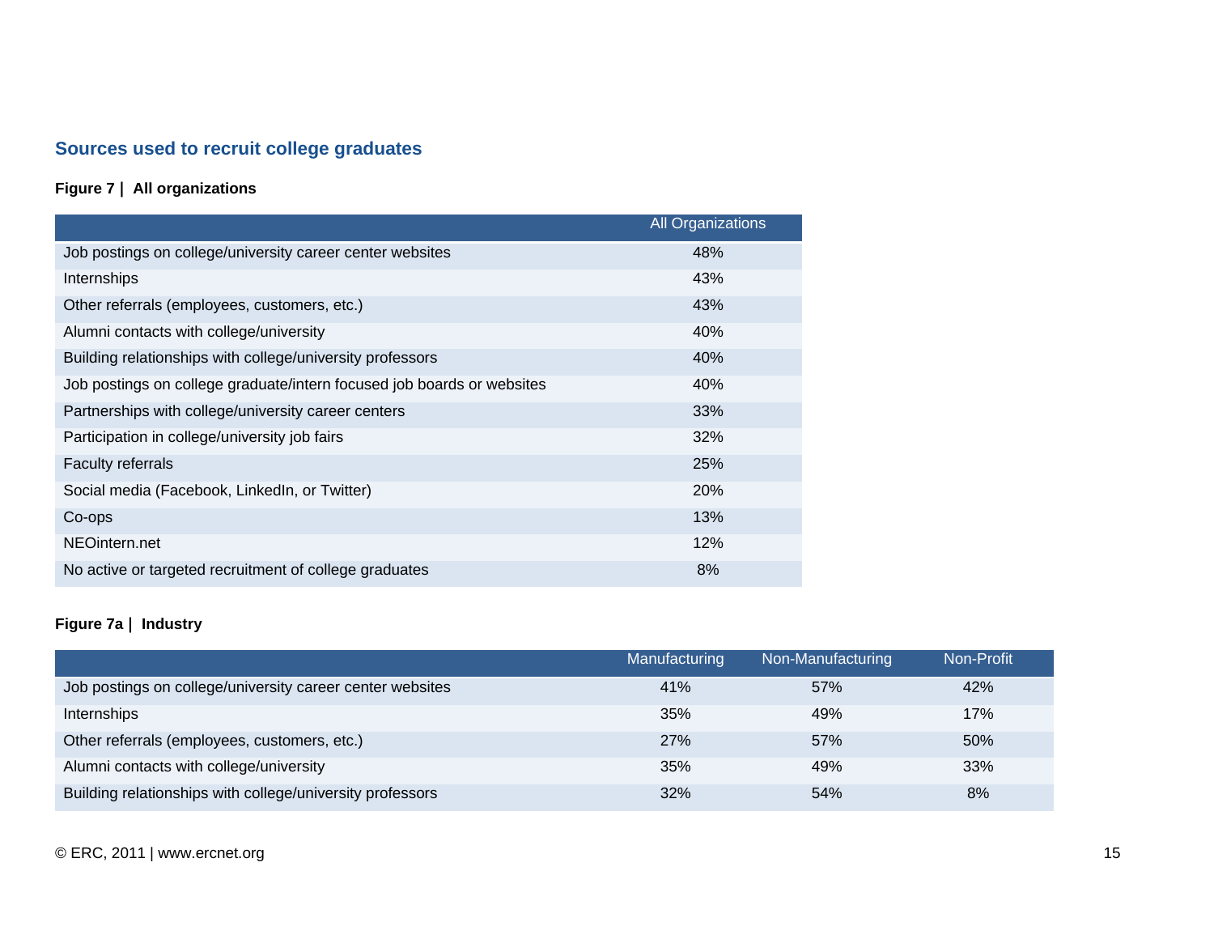## Sources used to recruit college graduates

**Figure 7 | All organizations**

| | All Organizations |
|---|---|
| Job postings on college/university career center websites | 48% |
| Internships | 43% |
| Other referrals (employees, customers, etc.) | 43% |
| Alumni contacts with college/university | 40% |
| Building relationships with college/university professors | 40% |
| Job postings on college graduate/intern focused job boards or websites | 40% |
| Partnerships with college/university career centers | 33% |
| Participation in college/university job fairs | 32% |
| Faculty referrals | 25% |
| Social media (Facebook, LinkedIn, or Twitter) | 20% |
| Co-ops | 13% |
| NEOintern.net | 12% |
| No active or targeted recruitment of college graduates | 8% |

**Figure 7a | Industry**

| | Manufacturing | Non-Manufacturing | Non-Profit |
|---|---|---|---|
| Job postings on college/university career center websites | 41% | 57% | 42% |
| Internships | 35% | 49% | 17% |
| Other referrals (employees, customers, etc.) | 27% | 57% | 50% |
| Alumni contacts with college/university | 35% | 49% | 33% |
| Building relationships with college/university professors | 32% | 54% | 8% |

© ERC, 2011 | www.ercnet.org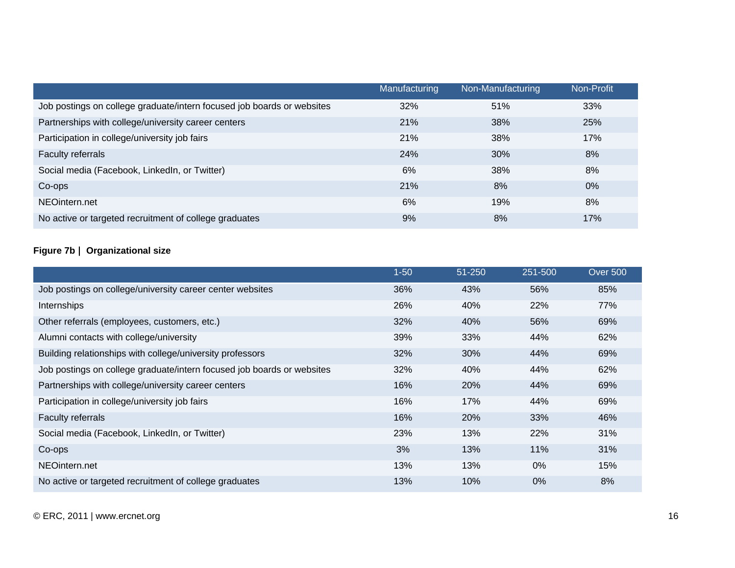| | Manufacturing | Non-Manufacturing | Non-Profit |
|---|---|---|---|
| Job postings on college graduate/intern focused job boards or websites | 32% | 51% | 33% |
| Partnerships with college/university career centers | 21% | 38% | 25% |
| Participation in college/university job fairs | 21% | 38% | 17% |
| Faculty referrals | 24% | 30% | 8% |
| Social media (Facebook, LinkedIn, or Twitter) | 6% | 38% | 8% |
| Co-ops | 21% | 8% | 0% |
| NEOintern.net | 6% | 19% | 8% |
| No active or targeted recruitment of college graduates | 9% | 8% | 17% |

**Figure 7b | Organizational size**

| | 1-50 | 51-250 | 251-500 | Over 500 |
|---|---|---|---|---|
| Job postings on college/university career center websites | 36% | 43% | 56% | 85% |
| Internships | 26% | 40% | 22% | 77% |
| Other referrals (employees, customers, etc.) | 32% | 40% | 56% | 69% |
| Alumni contacts with college/university | 39% | 33% | 44% | 62% |
| Building relationships with college/university professors | 32% | 30% | 44% | 69% |
| Job postings on college graduate/intern focused job boards or websites | 32% | 40% | 44% | 62% |
| Partnerships with college/university career centers | 16% | 20% | 44% | 69% |
| Participation in college/university job fairs | 16% | 17% | 44% | 69% |
| Faculty referrals | 16% | 20% | 33% | 46% |
| Social media (Facebook, LinkedIn, or Twitter) | 23% | 13% | 22% | 31% |
| Co-ops | 3% | 13% | 11% | 31% |
| NEOintern.net | 13% | 13% | 0% | 15% |
| No active or targeted recruitment of college graduates | 13% | 10% | 0% | 8% |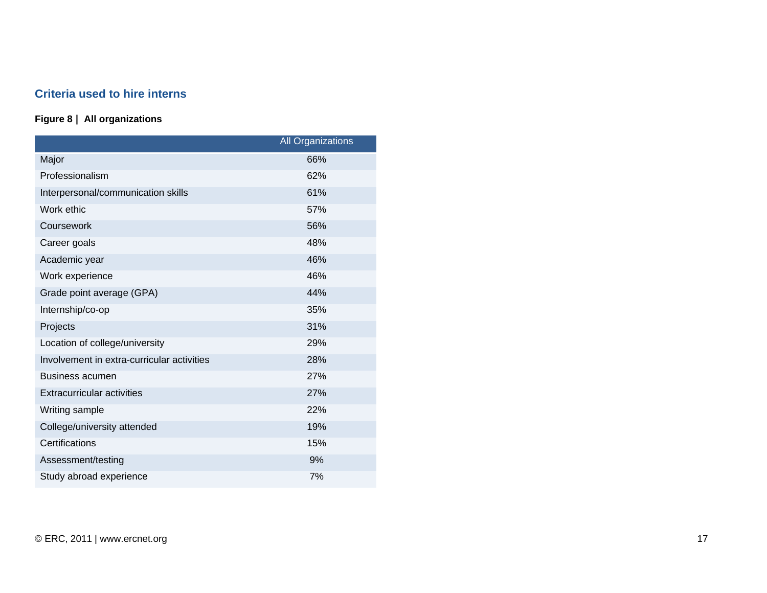## Criteria used to hire interns

**Figure 8 | All organizations**

| | All Organizations |
|---|---|
| Major | 66% |
| Professionalism | 62% |
| Interpersonal/communication skills | 61% |
| Work ethic | 57% |
| Coursework | 56% |
| Career goals | 48% |
| Academic year | 46% |
| Work experience | 46% |
| Grade point average (GPA) | 44% |
| Internship/co-op | 35% |
| Projects | 31% |
| Location of college/university | 29% |
| Involvement in extra-curricular activities | 28% |
| Business acumen | 27% |
| Extracurricular activities | 27% |
| Writing sample | 22% |
| College/university attended | 19% |
| Certifications | 15% |
| Assessment/testing | 9% |
| Study abroad experience | 7% |

© ERC, 2011 | www.ercnet.org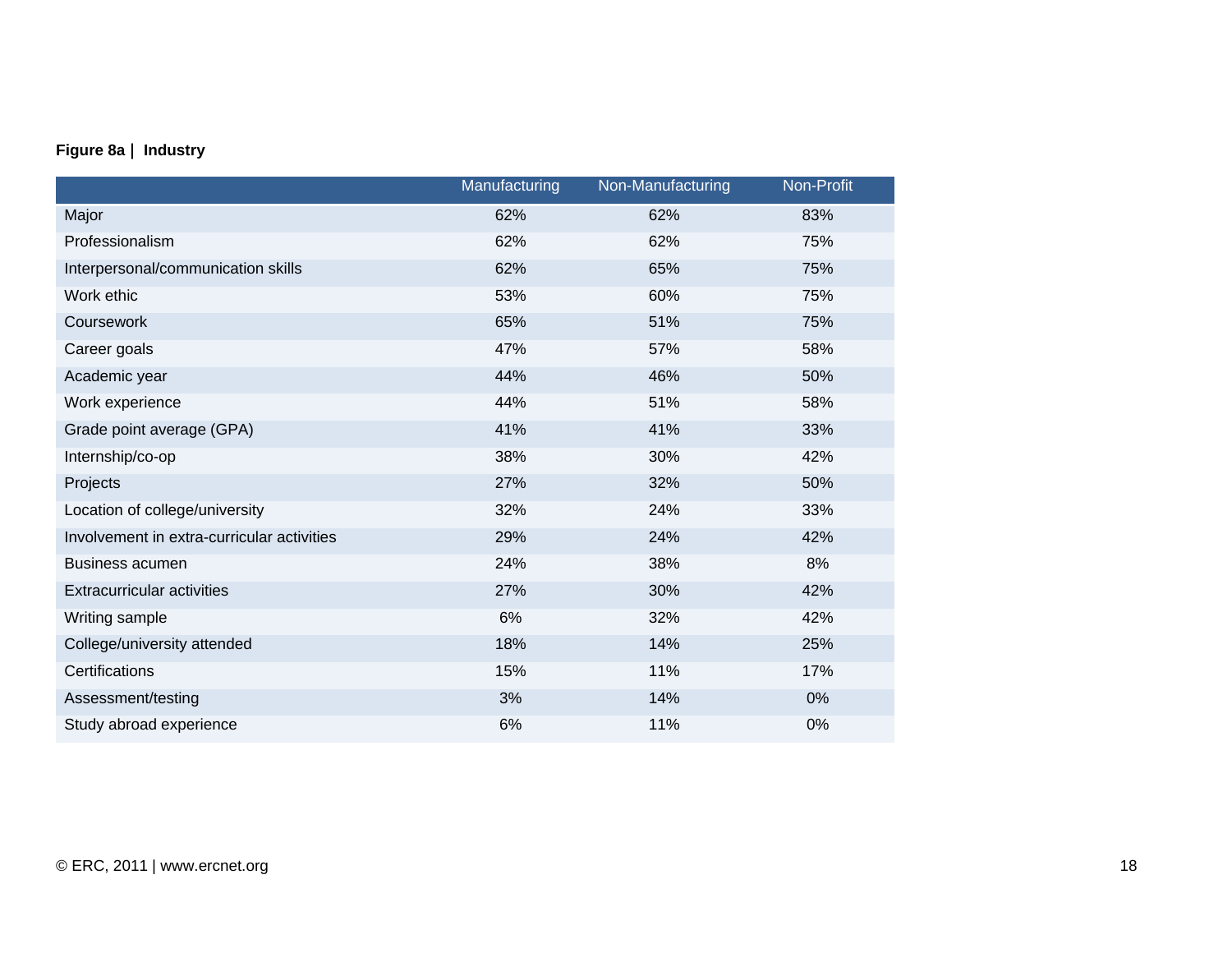**Figure 8a | Industry**

| | Manufacturing | Non-Manufacturing | Non-Profit |
|---|---|---|---|
| Major | 62% | 62% | 83% |
| Professionalism | 62% | 62% | 75% |
| Interpersonal/communication skills | 62% | 65% | 75% |
| Work ethic | 53% | 60% | 75% |
| Coursework | 65% | 51% | 75% |
| Career goals | 47% | 57% | 58% |
| Academic year | 44% | 46% | 50% |
| Work experience | 44% | 51% | 58% |
| Grade point average (GPA) | 41% | 41% | 33% |
| Internship/co-op | 38% | 30% | 42% |
| Projects | 27% | 32% | 50% |
| Location of college/university | 32% | 24% | 33% |
| Involvement in extra-curricular activities | 29% | 24% | 42% |
| Business acumen | 24% | 38% | 8% |
| Extracurricular activities | 27% | 30% | 42% |
| Writing sample | 6% | 32% | 42% |
| College/university attended | 18% | 14% | 25% |
| Certifications | 15% | 11% | 17% |
| Assessment/testing | 3% | 14% | 0% |
| Study abroad experience | 6% | 11% | 0% |

© ERC, 2011 | www.ercnet.org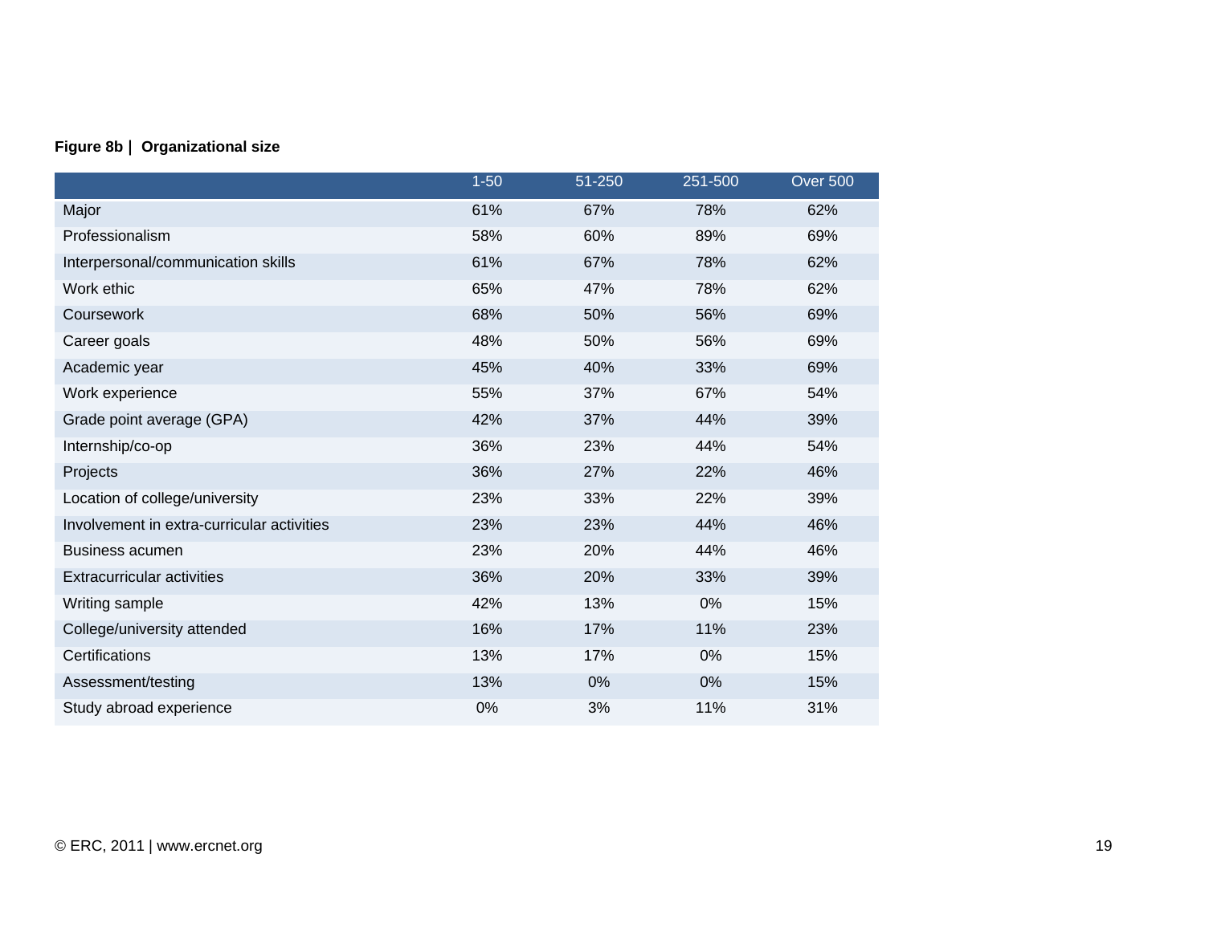**Figure 8b | Organizational size**

| | 1-50 | 51-250 | 251-500 | Over 500 |
|---|---|---|---|---|
| Major | 61% | 67% | 78% | 62% |
| Professionalism | 58% | 60% | 89% | 69% |
| Interpersonal/communication skills | 61% | 67% | 78% | 62% |
| Work ethic | 65% | 47% | 78% | 62% |
| Coursework | 68% | 50% | 56% | 69% |
| Career goals | 48% | 50% | 56% | 69% |
| Academic year | 45% | 40% | 33% | 69% |
| Work experience | 55% | 37% | 67% | 54% |
| Grade point average (GPA) | 42% | 37% | 44% | 39% |
| Internship/co-op | 36% | 23% | 44% | 54% |
| Projects | 36% | 27% | 22% | 46% |
| Location of college/university | 23% | 33% | 22% | 39% |
| Involvement in extra-curricular activities | 23% | 23% | 44% | 46% |
| Business acumen | 23% | 20% | 44% | 46% |
| Extracurricular activities | 36% | 20% | 33% | 39% |
| Writing sample | 42% | 13% | 0% | 15% |
| College/university attended | 16% | 17% | 11% | 23% |
| Certifications | 13% | 17% | 0% | 15% |
| Assessment/testing | 13% | 0% | 0% | 15% |
| Study abroad experience | 0% | 3% | 11% | 31% |

© ERC, 2011 | www.ercnet.org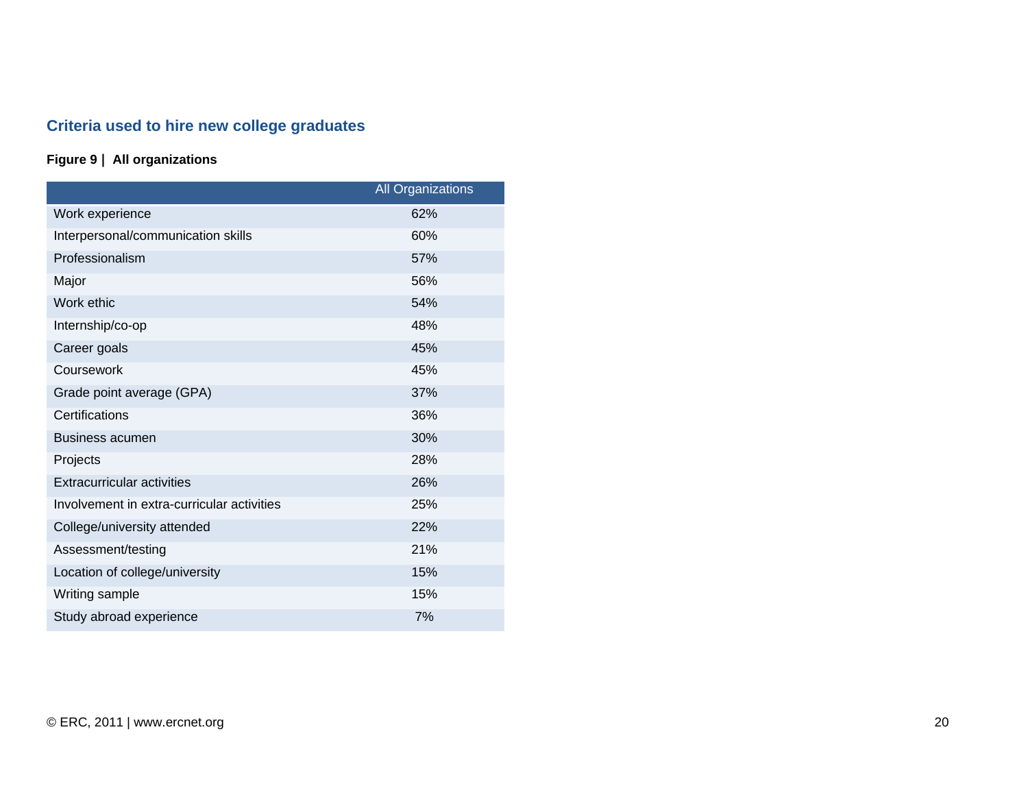## Criteria used to hire new college graduates

**Figure 9 | All organizations**

| | All Organizations |
|---|---|
| Work experience | 62% |
| Interpersonal/communication skills | 60% |
| Professionalism | 57% |
| Major | 56% |
| Work ethic | 54% |
| Internship/co-op | 48% |
| Career goals | 45% |
| Coursework | 45% |
| Grade point average (GPA) | 37% |
| Certifications | 36% |
| Business acumen | 30% |
| Projects | 28% |
| Extracurricular activities | 26% |
| Involvement in extra-curricular activities | 25% |
| College/university attended | 22% |
| Assessment/testing | 21% |
| Location of college/university | 15% |
| Writing sample | 15% |
| Study abroad experience | 7% |

© ERC, 2011 | www.ercnet.org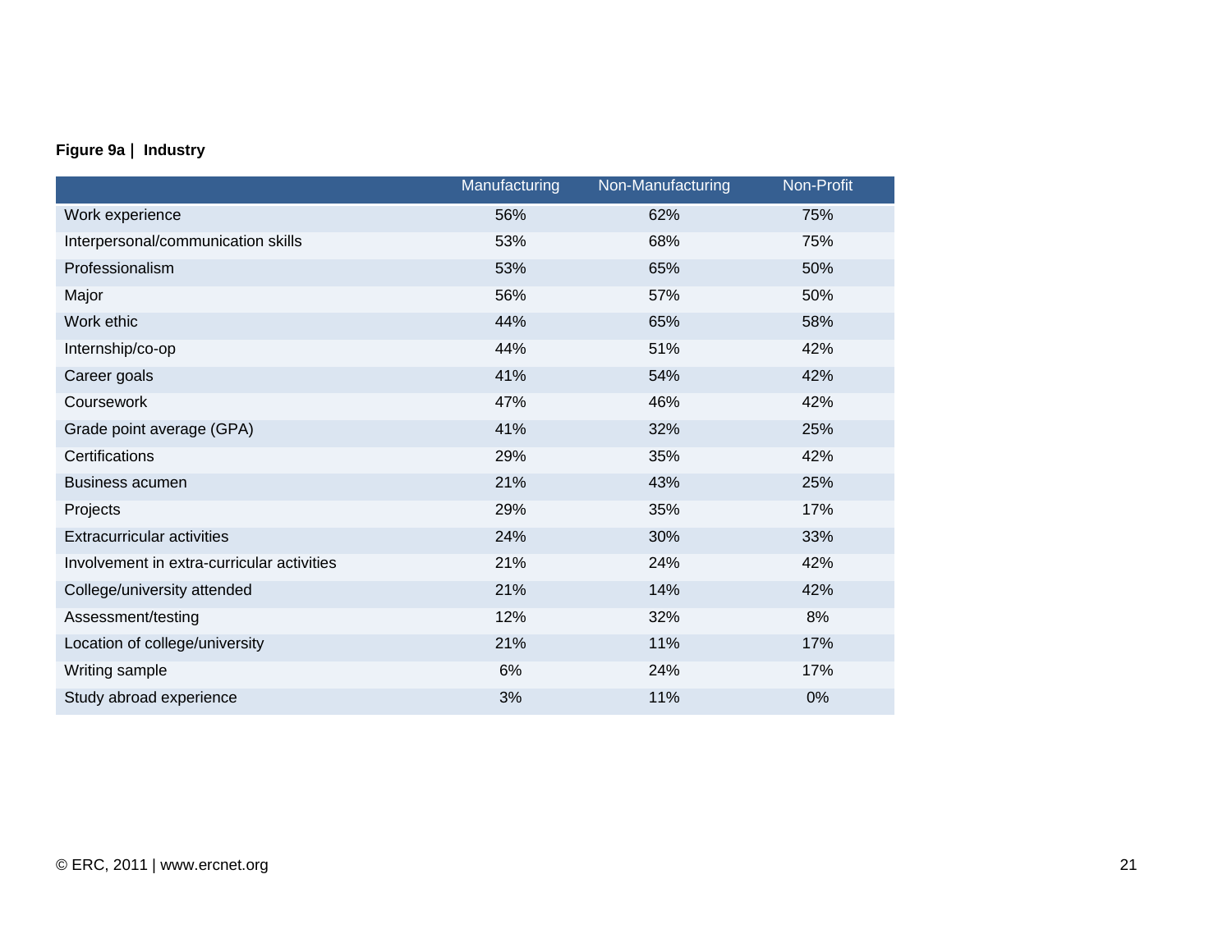**Figure 9a | Industry**

| | Manufacturing | Non-Manufacturing | Non-Profit |
|---|---|---|---|
| Work experience | 56% | 62% | 75% |
| Interpersonal/communication skills | 53% | 68% | 75% |
| Professionalism | 53% | 65% | 50% |
| Major | 56% | 57% | 50% |
| Work ethic | 44% | 65% | 58% |
| Internship/co-op | 44% | 51% | 42% |
| Career goals | 41% | 54% | 42% |
| Coursework | 47% | 46% | 42% |
| Grade point average (GPA) | 41% | 32% | 25% |
| Certifications | 29% | 35% | 42% |
| Business acumen | 21% | 43% | 25% |
| Projects | 29% | 35% | 17% |
| Extracurricular activities | 24% | 30% | 33% |
| Involvement in extra-curricular activities | 21% | 24% | 42% |
| College/university attended | 21% | 14% | 42% |
| Assessment/testing | 12% | 32% | 8% |
| Location of college/university | 21% | 11% | 17% |
| Writing sample | 6% | 24% | 17% |
| Study abroad experience | 3% | 11% | 0% |

© ERC, 2011 | www.ercnet.org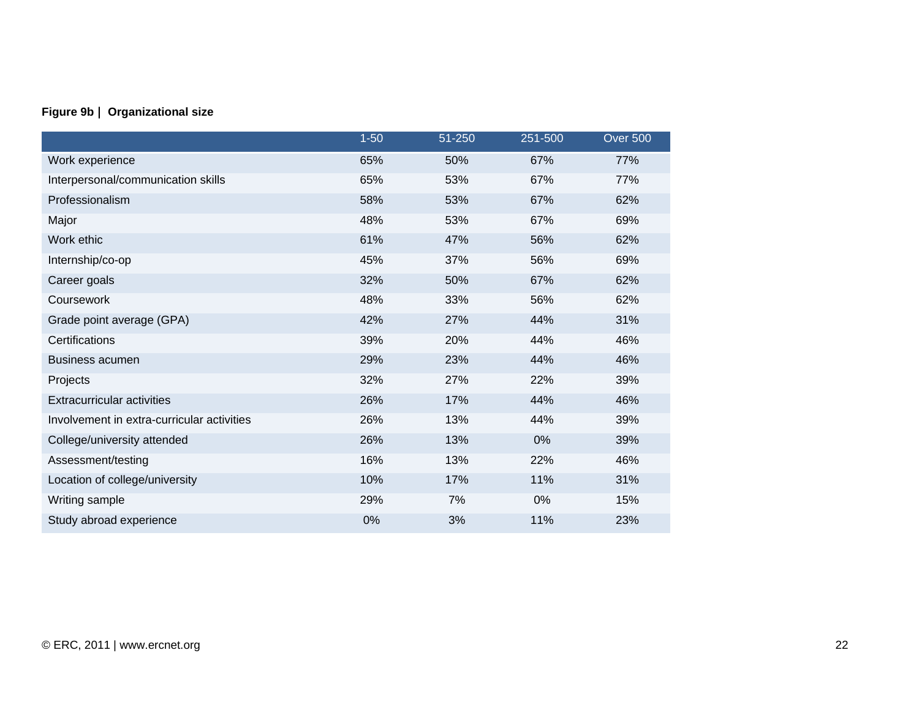**Figure 9b | Organizational size**

| | 1-50 | 51-250 | 251-500 | Over 500 |
|---|---|---|---|---|
| Work experience | 65% | 50% | 67% | 77% |
| Interpersonal/communication skills | 65% | 53% | 67% | 77% |
| Professionalism | 58% | 53% | 67% | 62% |
| Major | 48% | 53% | 67% | 69% |
| Work ethic | 61% | 47% | 56% | 62% |
| Internship/co-op | 45% | 37% | 56% | 69% |
| Career goals | 32% | 50% | 67% | 62% |
| Coursework | 48% | 33% | 56% | 62% |
| Grade point average (GPA) | 42% | 27% | 44% | 31% |
| Certifications | 39% | 20% | 44% | 46% |
| Business acumen | 29% | 23% | 44% | 46% |
| Projects | 32% | 27% | 22% | 39% |
| Extracurricular activities | 26% | 17% | 44% | 46% |
| Involvement in extra-curricular activities | 26% | 13% | 44% | 39% |
| College/university attended | 26% | 13% | 0% | 39% |
| Assessment/testing | 16% | 13% | 22% | 46% |
| Location of college/university | 10% | 17% | 11% | 31% |
| Writing sample | 29% | 7% | 0% | 15% |
| Study abroad experience | 0% | 3% | 11% | 23% |

© ERC, 2011 | www.ercnet.org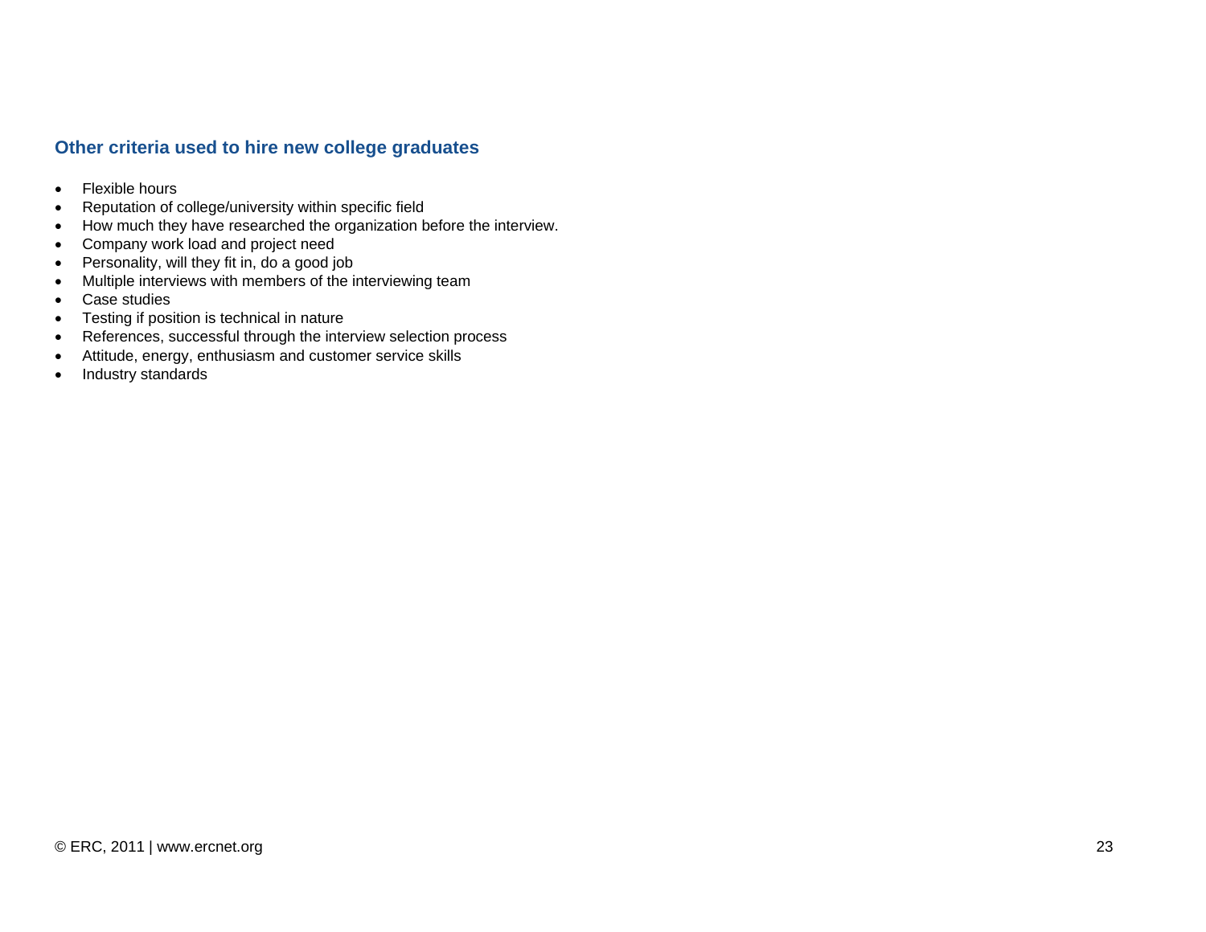### Other criteria used to hire new college graduates

- Flexible hours
- Reputation of college/university within specific field
- How much they have researched the organization before the interview.
- Company work load and project need
- Personality, will they fit in, do a good job
- Multiple interviews with members of the interviewing team
- Case studies
- Testing if position is technical in nature
- References, successful through the interview selection process
- Attitude, energy, enthusiasm and customer service skills
- Industry standards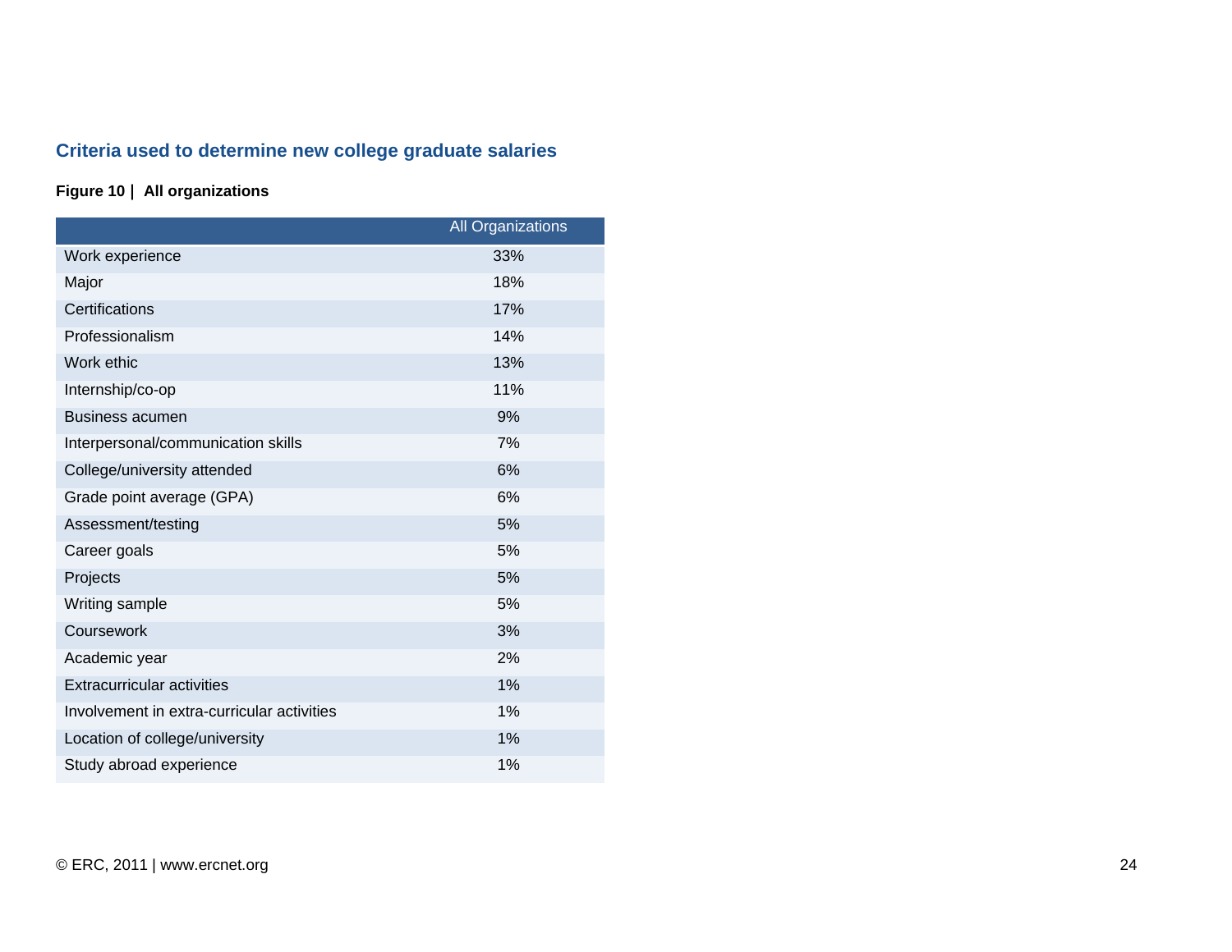## Criteria used to determine new college graduate salaries

**Figure 10 | All organizations**

| | All Organizations |
|---|---|
| Work experience | 33% |
| Major | 18% |
| Certifications | 17% |
| Professionalism | 14% |
| Work ethic | 13% |
| Internship/co-op | 11% |
| Business acumen | 9% |
| Interpersonal/communication skills | 7% |
| College/university attended | 6% |
| Grade point average (GPA) | 6% |
| Assessment/testing | 5% |
| Career goals | 5% |
| Projects | 5% |
| Writing sample | 5% |
| Coursework | 3% |
| Academic year | 2% |
| Extracurricular activities | 1% |
| Involvement in extra-curricular activities | 1% |
| Location of college/university | 1% |
| Study abroad experience | 1% |

© ERC, 2011 | www.ercnet.org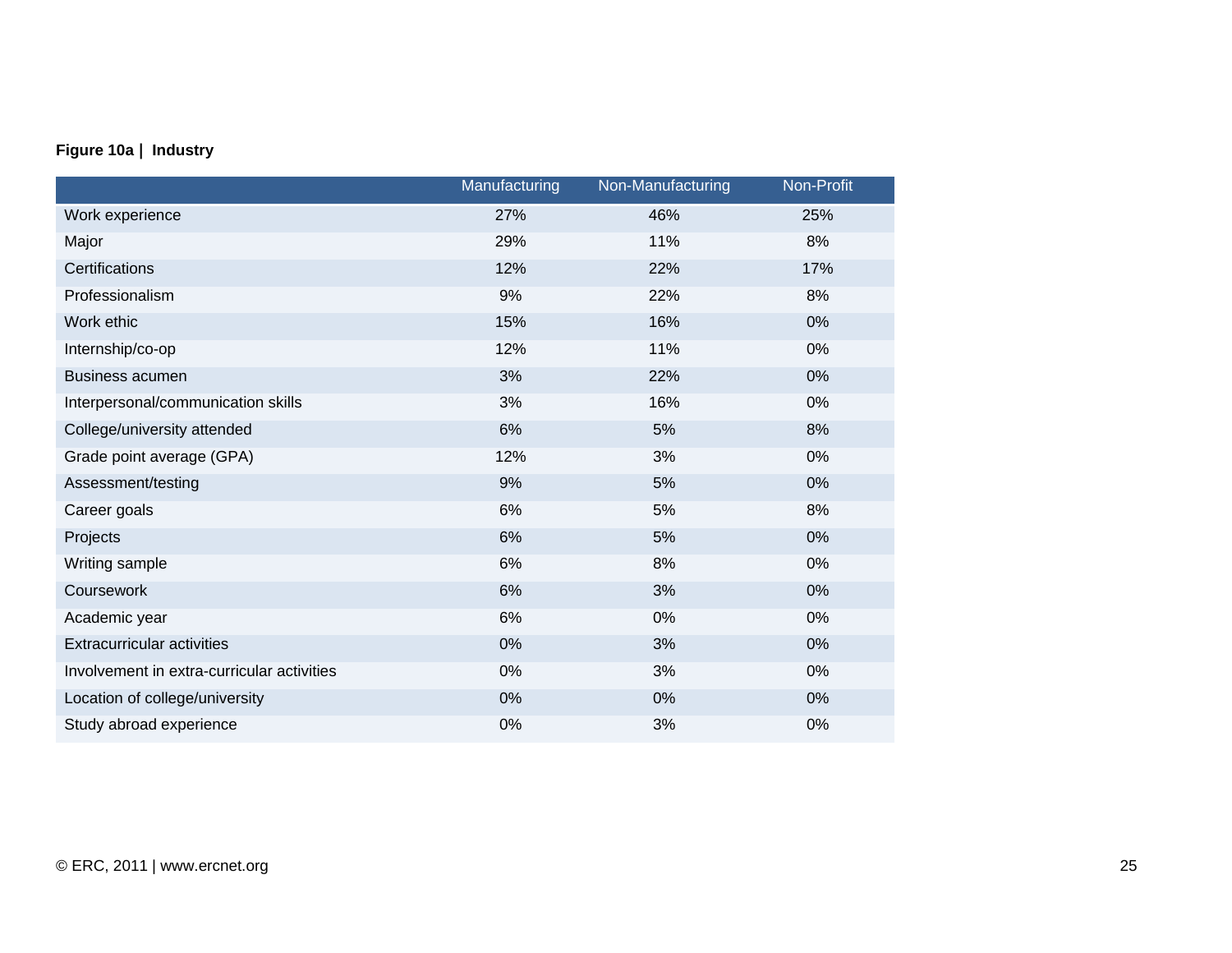**Figure 10a | Industry**

| | Manufacturing | Non-Manufacturing | Non-Profit |
|---|---|---|---|
| Work experience | 27% | 46% | 25% |
| Major | 29% | 11% | 8% |
| Certifications | 12% | 22% | 17% |
| Professionalism | 9% | 22% | 8% |
| Work ethic | 15% | 16% | 0% |
| Internship/co-op | 12% | 11% | 0% |
| Business acumen | 3% | 22% | 0% |
| Interpersonal/communication skills | 3% | 16% | 0% |
| College/university attended | 6% | 5% | 8% |
| Grade point average (GPA) | 12% | 3% | 0% |
| Assessment/testing | 9% | 5% | 0% |
| Career goals | 6% | 5% | 8% |
| Projects | 6% | 5% | 0% |
| Writing sample | 6% | 8% | 0% |
| Coursework | 6% | 3% | 0% |
| Academic year | 6% | 0% | 0% |
| Extracurricular activities | 0% | 3% | 0% |
| Involvement in extra-curricular activities | 0% | 3% | 0% |
| Location of college/university | 0% | 0% | 0% |
| Study abroad experience | 0% | 3% | 0% |

© ERC, 2011 | www.ercnet.org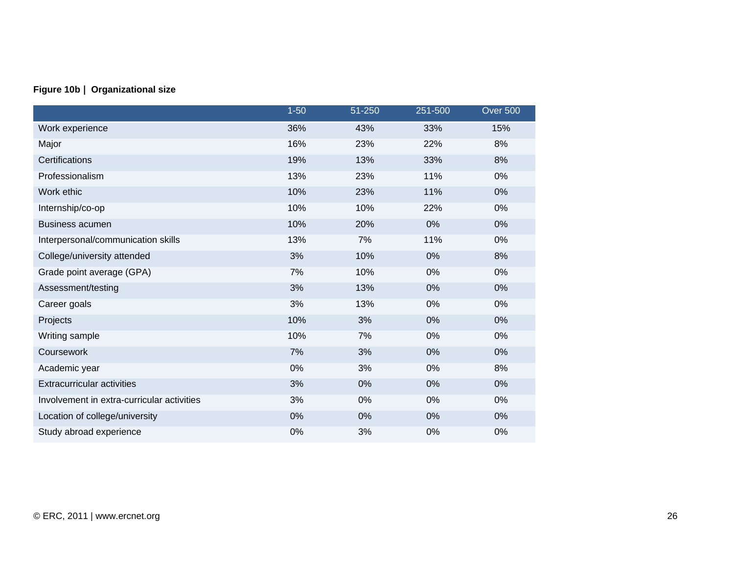**Figure 10b | Organizational size**

| | 1-50 | 51-250 | 251-500 | Over 500 |
|---|---|---|---|---|
| Work experience | 36% | 43% | 33% | 15% |
| Major | 16% | 23% | 22% | 8% |
| Certifications | 19% | 13% | 33% | 8% |
| Professionalism | 13% | 23% | 11% | 0% |
| Work ethic | 10% | 23% | 11% | 0% |
| Internship/co-op | 10% | 10% | 22% | 0% |
| Business acumen | 10% | 20% | 0% | 0% |
| Interpersonal/communication skills | 13% | 7% | 11% | 0% |
| College/university attended | 3% | 10% | 0% | 8% |
| Grade point average (GPA) | 7% | 10% | 0% | 0% |
| Assessment/testing | 3% | 13% | 0% | 0% |
| Career goals | 3% | 13% | 0% | 0% |
| Projects | 10% | 3% | 0% | 0% |
| Writing sample | 10% | 7% | 0% | 0% |
| Coursework | 7% | 3% | 0% | 0% |
| Academic year | 0% | 3% | 0% | 8% |
| Extracurricular activities | 3% | 0% | 0% | 0% |
| Involvement in extra-curricular activities | 3% | 0% | 0% | 0% |
| Location of college/university | 0% | 0% | 0% | 0% |
| Study abroad experience | 0% | 3% | 0% | 0% |

© ERC, 2011 | www.ercnet.org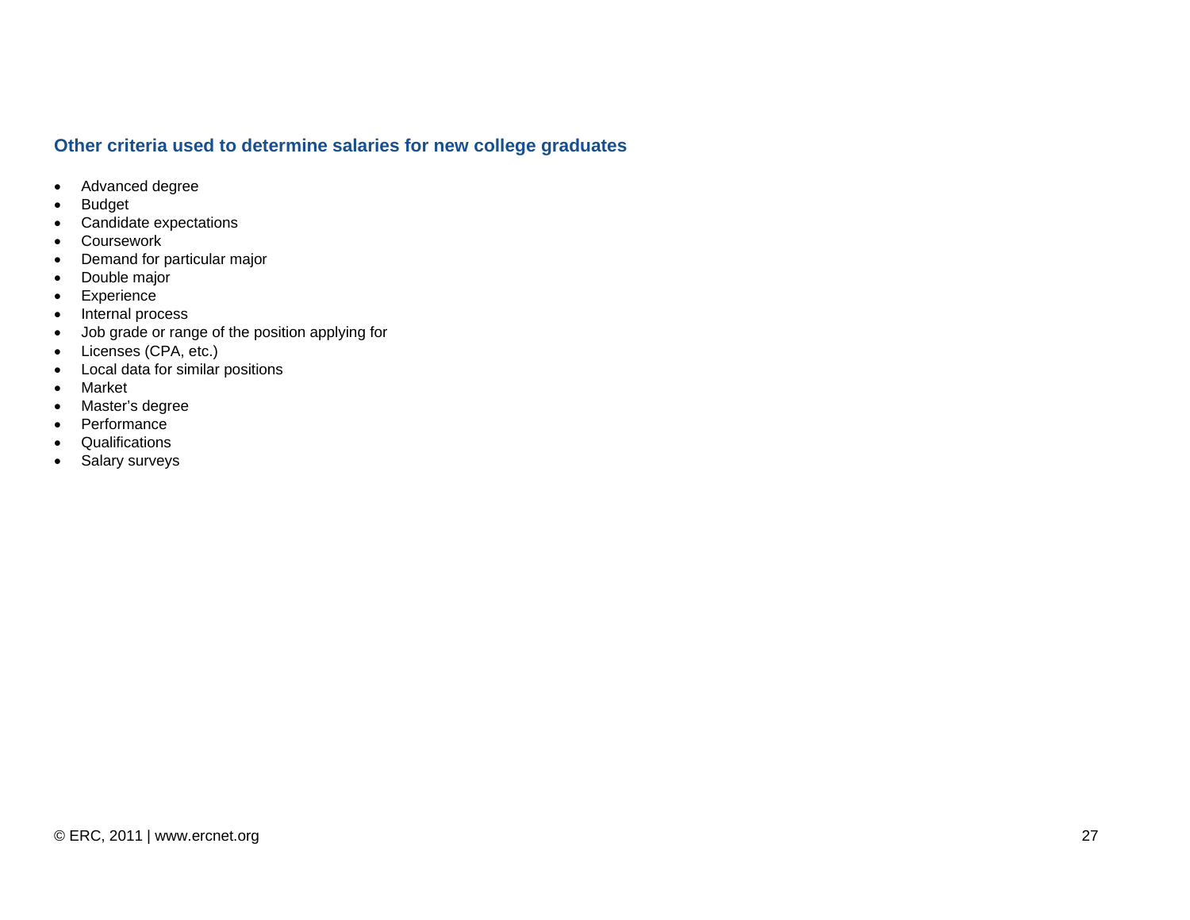### Other criteria used to determine salaries for new college graduates

- Advanced degree
- Budget
- Candidate expectations
- Coursework
- Demand for particular major
- Double major
- Experience
- Internal process
- Job grade or range of the position applying for
- Licenses (CPA, etc.)
- Local data for similar positions
- Market
- Master's degree
- Performance
- Qualifications
- Salary surveys

© ERC, 2011 | www.ercnet.org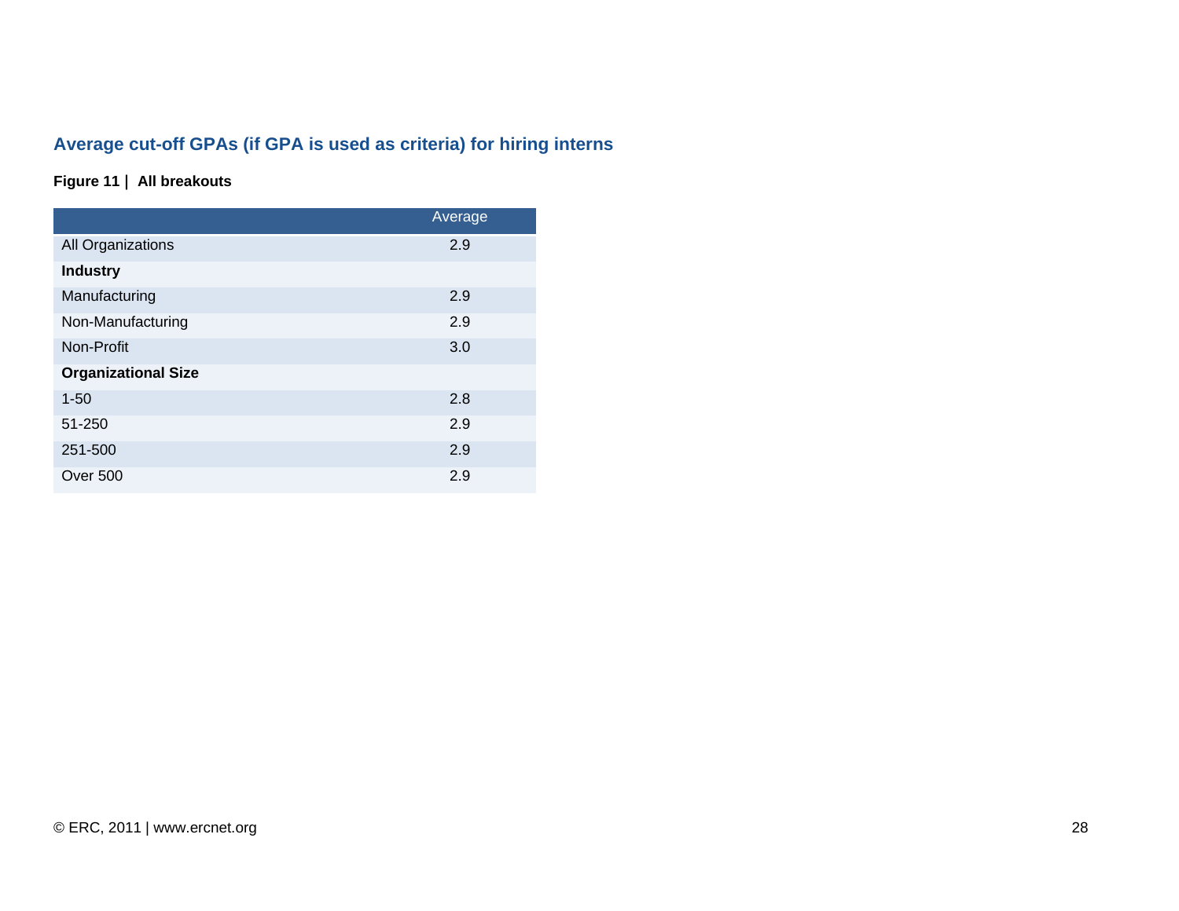## Average cut-off GPAs (if GPA is used as criteria) for hiring interns

**Figure 11 | All breakouts**

| | Average |
|---|---|
| All Organizations | 2.9 |
| **Industry** | |
| Manufacturing | 2.9 |
| Non-Manufacturing | 2.9 |
| Non-Profit | 3.0 |
| **Organizational Size** | |
| 1-50 | 2.8 |
| 51-250 | 2.9 |
| 251-500 | 2.9 |
| Over 500 | 2.9 |

© ERC, 2011 | www.ercnet.org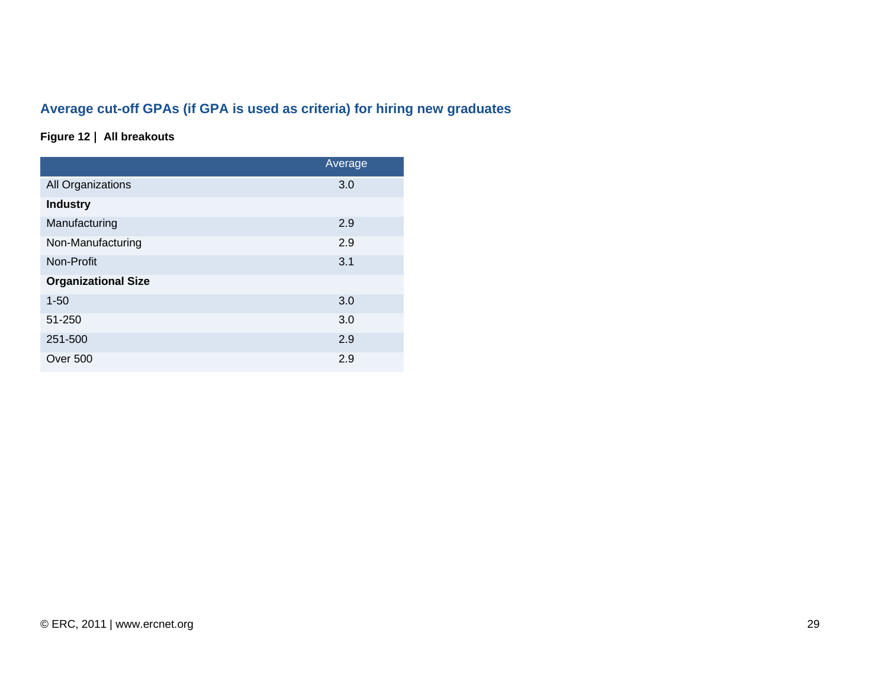## Average cut-off GPAs (if GPA is used as criteria) for hiring new graduates

**Figure 12 | All breakouts**

| | Average |
|---|---|
| All Organizations | 3.0 |
| **Industry** | |
| Manufacturing | 2.9 |
| Non-Manufacturing | 2.9 |
| Non-Profit | 3.1 |
| **Organizational Size** | |
| 1-50 | 3.0 |
| 51-250 | 3.0 |
| 251-500 | 2.9 |
| Over 500 | 2.9 |

© ERC, 2011 | www.ercnet.org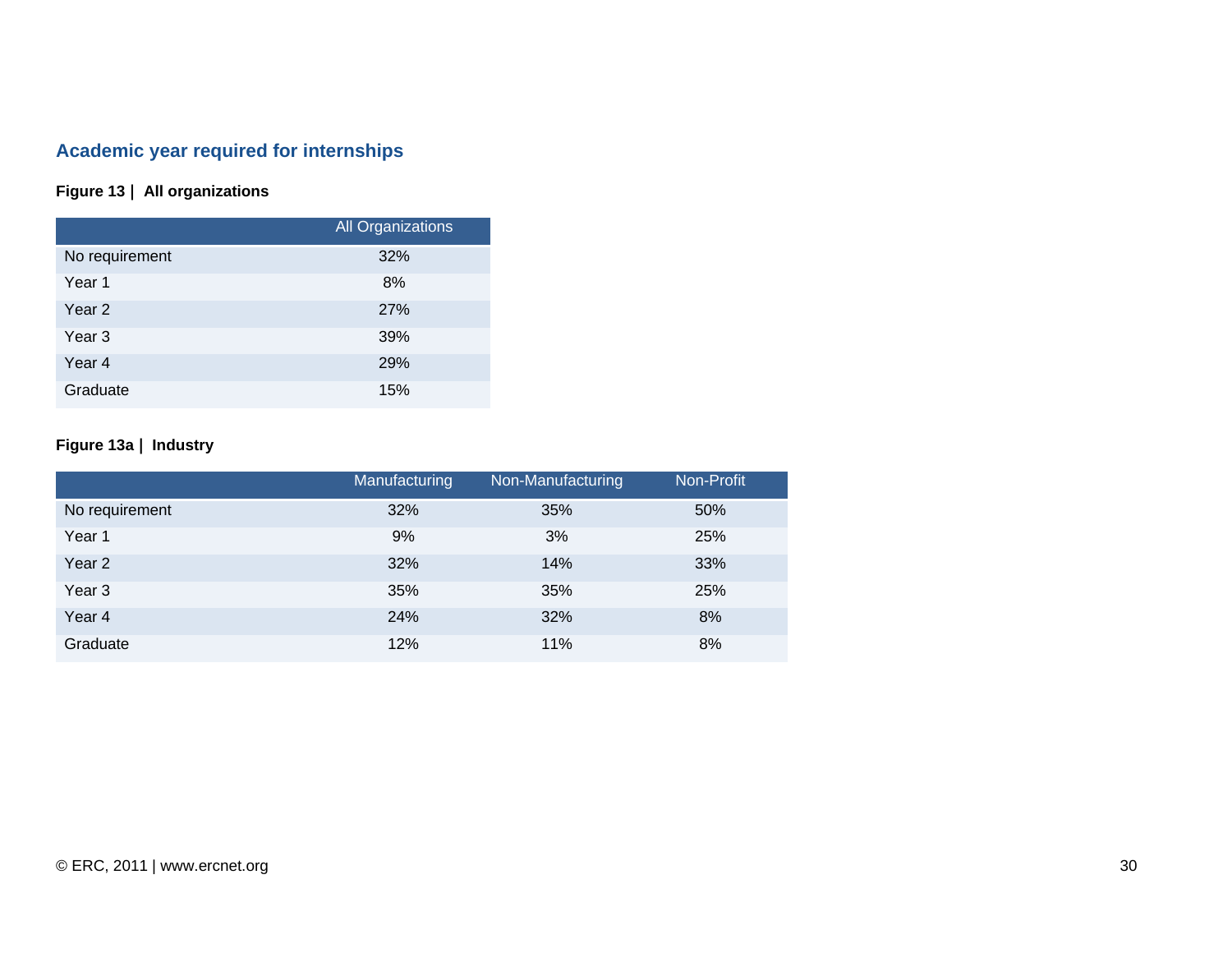## Academic year required for internships

**Figure 13 | All organizations**

| | All Organizations |
|---|---|
| No requirement | 32% |
| Year 1 | 8% |
| Year 2 | 27% |
| Year 3 | 39% |
| Year 4 | 29% |
| Graduate | 15% |

**Figure 13a | Industry**

| | Manufacturing | Non-Manufacturing | Non-Profit |
|---|---|---|---|
| No requirement | 32% | 35% | 50% |
| Year 1 | 9% | 3% | 25% |
| Year 2 | 32% | 14% | 33% |
| Year 3 | 35% | 35% | 25% |
| Year 4 | 24% | 32% | 8% |
| Graduate | 12% | 11% | 8% |

© ERC, 2011 | www.ercnet.org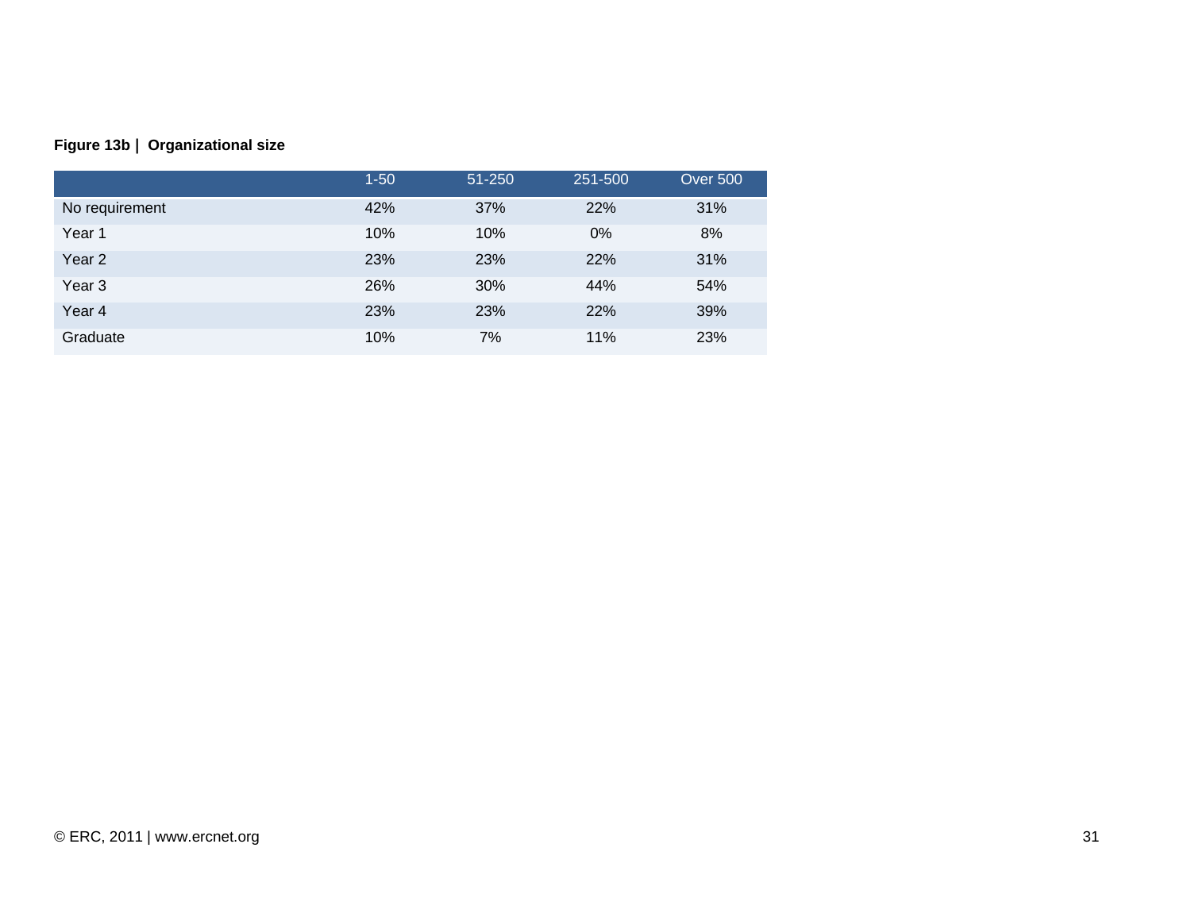**Figure 13b | Organizational size**

| | 1-50 | 51-250 | 251-500 | Over 500 |
|---|---|---|---|---|
| No requirement | 42% | 37% | 22% | 31% |
| Year 1 | 10% | 10% | 0% | 8% |
| Year 2 | 23% | 23% | 22% | 31% |
| Year 3 | 26% | 30% | 44% | 54% |
| Year 4 | 23% | 23% | 22% | 39% |
| Graduate | 10% | 7% | 11% | 23% |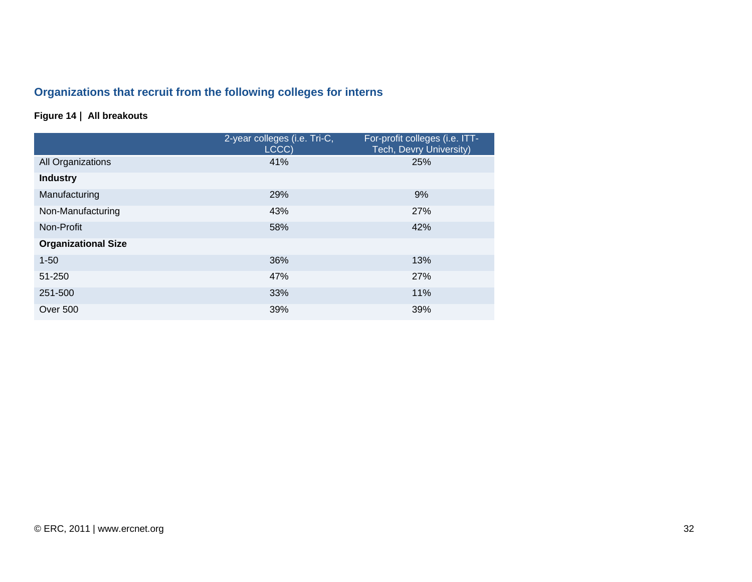## Organizations that recruit from the following colleges for interns

**Figure 14 | All breakouts**

| | 2-year colleges (i.e. Tri-C, LCCC) | For-profit colleges (i.e. ITT-Tech, Devry University) |
|---|---|---|
| All Organizations | 41% | 25% |
| **Industry** | | |
| Manufacturing | 29% | 9% |
| Non-Manufacturing | 43% | 27% |
| Non-Profit | 58% | 42% |
| **Organizational Size** | | |
| 1-50 | 36% | 13% |
| 51-250 | 47% | 27% |
| 251-500 | 33% | 11% |
| Over 500 | 39% | 39% |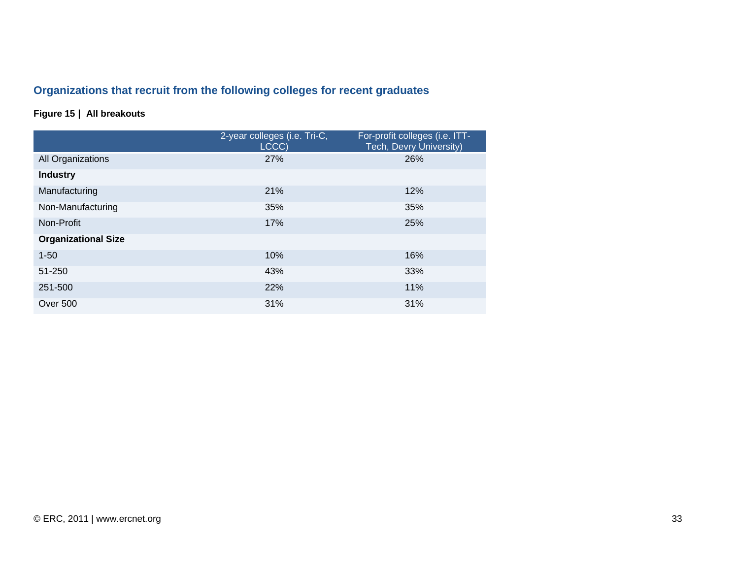## Organizations that recruit from the following colleges for recent graduates

**Figure 15 | All breakouts**

| | 2-year colleges (i.e. Tri-C, LCCC) | For-profit colleges (i.e. ITT-Tech, Devry University) |
|---|---|---|
| All Organizations | 27% | 26% |
| **Industry** | | |
| Manufacturing | 21% | 12% |
| Non-Manufacturing | 35% | 35% |
| Non-Profit | 17% | 25% |
| **Organizational Size** | | |
| 1-50 | 10% | 16% |
| 51-250 | 43% | 33% |
| 251-500 | 22% | 11% |
| Over 500 | 31% | 31% |

© ERC, 2011 | www.ercnet.org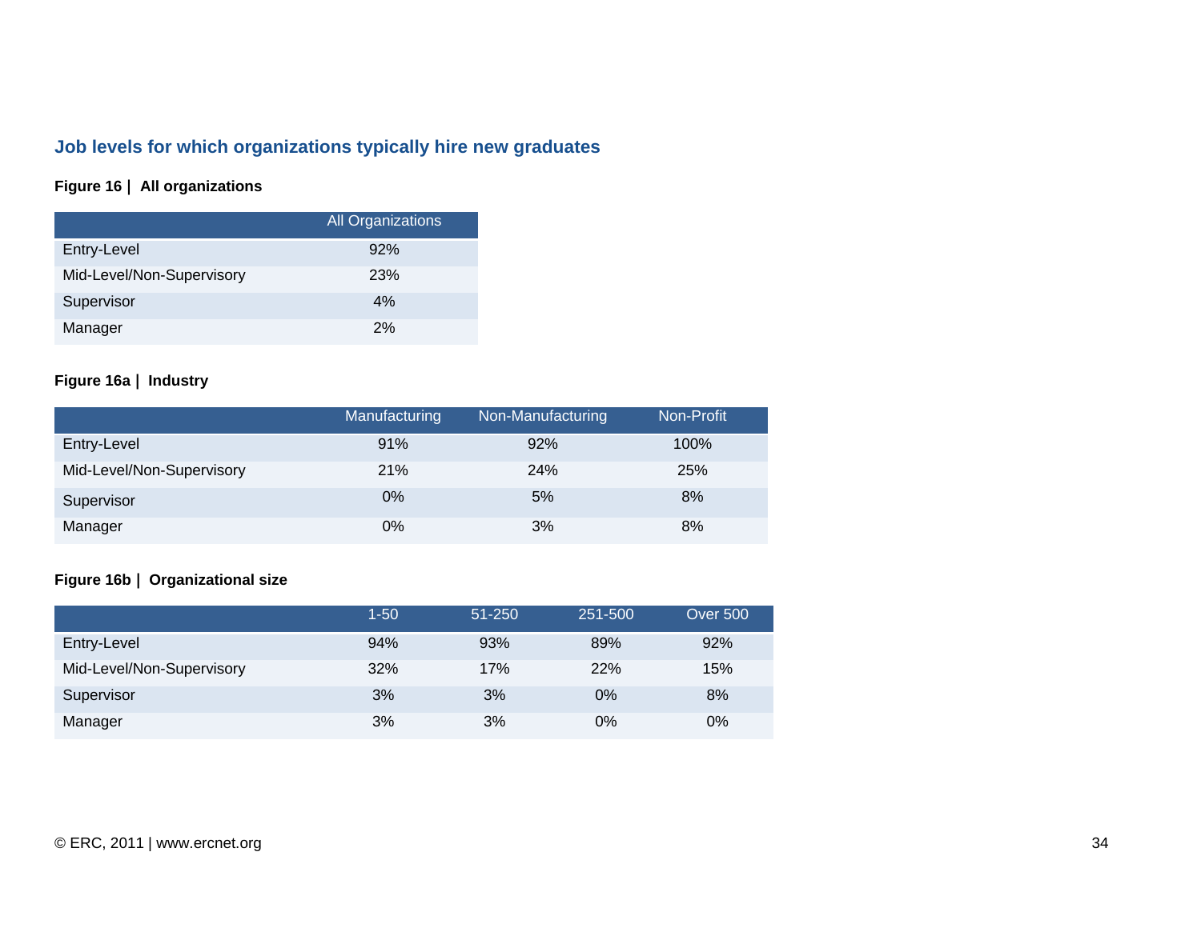## Job levels for which organizations typically hire new graduates

**Figure 16 | All organizations**

| | All Organizations |
|---|---|
| Entry-Level | 92% |
| Mid-Level/Non-Supervisory | 23% |
| Supervisor | 4% |
| Manager | 2% |

**Figure 16a | Industry**

| | Manufacturing | Non-Manufacturing | Non-Profit |
|---|---|---|---|
| Entry-Level | 91% | 92% | 100% |
| Mid-Level/Non-Supervisory | 21% | 24% | 25% |
| Supervisor | 0% | 5% | 8% |
| Manager | 0% | 3% | 8% |

**Figure 16b | Organizational size**

| | 1-50 | 51-250 | 251-500 | Over 500 |
|---|---|---|---|---|
| Entry-Level | 94% | 93% | 89% | 92% |
| Mid-Level/Non-Supervisory | 32% | 17% | 22% | 15% |
| Supervisor | 3% | 3% | 0% | 8% |
| Manager | 3% | 3% | 0% | 0% |

© ERC, 2011 | www.ercnet.org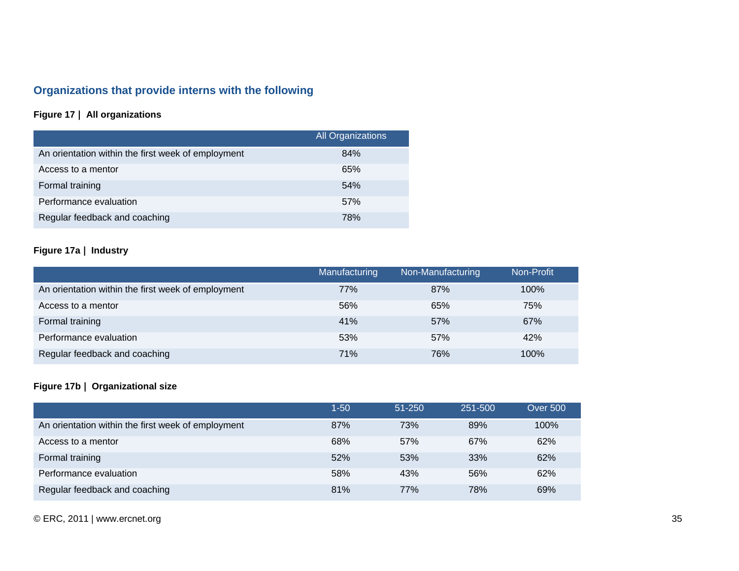## Organizations that provide interns with the following

**Figure 17 | All organizations**

| | All Organizations |
|---|---|
| An orientation within the first week of employment | 84% |
| Access to a mentor | 65% |
| Formal training | 54% |
| Performance evaluation | 57% |
| Regular feedback and coaching | 78% |

**Figure 17a | Industry**

| | Manufacturing | Non-Manufacturing | Non-Profit |
|---|---|---|---|
| An orientation within the first week of employment | 77% | 87% | 100% |
| Access to a mentor | 56% | 65% | 75% |
| Formal training | 41% | 57% | 67% |
| Performance evaluation | 53% | 57% | 42% |
| Regular feedback and coaching | 71% | 76% | 100% |

**Figure 17b | Organizational size**

| | 1-50 | 51-250 | 251-500 | Over 500 |
|---|---|---|---|---|
| An orientation within the first week of employment | 87% | 73% | 89% | 100% |
| Access to a mentor | 68% | 57% | 67% | 62% |
| Formal training | 52% | 53% | 33% | 62% |
| Performance evaluation | 58% | 43% | 56% | 62% |
| Regular feedback and coaching | 81% | 77% | 78% | 69% |

© ERC, 2011 | www.ercnet.org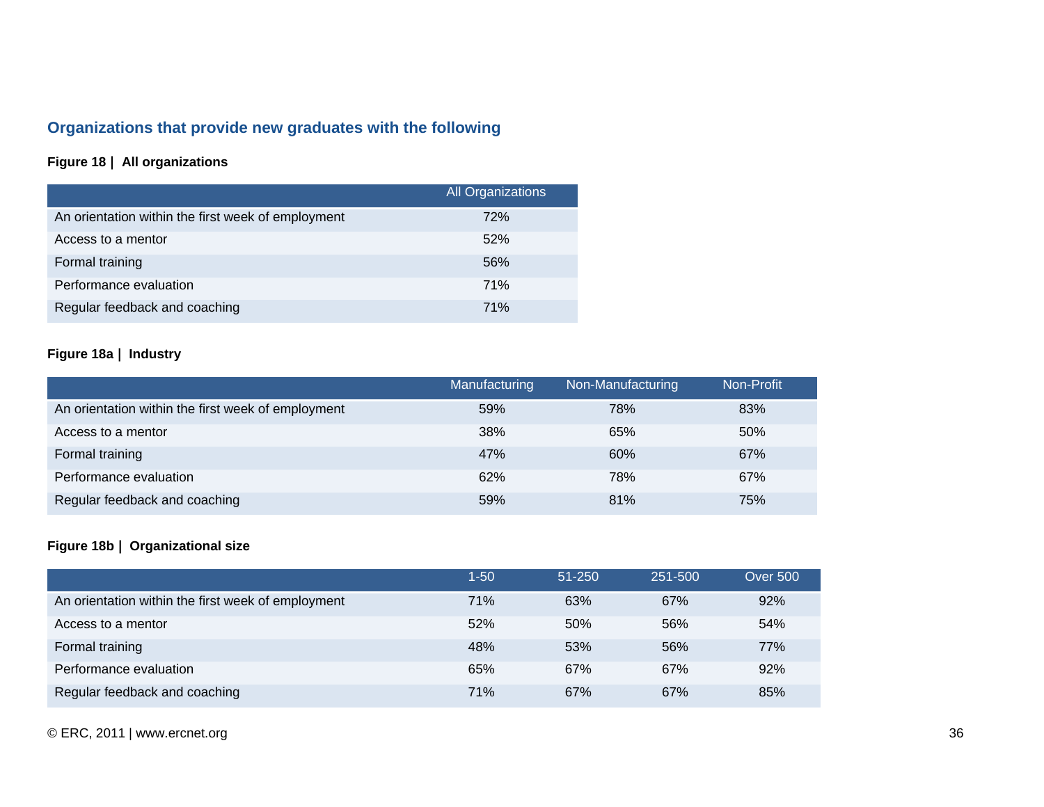## Organizations that provide new graduates with the following

**Figure 18 | All organizations**

| | All Organizations |
|---|---|
| An orientation within the first week of employment | 72% |
| Access to a mentor | 52% |
| Formal training | 56% |
| Performance evaluation | 71% |
| Regular feedback and coaching | 71% |

**Figure 18a | Industry**

| | Manufacturing | Non-Manufacturing | Non-Profit |
|---|---|---|---|
| An orientation within the first week of employment | 59% | 78% | 83% |
| Access to a mentor | 38% | 65% | 50% |
| Formal training | 47% | 60% | 67% |
| Performance evaluation | 62% | 78% | 67% |
| Regular feedback and coaching | 59% | 81% | 75% |

**Figure 18b | Organizational size**

| | 1-50 | 51-250 | 251-500 | Over 500 |
|---|---|---|---|---|
| An orientation within the first week of employment | 71% | 63% | 67% | 92% |
| Access to a mentor | 52% | 50% | 56% | 54% |
| Formal training | 48% | 53% | 56% | 77% |
| Performance evaluation | 65% | 67% | 67% | 92% |
| Regular feedback and coaching | 71% | 67% | 67% | 85% |

© ERC, 2011 | www.ercnet.org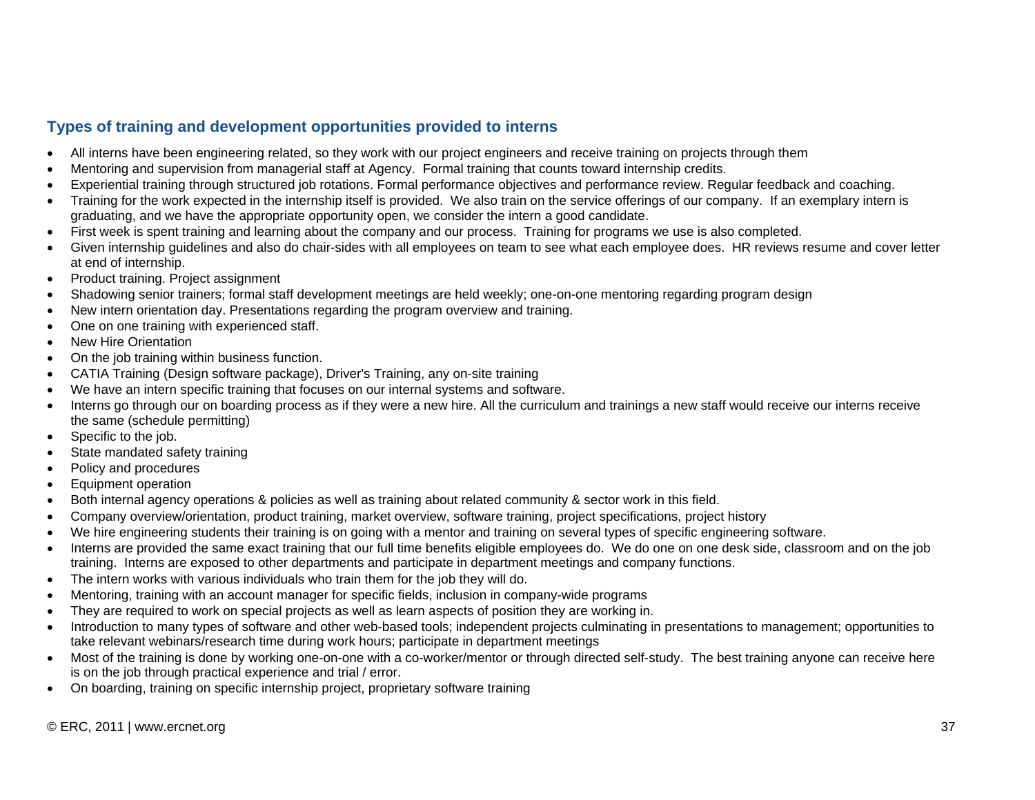### Types of training and development opportunities provided to interns

- All interns have been engineering related, so they work with our project engineers and receive training on projects through them
- Mentoring and supervision from managerial staff at Agency. Formal training that counts toward internship credits.
- Experiential training through structured job rotations. Formal performance objectives and performance review. Regular feedback and coaching.
- Training for the work expected in the internship itself is provided. We also train on the service offerings of our company. If an exemplary intern is graduating, and we have the appropriate opportunity open, we consider the intern a good candidate.
- First week is spent training and learning about the company and our process. Training for programs we use is also completed.
- Given internship guidelines and also do chair-sides with all employees on team to see what each employee does. HR reviews resume and cover letter at end of internship.
- Product training. Project assignment
- Shadowing senior trainers; formal staff development meetings are held weekly; one-on-one mentoring regarding program design
- New intern orientation day. Presentations regarding the program overview and training.
- One on one training with experienced staff.
- New Hire Orientation
- On the job training within business function.
- CATIA Training (Design software package), Driver's Training, any on-site training
- We have an intern specific training that focuses on our internal systems and software.
- Interns go through our on boarding process as if they were a new hire. All the curriculum and trainings a new staff would receive our interns receive the same (schedule permitting)
- Specific to the job.
- State mandated safety training
- Policy and procedures
- Equipment operation
- Both internal agency operations & policies as well as training about related community & sector work in this field.
- Company overview/orientation, product training, market overview, software training, project specifications, project history
- We hire engineering students their training is on going with a mentor and training on several types of specific engineering software.
- Interns are provided the same exact training that our full time benefits eligible employees do. We do one on one desk side, classroom and on the job training. Interns are exposed to other departments and participate in department meetings and company functions.
- The intern works with various individuals who train them for the job they will do.
- Mentoring, training with an account manager for specific fields, inclusion in company-wide programs
- They are required to work on special projects as well as learn aspects of position they are working in.
- Introduction to many types of software and other web-based tools; independent projects culminating in presentations to management; opportunities to take relevant webinars/research time during work hours; participate in department meetings
- Most of the training is done by working one-on-one with a co-worker/mentor or through directed self-study. The best training anyone can receive here is on the job through practical experience and trial / error.
- On boarding, training on specific internship project, proprietary software training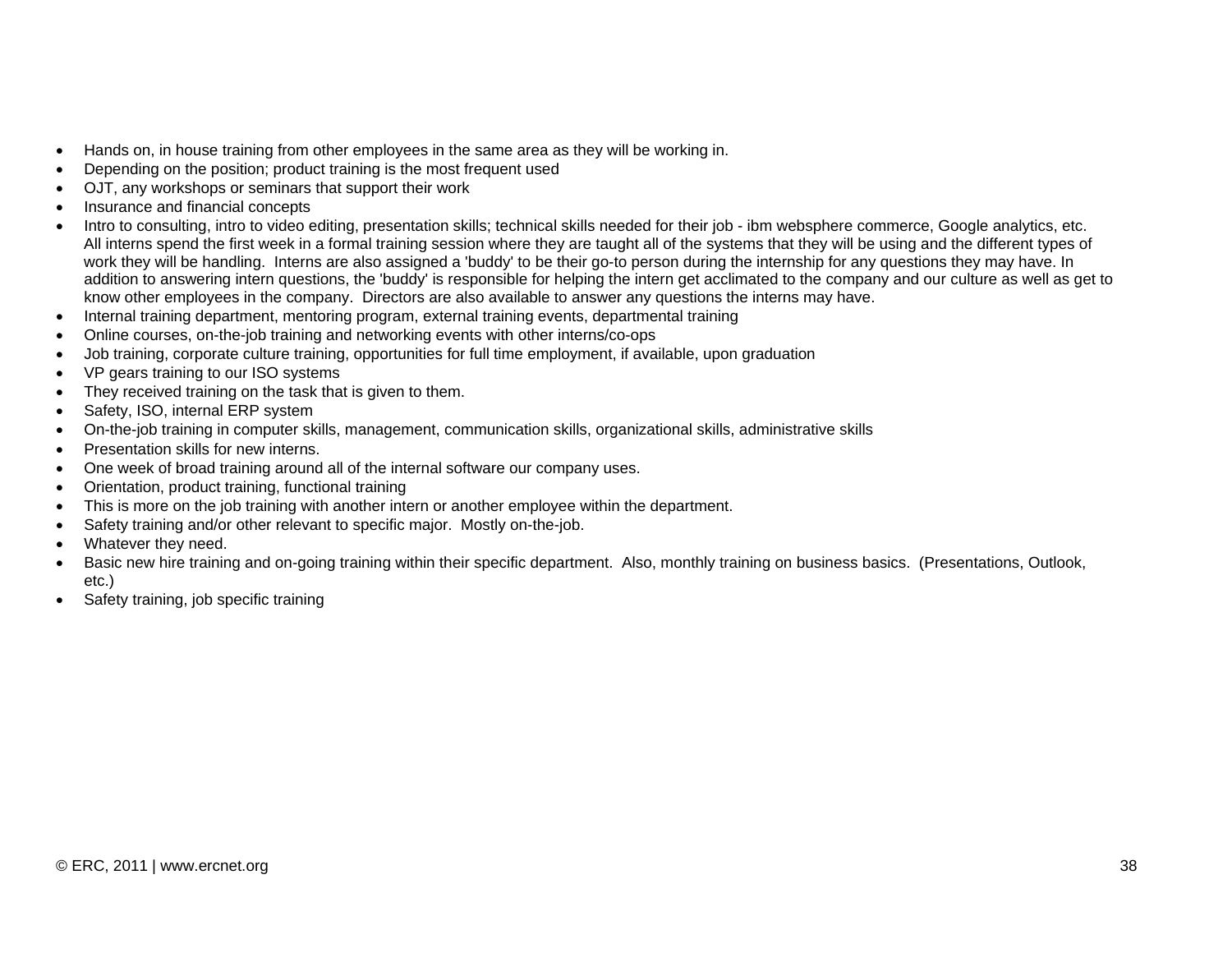- Hands on, in house training from other employees in the same area as they will be working in.
- Depending on the position; product training is the most frequent used
- OJT, any workshops or seminars that support their work
- Insurance and financial concepts
- Intro to consulting, intro to video editing, presentation skills; technical skills needed for their job - ibm websphere commerce, Google analytics, etc. All interns spend the first week in a formal training session where they are taught all of the systems that they will be using and the different types of work they will be handling. Interns are also assigned a 'buddy' to be their go-to person during the internship for any questions they may have. In addition to answering intern questions, the 'buddy' is responsible for helping the intern get acclimated to the company and our culture as well as get to know other employees in the company. Directors are also available to answer any questions the interns may have.
- Internal training department, mentoring program, external training events, departmental training
- Online courses, on-the-job training and networking events with other interns/co-ops
- Job training, corporate culture training, opportunities for full time employment, if available, upon graduation
- VP gears training to our ISO systems
- They received training on the task that is given to them.
- Safety, ISO, internal ERP system
- On-the-job training in computer skills, management, communication skills, organizational skills, administrative skills
- Presentation skills for new interns.
- One week of broad training around all of the internal software our company uses.
- Orientation, product training, functional training
- This is more on the job training with another intern or another employee within the department.
- Safety training and/or other relevant to specific major. Mostly on-the-job.
- Whatever they need.
- Basic new hire training and on-going training within their specific department. Also, monthly training on business basics. (Presentations, Outlook, etc.)
- Safety training, job specific training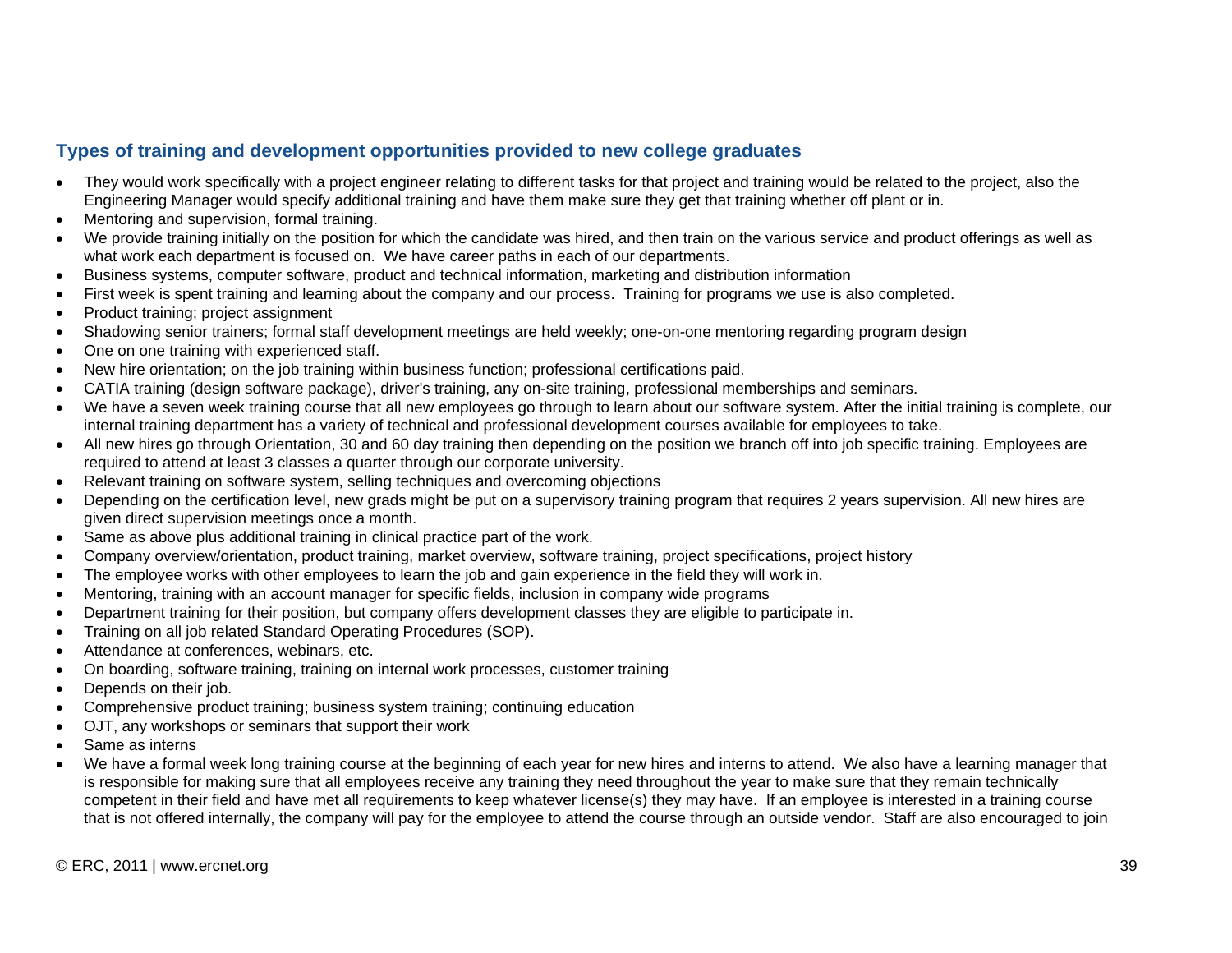### Types of training and development opportunities provided to new college graduates

- They would work specifically with a project engineer relating to different tasks for that project and training would be related to the project, also the Engineering Manager would specify additional training and have them make sure they get that training whether off plant or in.
- Mentoring and supervision, formal training.
- We provide training initially on the position for which the candidate was hired, and then train on the various service and product offerings as well as what work each department is focused on. We have career paths in each of our departments.
- Business systems, computer software, product and technical information, marketing and distribution information
- First week is spent training and learning about the company and our process. Training for programs we use is also completed.
- Product training; project assignment
- Shadowing senior trainers; formal staff development meetings are held weekly; one-on-one mentoring regarding program design
- One on one training with experienced staff.
- New hire orientation; on the job training within business function; professional certifications paid.
- CATIA training (design software package), driver's training, any on-site training, professional memberships and seminars.
- We have a seven week training course that all new employees go through to learn about our software system. After the initial training is complete, our internal training department has a variety of technical and professional development courses available for employees to take.
- All new hires go through Orientation, 30 and 60 day training then depending on the position we branch off into job specific training. Employees are required to attend at least 3 classes a quarter through our corporate university.
- Relevant training on software system, selling techniques and overcoming objections
- Depending on the certification level, new grads might be put on a supervisory training program that requires 2 years supervision. All new hires are given direct supervision meetings once a month.
- Same as above plus additional training in clinical practice part of the work.
- Company overview/orientation, product training, market overview, software training, project specifications, project history
- The employee works with other employees to learn the job and gain experience in the field they will work in.
- Mentoring, training with an account manager for specific fields, inclusion in company wide programs
- Department training for their position, but company offers development classes they are eligible to participate in.
- Training on all job related Standard Operating Procedures (SOP).
- Attendance at conferences, webinars, etc.
- On boarding, software training, training on internal work processes, customer training
- Depends on their job.
- Comprehensive product training; business system training; continuing education
- OJT, any workshops or seminars that support their work
- Same as interns
- We have a formal week long training course at the beginning of each year for new hires and interns to attend. We also have a learning manager that is responsible for making sure that all employees receive any training they need throughout the year to make sure that they remain technically competent in their field and have met all requirements to keep whatever license(s) they may have. If an employee is interested in a training course that is not offered internally, the company will pay for the employee to attend the course through an outside vendor. Staff are also encouraged to join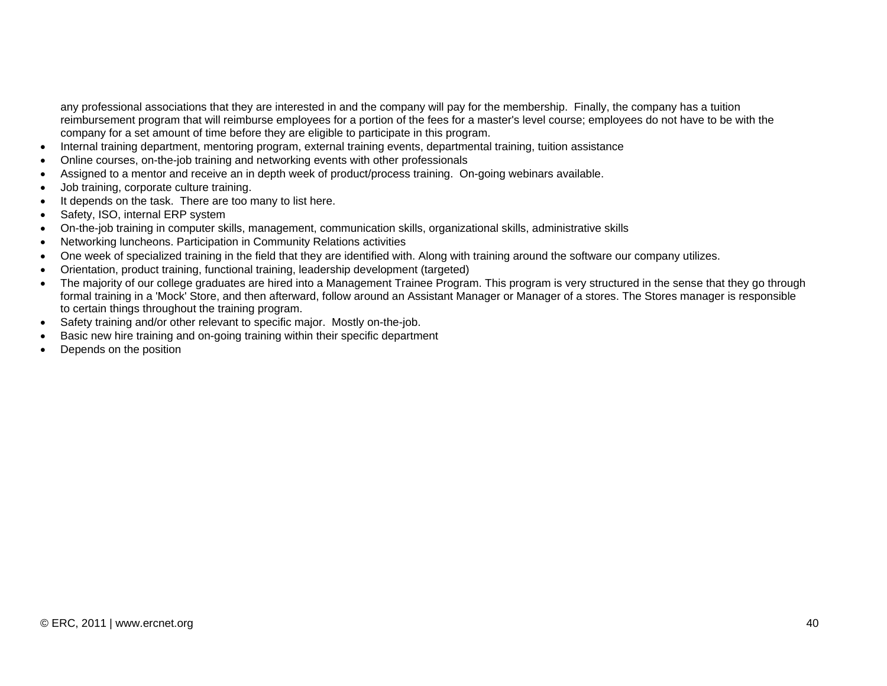any professional associations that they are interested in and the company will pay for the membership.  Finally, the company has a tuition reimbursement program that will reimburse employees for a portion of the fees for a master's level course; employees do not have to be with the company for a set amount of time before they are eligible to participate in this program.

- Internal training department, mentoring program, external training events, departmental training, tuition assistance
- Online courses, on-the-job training and networking events with other professionals
- Assigned to a mentor and receive an in depth week of product/process training.  On-going webinars available.
- Job training, corporate culture training.
- It depends on the task.  There are too many to list here.
- Safety, ISO, internal ERP system
- On-the-job training in computer skills, management, communication skills, organizational skills, administrative skills
- Networking luncheons. Participation in Community Relations activities
- One week of specialized training in the field that they are identified with. Along with training around the software our company utilizes.
- Orientation, product training, functional training, leadership development (targeted)
- The majority of our college graduates are hired into a Management Trainee Program. This program is very structured in the sense that they go through formal training in a 'Mock' Store, and then afterward, follow around an Assistant Manager or Manager of a stores. The Stores manager is responsible to certain things throughout the training program.
- Safety training and/or other relevant to specific major.  Mostly on-the-job.
- Basic new hire training and on-going training within their specific department
- Depends on the position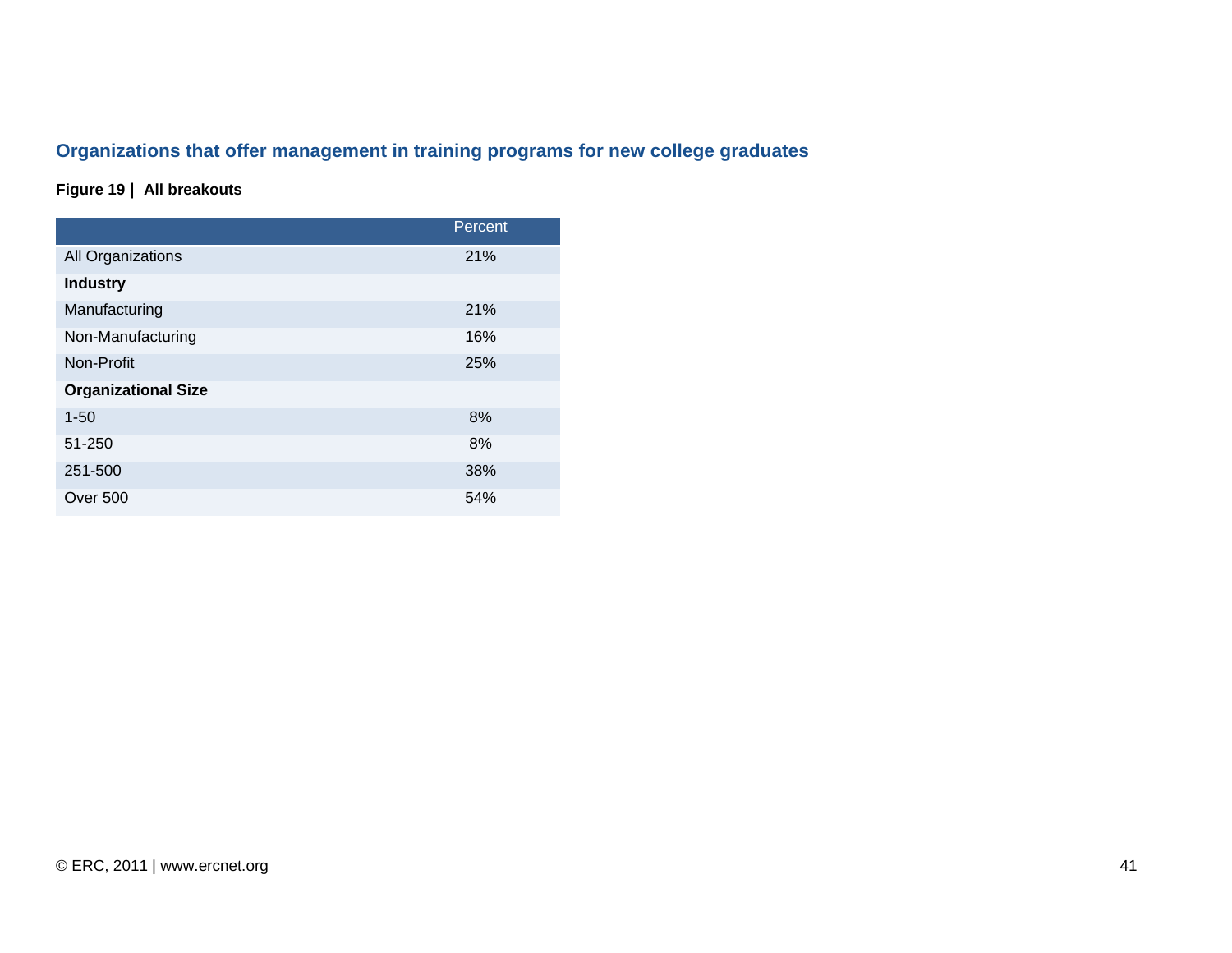## Organizations that offer management in training programs for new college graduates

**Figure 19 | All breakouts**

| | Percent |
|---|---|
| All Organizations | 21% |
| **Industry** | |
| Manufacturing | 21% |
| Non-Manufacturing | 16% |
| Non-Profit | 25% |
| **Organizational Size** | |
| 1-50 | 8% |
| 51-250 | 8% |
| 251-500 | 38% |
| Over 500 | 54% |

© ERC, 2011 | www.ercnet.org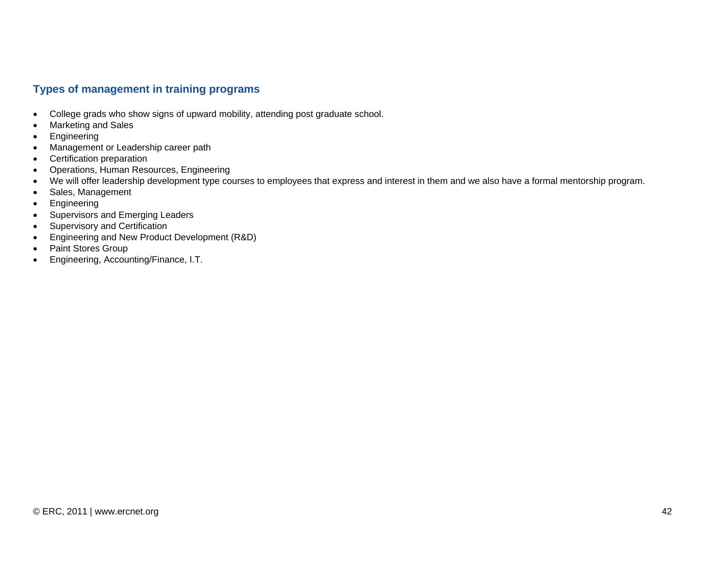### Types of management in training programs

- College grads who show signs of upward mobility, attending post graduate school.
- Marketing and Sales
- Engineering
- Management or Leadership career path
- Certification preparation
- Operations, Human Resources, Engineering
- We will offer leadership development type courses to employees that express and interest in them and we also have a formal mentorship program.
- Sales, Management
- Engineering
- Supervisors and Emerging Leaders
- Supervisory and Certification
- Engineering and New Product Development (R&D)
- Paint Stores Group
- Engineering, Accounting/Finance, I.T.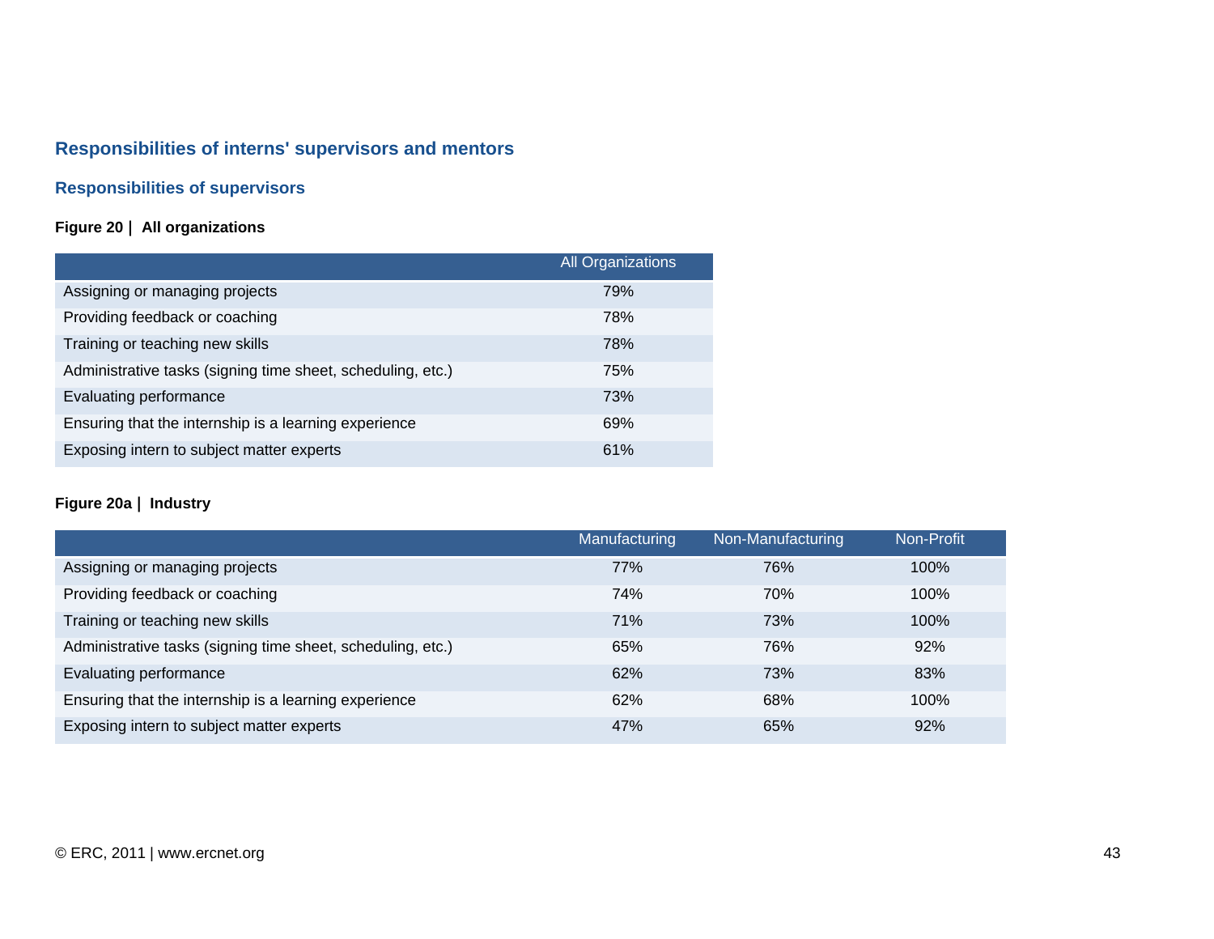## Responsibilities of interns' supervisors and mentors

### Responsibilities of supervisors

**Figure 20 | All organizations**

| | All Organizations |
|---|---|
| Assigning or managing projects | 79% |
| Providing feedback or coaching | 78% |
| Training or teaching new skills | 78% |
| Administrative tasks (signing time sheet, scheduling, etc.) | 75% |
| Evaluating performance | 73% |
| Ensuring that the internship is a learning experience | 69% |
| Exposing intern to subject matter experts | 61% |

**Figure 20a | Industry**

| | Manufacturing | Non-Manufacturing | Non-Profit |
|---|---|---|---|
| Assigning or managing projects | 77% | 76% | 100% |
| Providing feedback or coaching | 74% | 70% | 100% |
| Training or teaching new skills | 71% | 73% | 100% |
| Administrative tasks (signing time sheet, scheduling, etc.) | 65% | 76% | 92% |
| Evaluating performance | 62% | 73% | 83% |
| Ensuring that the internship is a learning experience | 62% | 68% | 100% |
| Exposing intern to subject matter experts | 47% | 65% | 92% |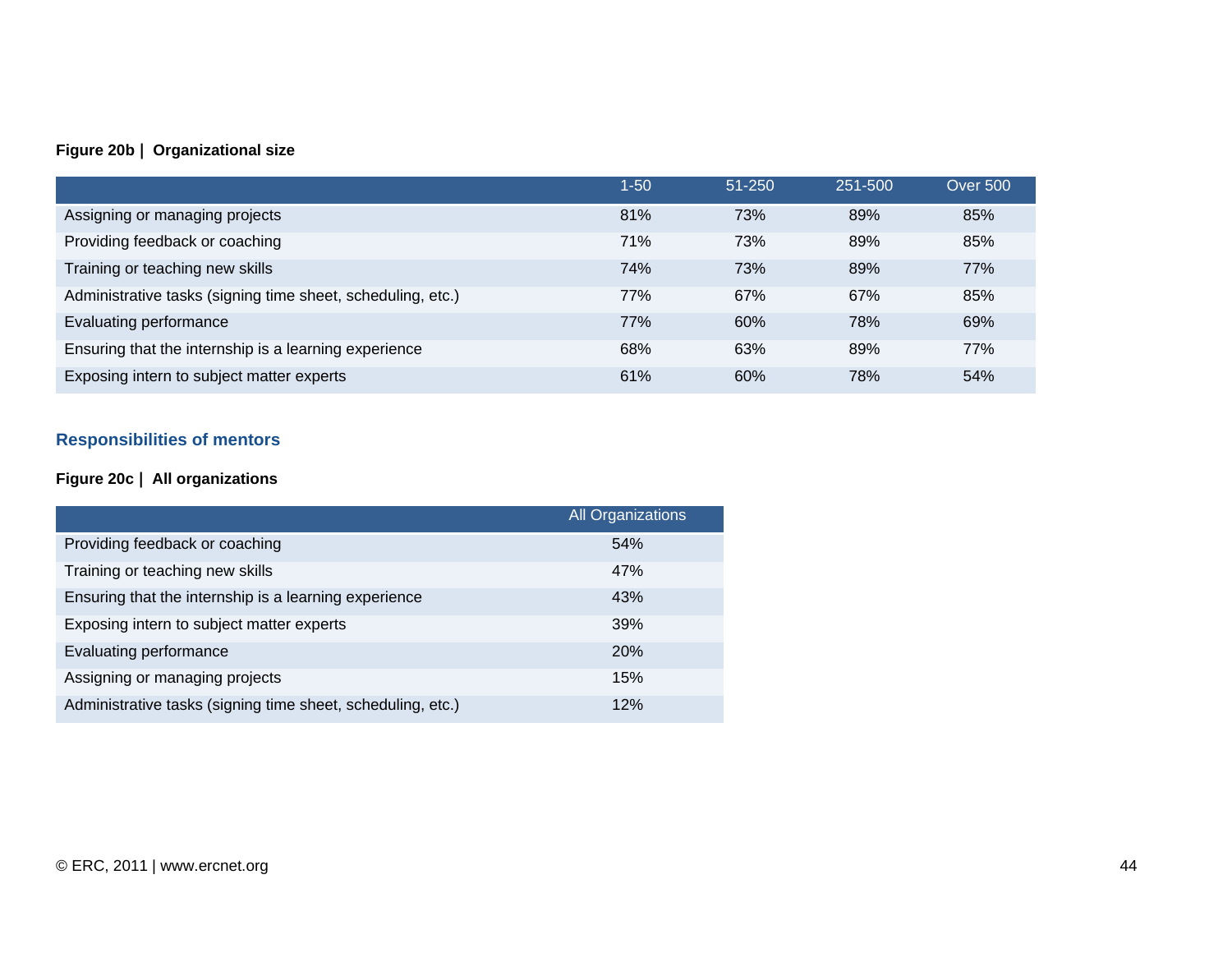**Figure 20b | Organizational size**

| | 1-50 | 51-250 | 251-500 | Over 500 |
|---|---|---|---|---|
| Assigning or managing projects | 81% | 73% | 89% | 85% |
| Providing feedback or coaching | 71% | 73% | 89% | 85% |
| Training or teaching new skills | 74% | 73% | 89% | 77% |
| Administrative tasks (signing time sheet, scheduling, etc.) | 77% | 67% | 67% | 85% |
| Evaluating performance | 77% | 60% | 78% | 69% |
| Ensuring that the internship is a learning experience | 68% | 63% | 89% | 77% |
| Exposing intern to subject matter experts | 61% | 60% | 78% | 54% |

## Responsibilities of mentors

**Figure 20c | All organizations**

| | All Organizations |
|---|---|
| Providing feedback or coaching | 54% |
| Training or teaching new skills | 47% |
| Ensuring that the internship is a learning experience | 43% |
| Exposing intern to subject matter experts | 39% |
| Evaluating performance | 20% |
| Assigning or managing projects | 15% |
| Administrative tasks (signing time sheet, scheduling, etc.) | 12% |

© ERC, 2011 | www.ercnet.org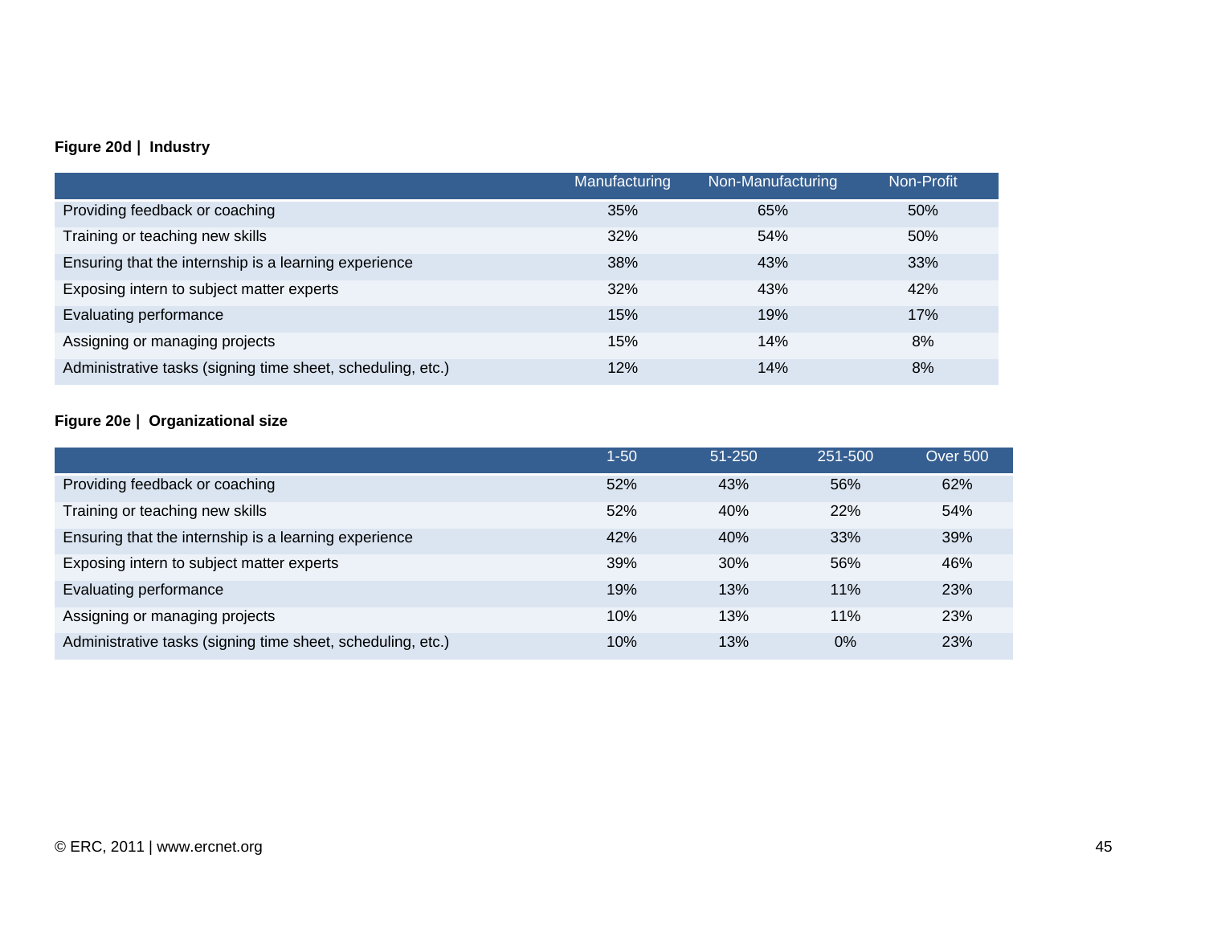**Figure 20d | Industry**

| | Manufacturing | Non-Manufacturing | Non-Profit |
|---|---|---|---|
| Providing feedback or coaching | 35% | 65% | 50% |
| Training or teaching new skills | 32% | 54% | 50% |
| Ensuring that the internship is a learning experience | 38% | 43% | 33% |
| Exposing intern to subject matter experts | 32% | 43% | 42% |
| Evaluating performance | 15% | 19% | 17% |
| Assigning or managing projects | 15% | 14% | 8% |
| Administrative tasks (signing time sheet, scheduling, etc.) | 12% | 14% | 8% |

**Figure 20e | Organizational size**

| | 1-50 | 51-250 | 251-500 | Over 500 |
|---|---|---|---|---|
| Providing feedback or coaching | 52% | 43% | 56% | 62% |
| Training or teaching new skills | 52% | 40% | 22% | 54% |
| Ensuring that the internship is a learning experience | 42% | 40% | 33% | 39% |
| Exposing intern to subject matter experts | 39% | 30% | 56% | 46% |
| Evaluating performance | 19% | 13% | 11% | 23% |
| Assigning or managing projects | 10% | 13% | 11% | 23% |
| Administrative tasks (signing time sheet, scheduling, etc.) | 10% | 13% | 0% | 23% |

© ERC, 2011 | www.ercnet.org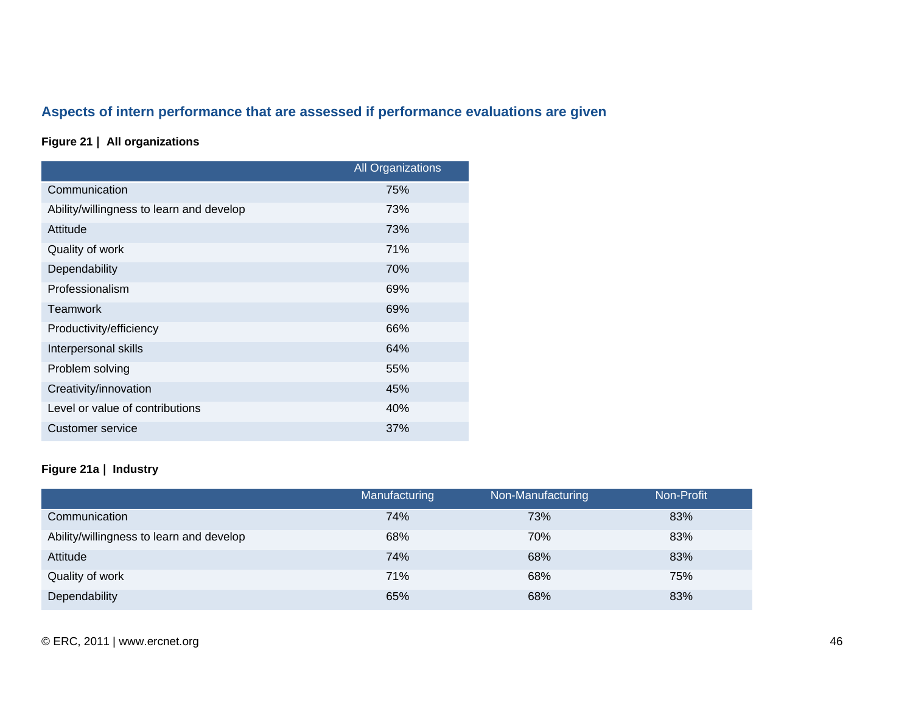## Aspects of intern performance that are assessed if performance evaluations are given

**Figure 21 | All organizations**

| | All Organizations |
|---|---|
| Communication | 75% |
| Ability/willingness to learn and develop | 73% |
| Attitude | 73% |
| Quality of work | 71% |
| Dependability | 70% |
| Professionalism | 69% |
| Teamwork | 69% |
| Productivity/efficiency | 66% |
| Interpersonal skills | 64% |
| Problem solving | 55% |
| Creativity/innovation | 45% |
| Level or value of contributions | 40% |
| Customer service | 37% |

**Figure 21a | Industry**

| | Manufacturing | Non-Manufacturing | Non-Profit |
|---|---|---|---|
| Communication | 74% | 73% | 83% |
| Ability/willingness to learn and develop | 68% | 70% | 83% |
| Attitude | 74% | 68% | 83% |
| Quality of work | 71% | 68% | 75% |
| Dependability | 65% | 68% | 83% |

© ERC, 2011 | www.ercnet.org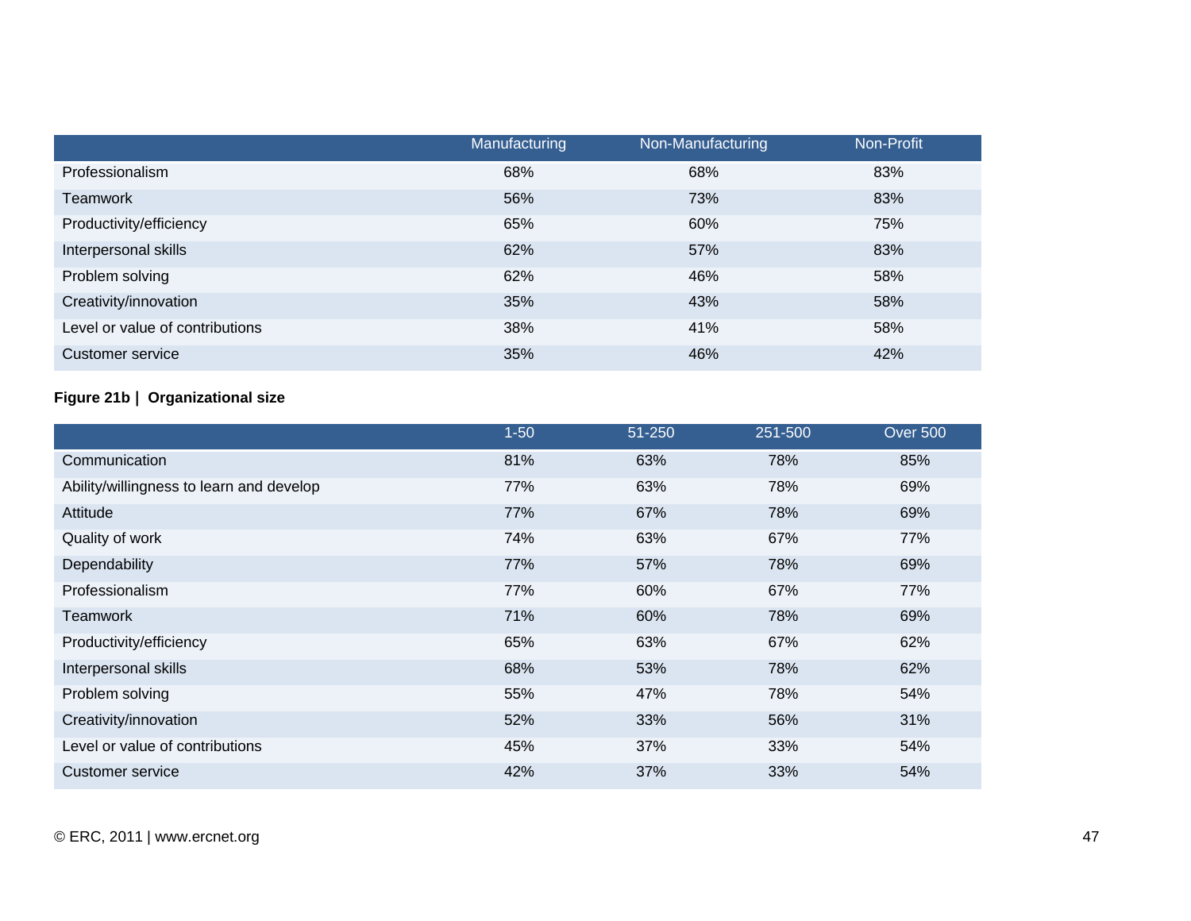| | Manufacturing | Non-Manufacturing | Non-Profit |
|---|---|---|---|
| Professionalism | 68% | 68% | 83% |
| Teamwork | 56% | 73% | 83% |
| Productivity/efficiency | 65% | 60% | 75% |
| Interpersonal skills | 62% | 57% | 83% |
| Problem solving | 62% | 46% | 58% |
| Creativity/innovation | 35% | 43% | 58% |
| Level or value of contributions | 38% | 41% | 58% |
| Customer service | 35% | 46% | 42% |

**Figure 21b | Organizational size**

| | 1-50 | 51-250 | 251-500 | Over 500 |
|---|---|---|---|---|
| Communication | 81% | 63% | 78% | 85% |
| Ability/willingness to learn and develop | 77% | 63% | 78% | 69% |
| Attitude | 77% | 67% | 78% | 69% |
| Quality of work | 74% | 63% | 67% | 77% |
| Dependability | 77% | 57% | 78% | 69% |
| Professionalism | 77% | 60% | 67% | 77% |
| Teamwork | 71% | 60% | 78% | 69% |
| Productivity/efficiency | 65% | 63% | 67% | 62% |
| Interpersonal skills | 68% | 53% | 78% | 62% |
| Problem solving | 55% | 47% | 78% | 54% |
| Creativity/innovation | 52% | 33% | 56% | 31% |
| Level or value of contributions | 45% | 37% | 33% | 54% |
| Customer service | 42% | 37% | 33% | 54% |

© ERC, 2011 | www.ercnet.org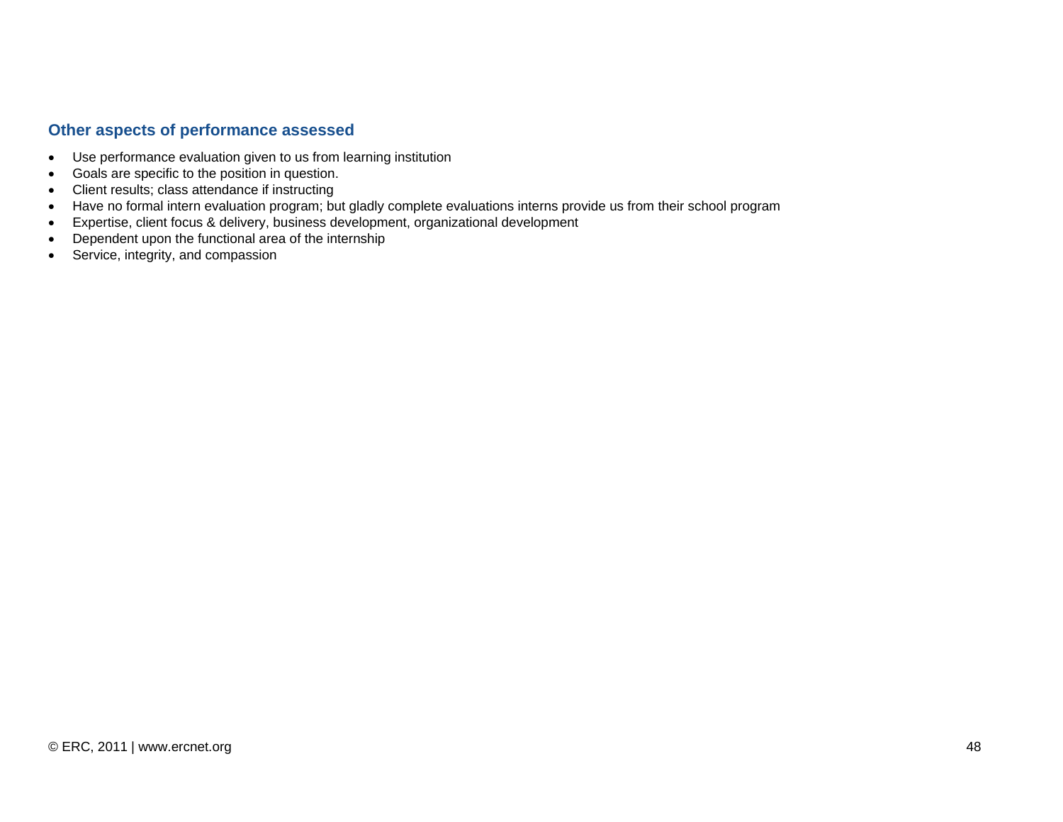### Other aspects of performance assessed

- Use performance evaluation given to us from learning institution
- Goals are specific to the position in question.
- Client results; class attendance if instructing
- Have no formal intern evaluation program; but gladly complete evaluations interns provide us from their school program
- Expertise, client focus & delivery, business development, organizational development
- Dependent upon the functional area of the internship
- Service, integrity, and compassion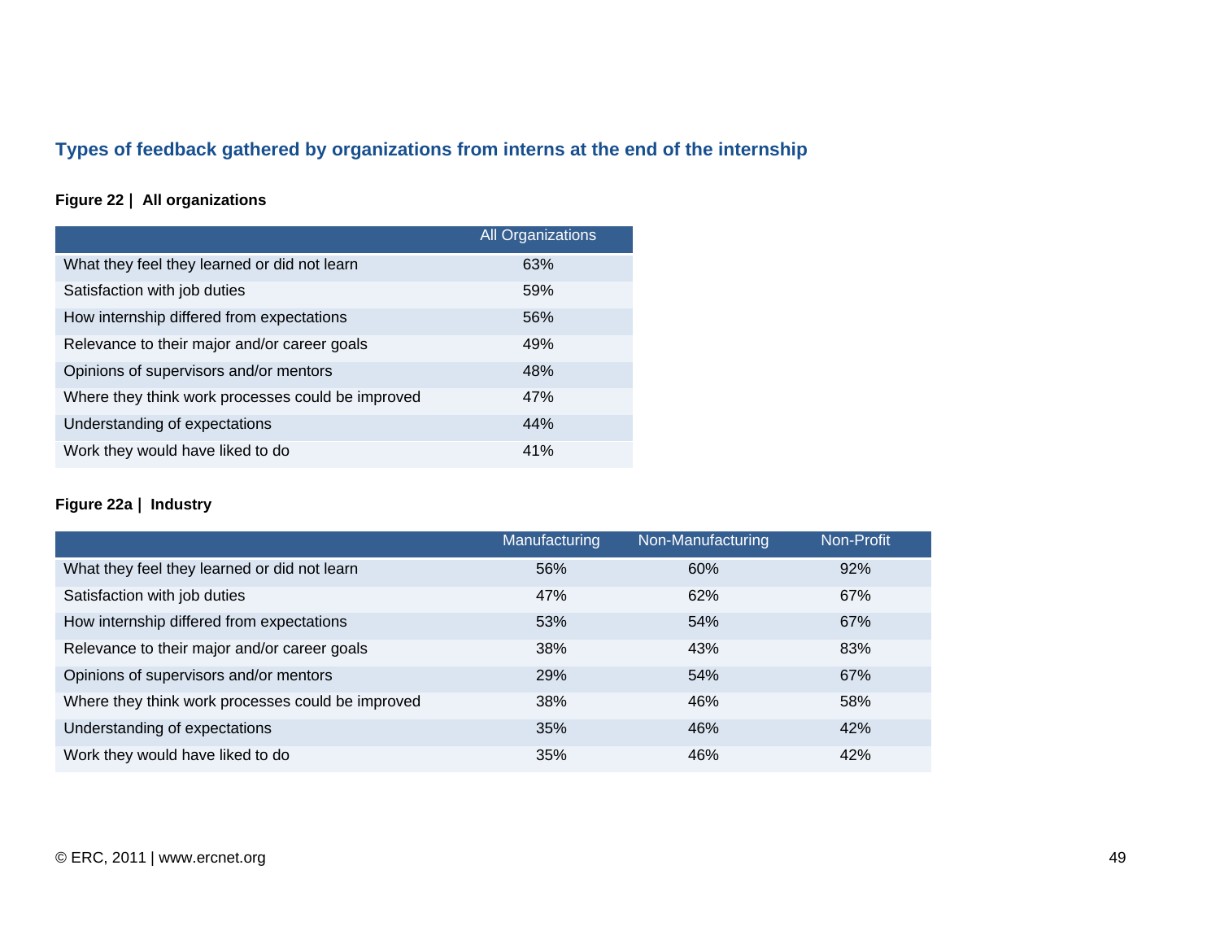## Types of feedback gathered by organizations from interns at the end of the internship

**Figure 22 | All organizations**

| | All Organizations |
|---|---|
| What they feel they learned or did not learn | 63% |
| Satisfaction with job duties | 59% |
| How internship differed from expectations | 56% |
| Relevance to their major and/or career goals | 49% |
| Opinions of supervisors and/or mentors | 48% |
| Where they think work processes could be improved | 47% |
| Understanding of expectations | 44% |
| Work they would have liked to do | 41% |

**Figure 22a | Industry**

| | Manufacturing | Non-Manufacturing | Non-Profit |
|---|---|---|---|
| What they feel they learned or did not learn | 56% | 60% | 92% |
| Satisfaction with job duties | 47% | 62% | 67% |
| How internship differed from expectations | 53% | 54% | 67% |
| Relevance to their major and/or career goals | 38% | 43% | 83% |
| Opinions of supervisors and/or mentors | 29% | 54% | 67% |
| Where they think work processes could be improved | 38% | 46% | 58% |
| Understanding of expectations | 35% | 46% | 42% |
| Work they would have liked to do | 35% | 46% | 42% |

© ERC, 2011 | www.ercnet.org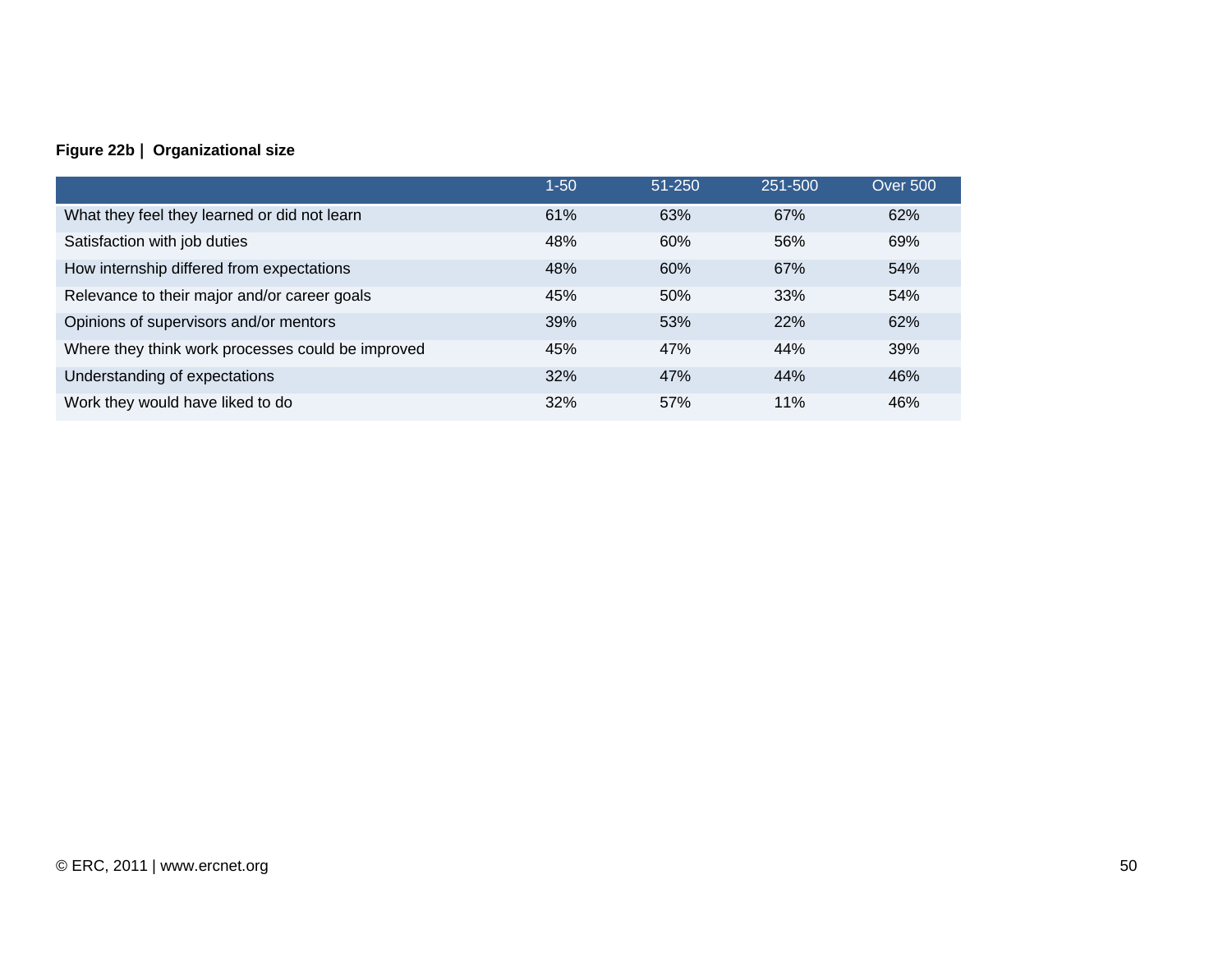**Figure 22b | Organizational size**

| | 1-50 | 51-250 | 251-500 | Over 500 |
|---|---|---|---|---|
| What they feel they learned or did not learn | 61% | 63% | 67% | 62% |
| Satisfaction with job duties | 48% | 60% | 56% | 69% |
| How internship differed from expectations | 48% | 60% | 67% | 54% |
| Relevance to their major and/or career goals | 45% | 50% | 33% | 54% |
| Opinions of supervisors and/or mentors | 39% | 53% | 22% | 62% |
| Where they think work processes could be improved | 45% | 47% | 44% | 39% |
| Understanding of expectations | 32% | 47% | 44% | 46% |
| Work they would have liked to do | 32% | 57% | 11% | 46% |

© ERC, 2011 | www.ercnet.org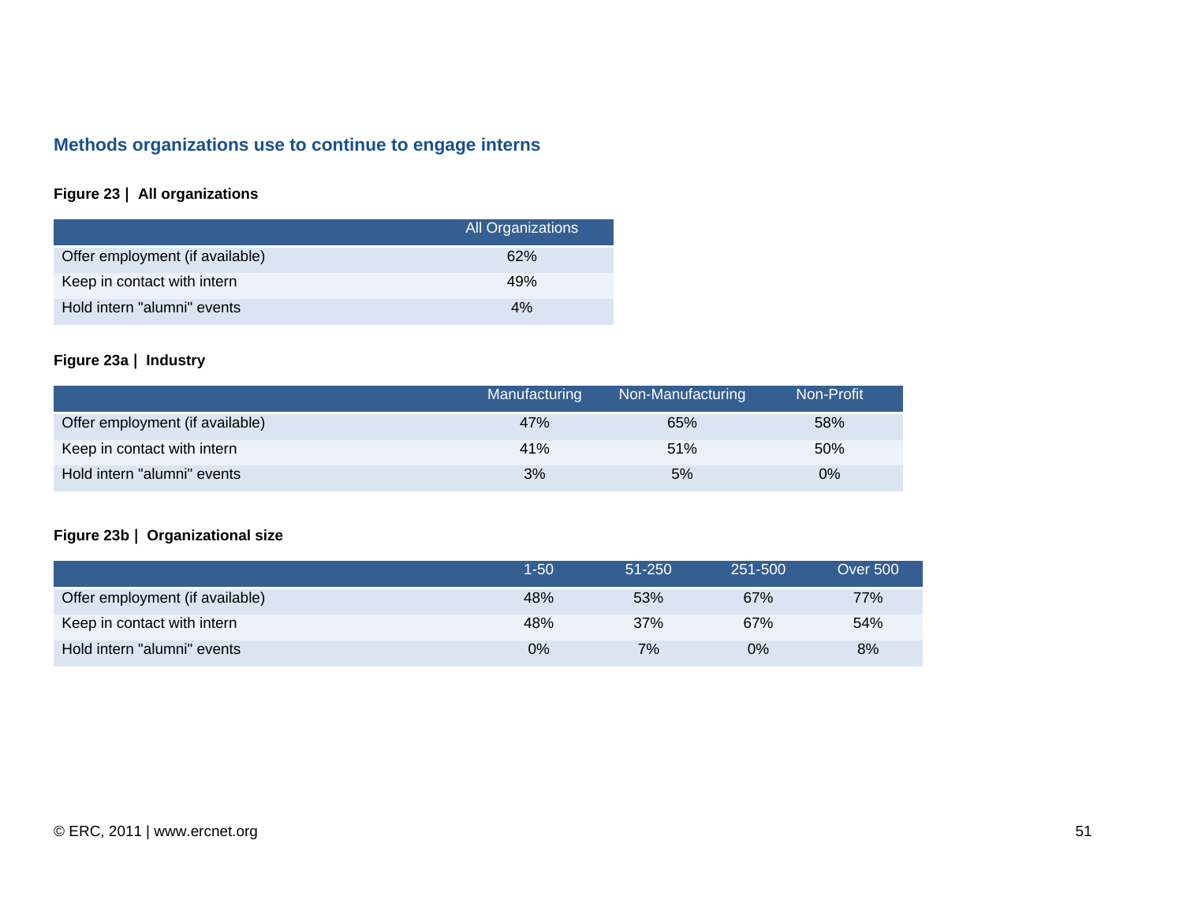## Methods organizations use to continue to engage interns

**Figure 23 | All organizations**

| | All Organizations |
|---|---|
| Offer employment (if available) | 62% |
| Keep in contact with intern | 49% |
| Hold intern "alumni" events | 4% |

**Figure 23a | Industry**

| | Manufacturing | Non-Manufacturing | Non-Profit |
|---|---|---|---|
| Offer employment (if available) | 47% | 65% | 58% |
| Keep in contact with intern | 41% | 51% | 50% |
| Hold intern "alumni" events | 3% | 5% | 0% |

**Figure 23b | Organizational size**

| | 1-50 | 51-250 | 251-500 | Over 500 |
|---|---|---|---|---|
| Offer employment (if available) | 48% | 53% | 67% | 77% |
| Keep in contact with intern | 48% | 37% | 67% | 54% |
| Hold intern "alumni" events | 0% | 7% | 0% | 8% |

© ERC, 2011 | www.ercnet.org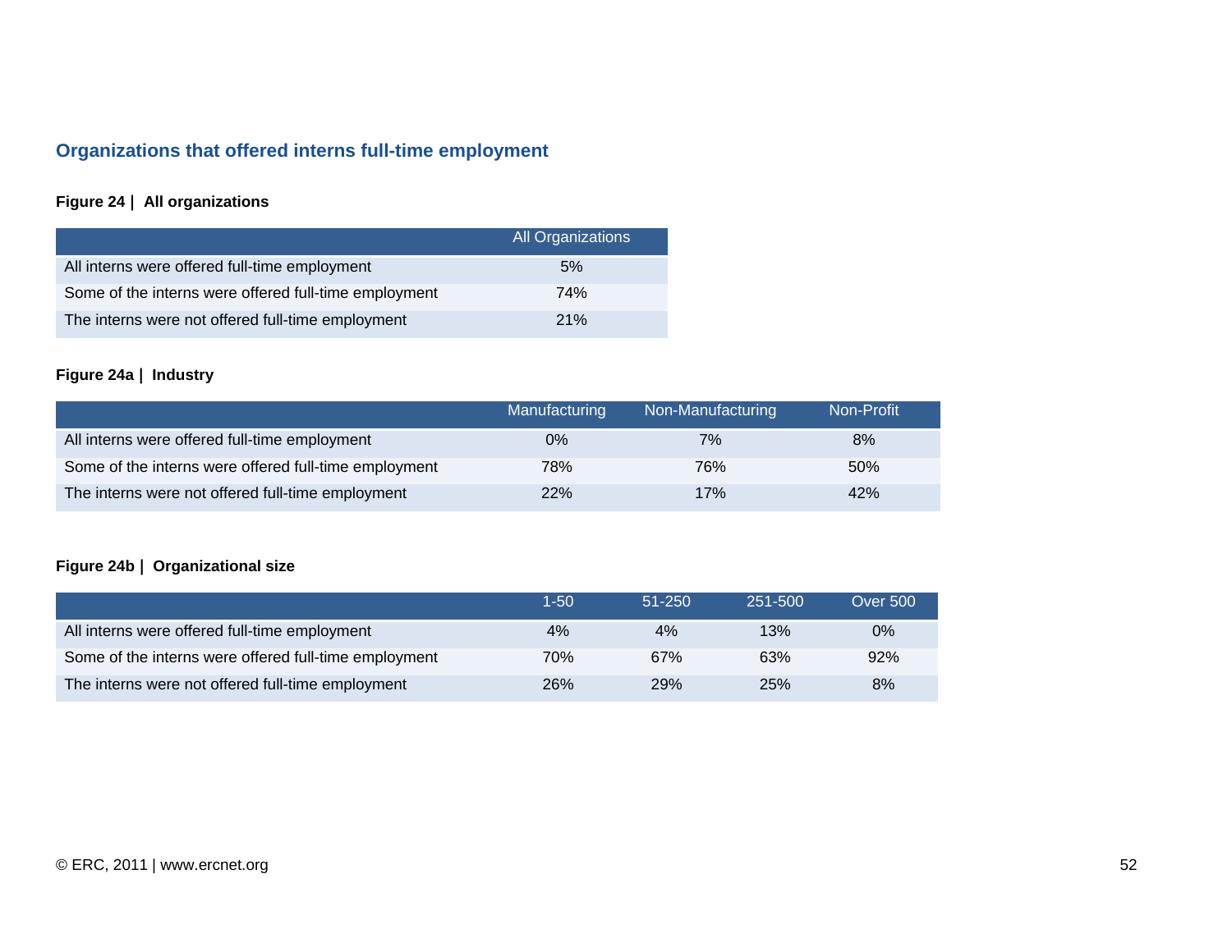## Organizations that offered interns full-time employment

**Figure 24 | All organizations**

| | All Organizations |
|---|---|
| All interns were offered full-time employment | 5% |
| Some of the interns were offered full-time employment | 74% |
| The interns were not offered full-time employment | 21% |

**Figure 24a | Industry**

| | Manufacturing | Non-Manufacturing | Non-Profit |
|---|---|---|---|
| All interns were offered full-time employment | 0% | 7% | 8% |
| Some of the interns were offered full-time employment | 78% | 76% | 50% |
| The interns were not offered full-time employment | 22% | 17% | 42% |

**Figure 24b | Organizational size**

| | 1-50 | 51-250 | 251-500 | Over 500 |
|---|---|---|---|---|
| All interns were offered full-time employment | 4% | 4% | 13% | 0% |
| Some of the interns were offered full-time employment | 70% | 67% | 63% | 92% |
| The interns were not offered full-time employment | 26% | 29% | 25% | 8% |

© ERC, 2011 | www.ercnet.org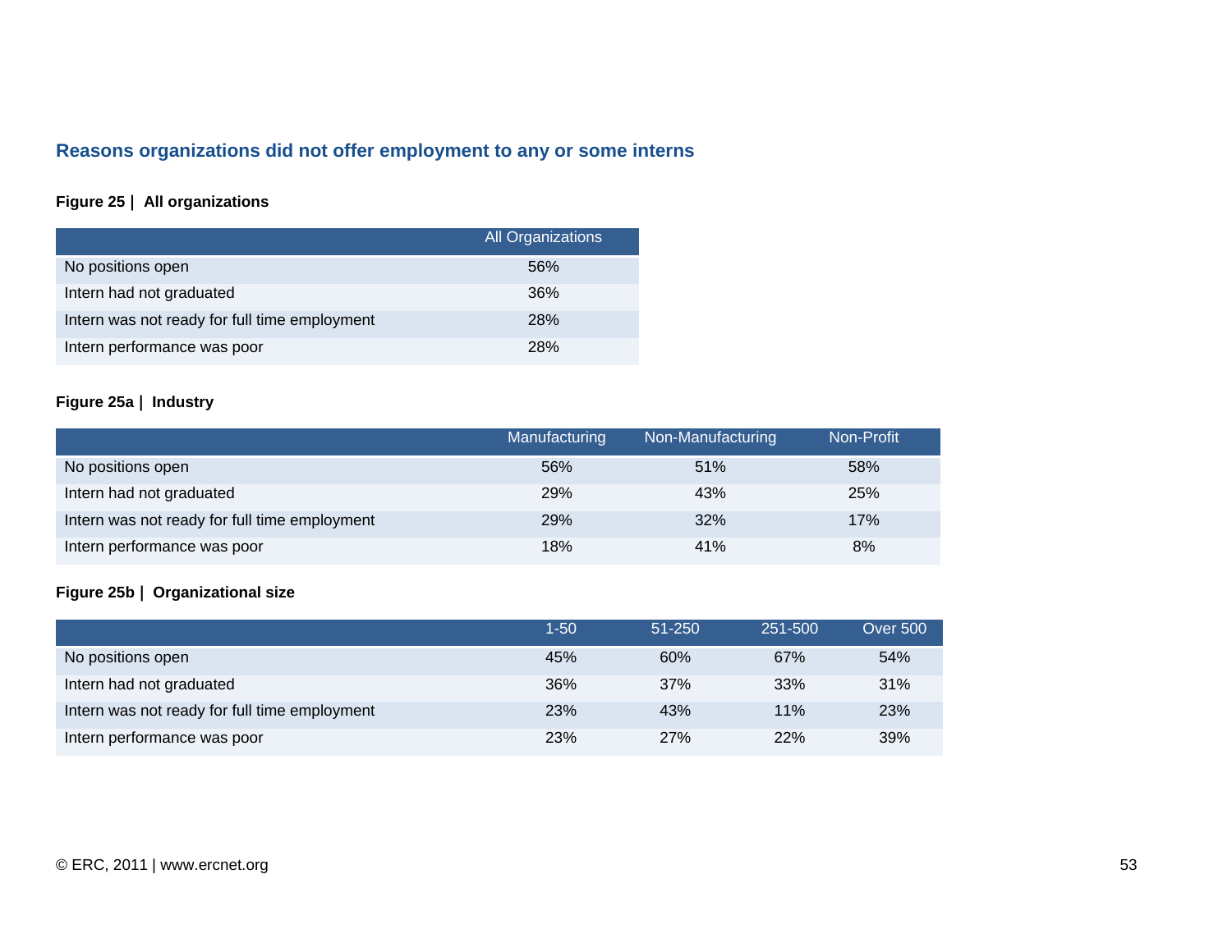## Reasons organizations did not offer employment to any or some interns

**Figure 25 | All organizations**

| | All Organizations |
|---|---|
| No positions open | 56% |
| Intern had not graduated | 36% |
| Intern was not ready for full time employment | 28% |
| Intern performance was poor | 28% |

**Figure 25a | Industry**

| | Manufacturing | Non-Manufacturing | Non-Profit |
|---|---|---|---|
| No positions open | 56% | 51% | 58% |
| Intern had not graduated | 29% | 43% | 25% |
| Intern was not ready for full time employment | 29% | 32% | 17% |
| Intern performance was poor | 18% | 41% | 8% |

**Figure 25b | Organizational size**

| | 1-50 | 51-250 | 251-500 | Over 500 |
|---|---|---|---|---|
| No positions open | 45% | 60% | 67% | 54% |
| Intern had not graduated | 36% | 37% | 33% | 31% |
| Intern was not ready for full time employment | 23% | 43% | 11% | 23% |
| Intern performance was poor | 23% | 27% | 22% | 39% |

© ERC, 2011 | www.ercnet.org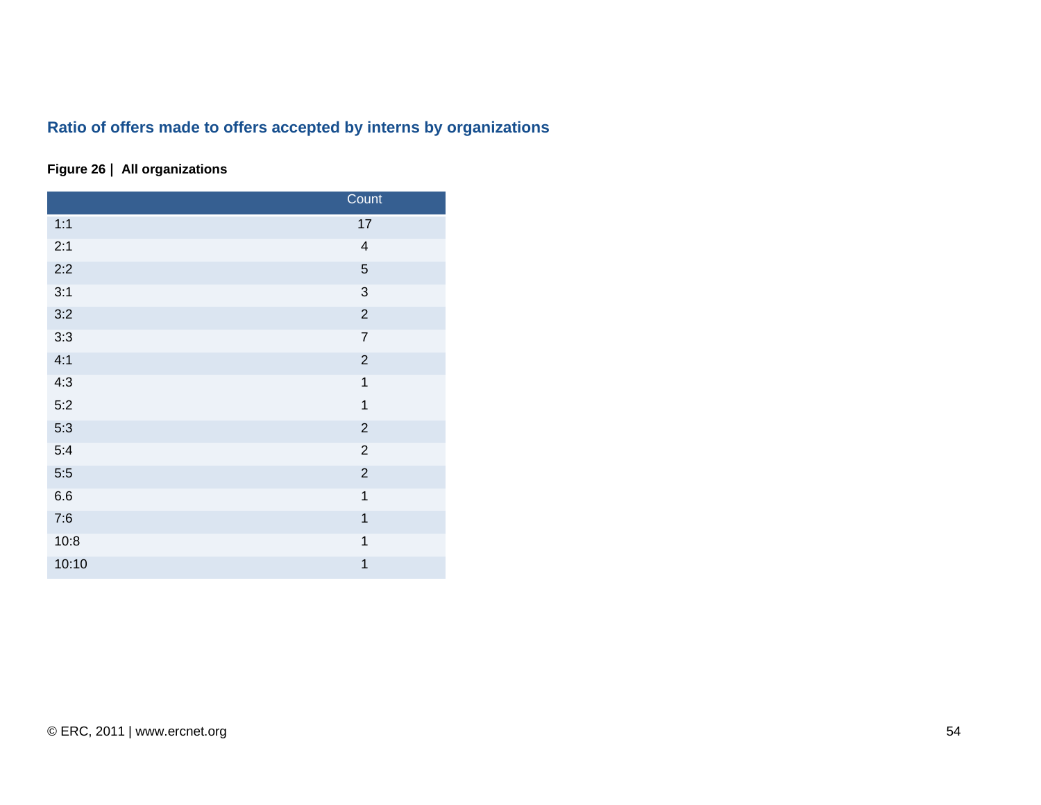## Ratio of offers made to offers accepted by interns by organizations

**Figure 26 | All organizations**

| | Count |
|---|---|
| 1:1 | 17 |
| 2:1 | 4 |
| 2:2 | 5 |
| 3:1 | 3 |
| 3:2 | 2 |
| 3:3 | 7 |
| 4:1 | 2 |
| 4:3 | 1 |
| 5:2 | 1 |
| 5:3 | 2 |
| 5:4 | 2 |
| 5:5 | 2 |
| 6.6 | 1 |
| 7:6 | 1 |
| 10:8 | 1 |
| 10:10 | 1 |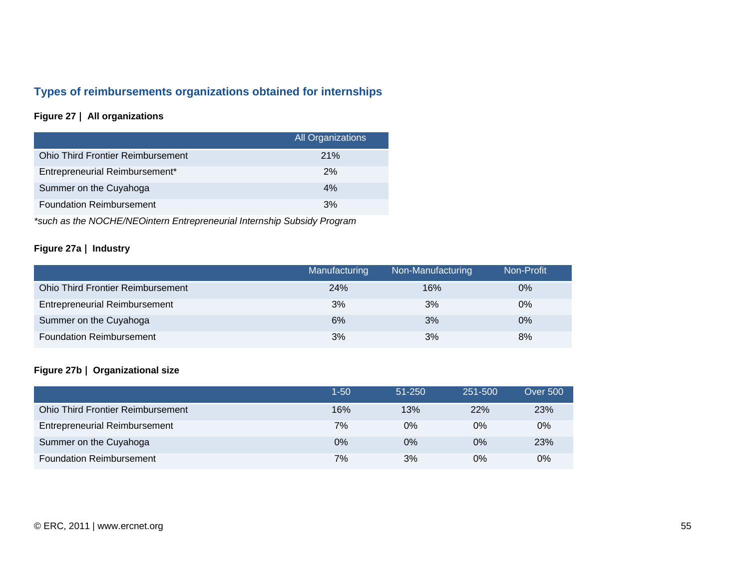## Types of reimbursements organizations obtained for internships

**Figure 27 | All organizations**

| | All Organizations |
|---|---|
| Ohio Third Frontier Reimbursement | 21% |
| Entrepreneurial Reimbursement* | 2% |
| Summer on the Cuyahoga | 4% |
| Foundation Reimbursement | 3% |

*\*such as the NOCHE/NEOintern Entrepreneurial Internship Subsidy Program*

**Figure 27a | Industry**

| | Manufacturing | Non-Manufacturing | Non-Profit |
|---|---|---|---|
| Ohio Third Frontier Reimbursement | 24% | 16% | 0% |
| Entrepreneurial Reimbursement | 3% | 3% | 0% |
| Summer on the Cuyahoga | 6% | 3% | 0% |
| Foundation Reimbursement | 3% | 3% | 8% |

**Figure 27b | Organizational size**

| | 1-50 | 51-250 | 251-500 | Over 500 |
|---|---|---|---|---|
| Ohio Third Frontier Reimbursement | 16% | 13% | 22% | 23% |
| Entrepreneurial Reimbursement | 7% | 0% | 0% | 0% |
| Summer on the Cuyahoga | 0% | 0% | 0% | 23% |
| Foundation Reimbursement | 7% | 3% | 0% | 0% |

© ERC, 2011 | www.ercnet.org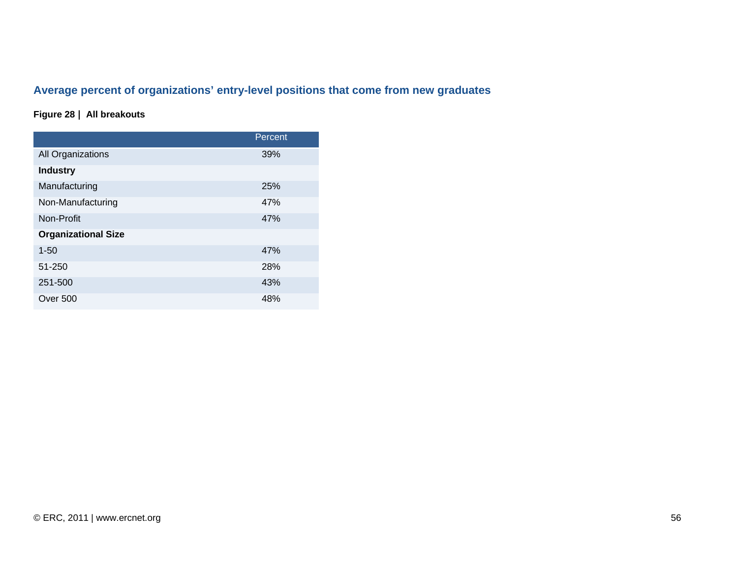## Average percent of organizations' entry-level positions that come from new graduates

**Figure 28 | All breakouts**

| | Percent |
|---|---|
| All Organizations | 39% |
| **Industry** | |
| Manufacturing | 25% |
| Non-Manufacturing | 47% |
| Non-Profit | 47% |
| **Organizational Size** | |
| 1-50 | 47% |
| 51-250 | 28% |
| 251-500 | 43% |
| Over 500 | 48% |

© ERC, 2011 | www.ercnet.org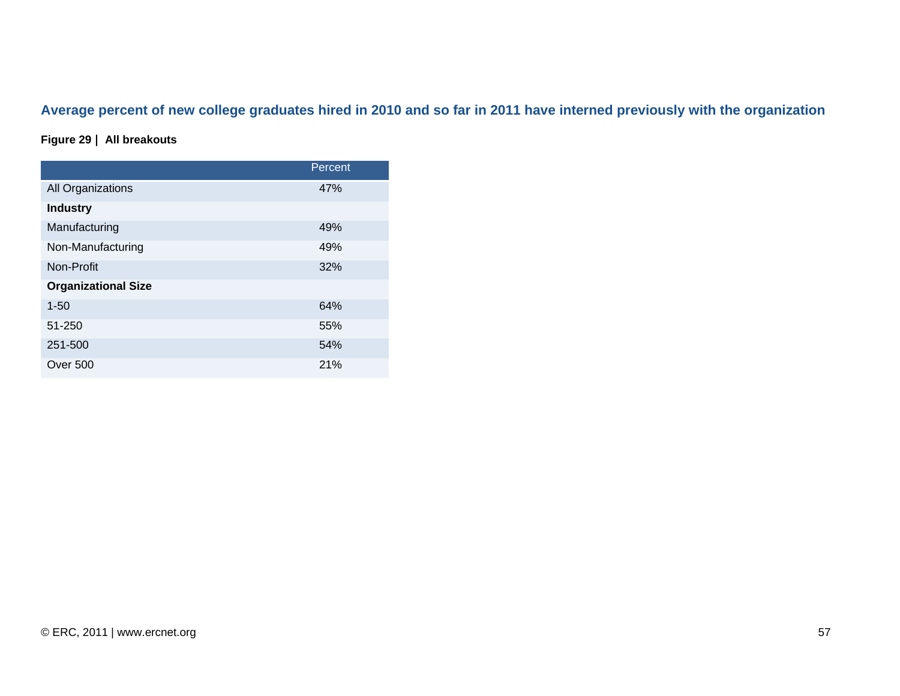## Average percent of new college graduates hired in 2010 and so far in 2011 have interned previously with the organization

**Figure 29 | All breakouts**

| | Percent |
|---|---|
| All Organizations | 47% |
| **Industry** | |
| Manufacturing | 49% |
| Non-Manufacturing | 49% |
| Non-Profit | 32% |
| **Organizational Size** | |
| 1-50 | 64% |
| 51-250 | 55% |
| 251-500 | 54% |
| Over 500 | 21% |

© ERC, 2011 | www.ercnet.org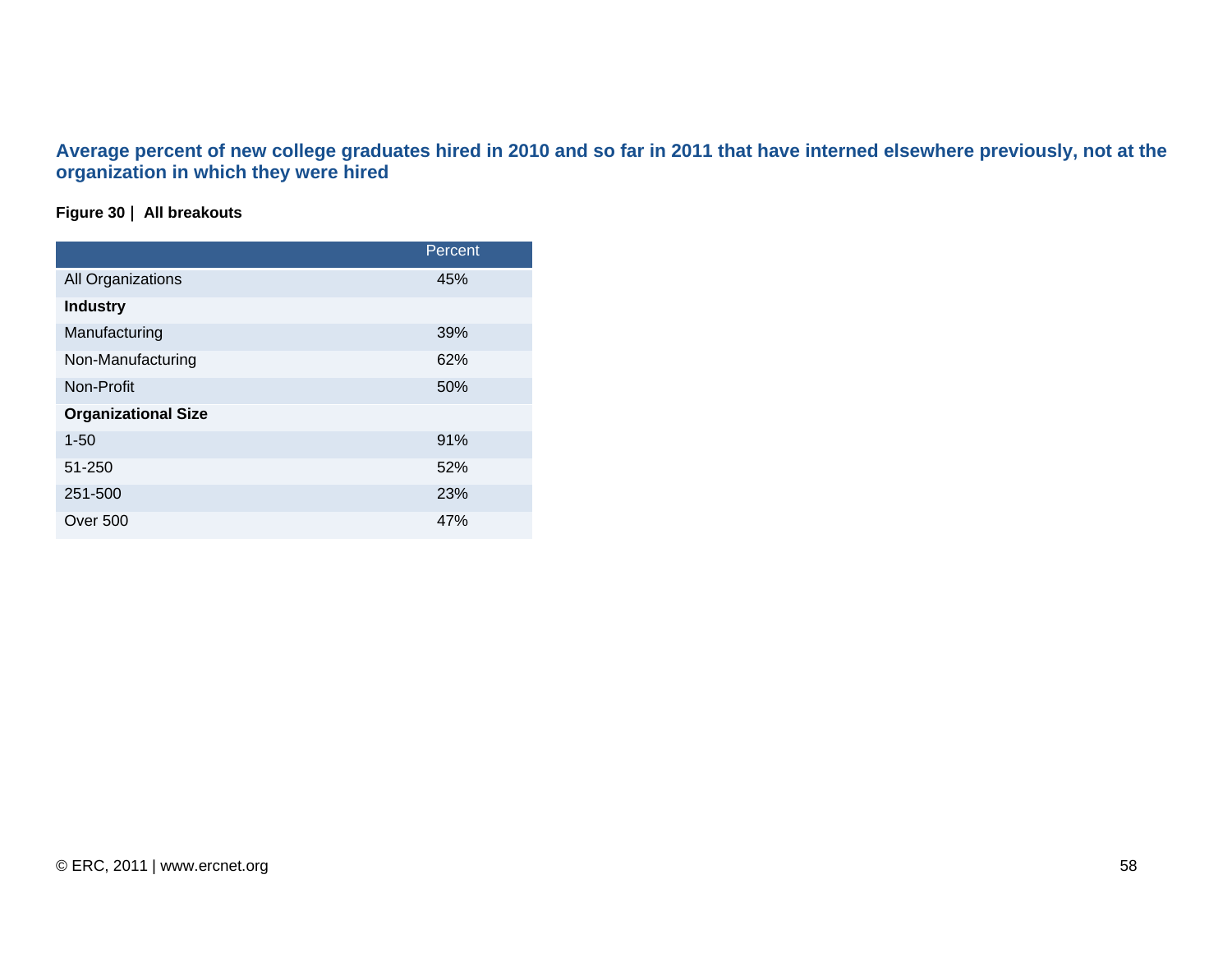## Average percent of new college graduates hired in 2010 and so far in 2011 that have interned elsewhere previously, not at the organization in which they were hired

**Figure 30 | All breakouts**

| | Percent |
|---|---|
| All Organizations | 45% |
| **Industry** | |
| Manufacturing | 39% |
| Non-Manufacturing | 62% |
| Non-Profit | 50% |
| **Organizational Size** | |
| 1-50 | 91% |
| 51-250 | 52% |
| 251-500 | 23% |
| Over 500 | 47% |

© ERC, 2011 | www.ercnet.org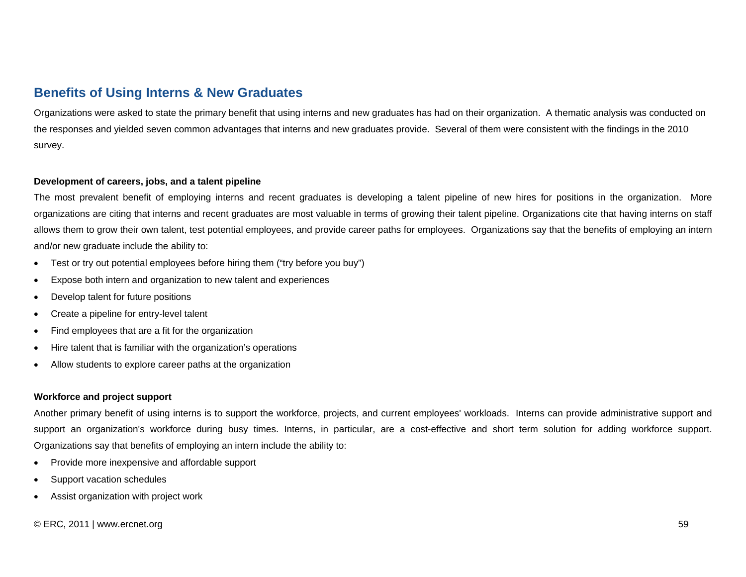## Benefits of Using Interns & New Graduates

Organizations were asked to state the primary benefit that using interns and new graduates has had on their organization. A thematic analysis was conducted on the responses and yielded seven common advantages that interns and new graduates provide. Several of them were consistent with the findings in the 2010 survey.

**Development of careers, jobs, and a talent pipeline**

The most prevalent benefit of employing interns and recent graduates is developing a talent pipeline of new hires for positions in the organization. More organizations are citing that interns and recent graduates are most valuable in terms of growing their talent pipeline. Organizations cite that having interns on staff allows them to grow their own talent, test potential employees, and provide career paths for employees. Organizations say that the benefits of employing an intern and/or new graduate include the ability to:

- Test or try out potential employees before hiring them ("try before you buy")
- Expose both intern and organization to new talent and experiences
- Develop talent for future positions
- Create a pipeline for entry-level talent
- Find employees that are a fit for the organization
- Hire talent that is familiar with the organization's operations
- Allow students to explore career paths at the organization

**Workforce and project support**

Another primary benefit of using interns is to support the workforce, projects, and current employees' workloads. Interns can provide administrative support and support an organization's workforce during busy times. Interns, in particular, are a cost-effective and short term solution for adding workforce support. Organizations say that benefits of employing an intern include the ability to:

- Provide more inexpensive and affordable support
- Support vacation schedules
- Assist organization with project work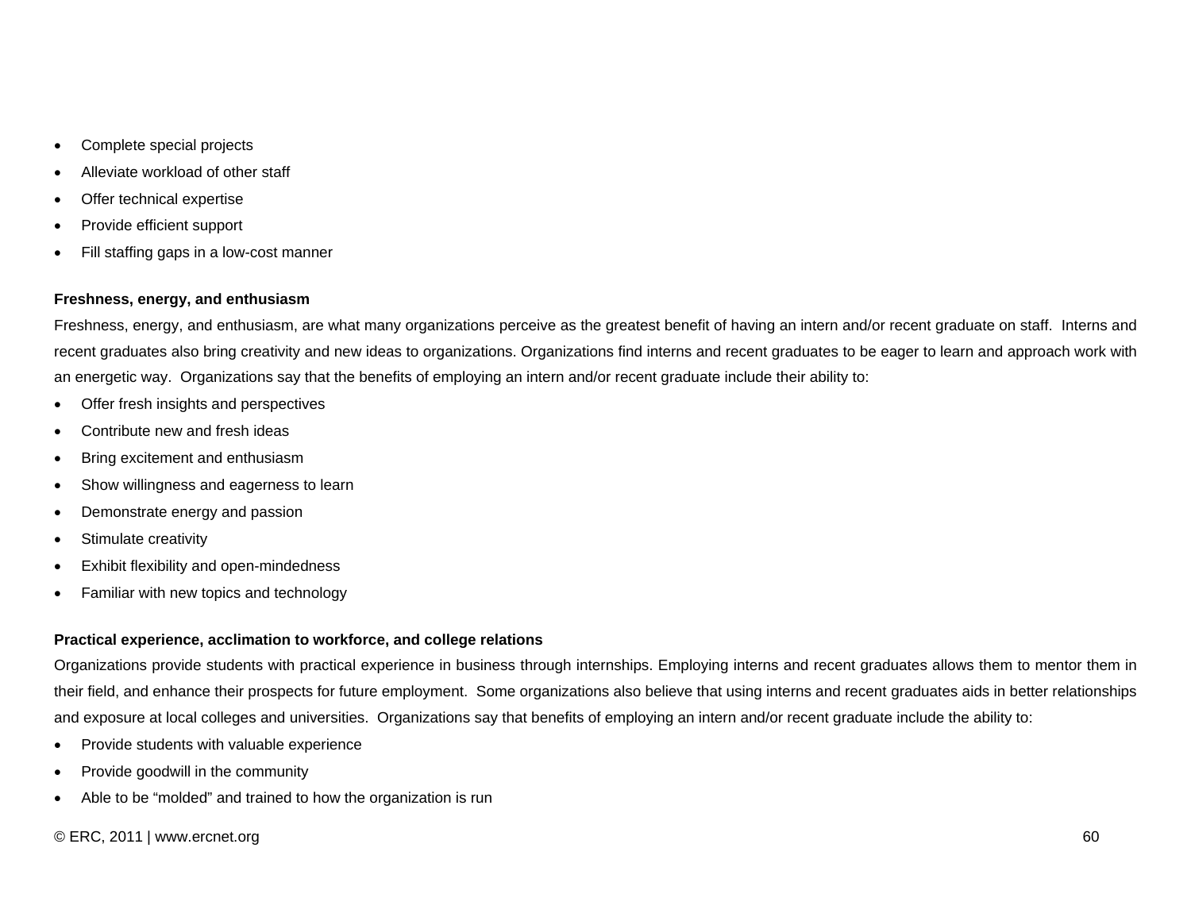- Complete special projects
- Alleviate workload of other staff
- Offer technical expertise
- Provide efficient support
- Fill staffing gaps in a low-cost manner

**Freshness, energy, and enthusiasm**

Freshness, energy, and enthusiasm, are what many organizations perceive as the greatest benefit of having an intern and/or recent graduate on staff. Interns and recent graduates also bring creativity and new ideas to organizations. Organizations find interns and recent graduates to be eager to learn and approach work with an energetic way. Organizations say that the benefits of employing an intern and/or recent graduate include their ability to:

- Offer fresh insights and perspectives
- Contribute new and fresh ideas
- Bring excitement and enthusiasm
- Show willingness and eagerness to learn
- Demonstrate energy and passion
- Stimulate creativity
- Exhibit flexibility and open-mindedness
- Familiar with new topics and technology

**Practical experience, acclimation to workforce, and college relations**

Organizations provide students with practical experience in business through internships. Employing interns and recent graduates allows them to mentor them in their field, and enhance their prospects for future employment. Some organizations also believe that using interns and recent graduates aids in better relationships and exposure at local colleges and universities. Organizations say that benefits of employing an intern and/or recent graduate include the ability to:

- Provide students with valuable experience
- Provide goodwill in the community
- Able to be "molded" and trained to how the organization is run

© ERC, 2011 | www.ercnet.org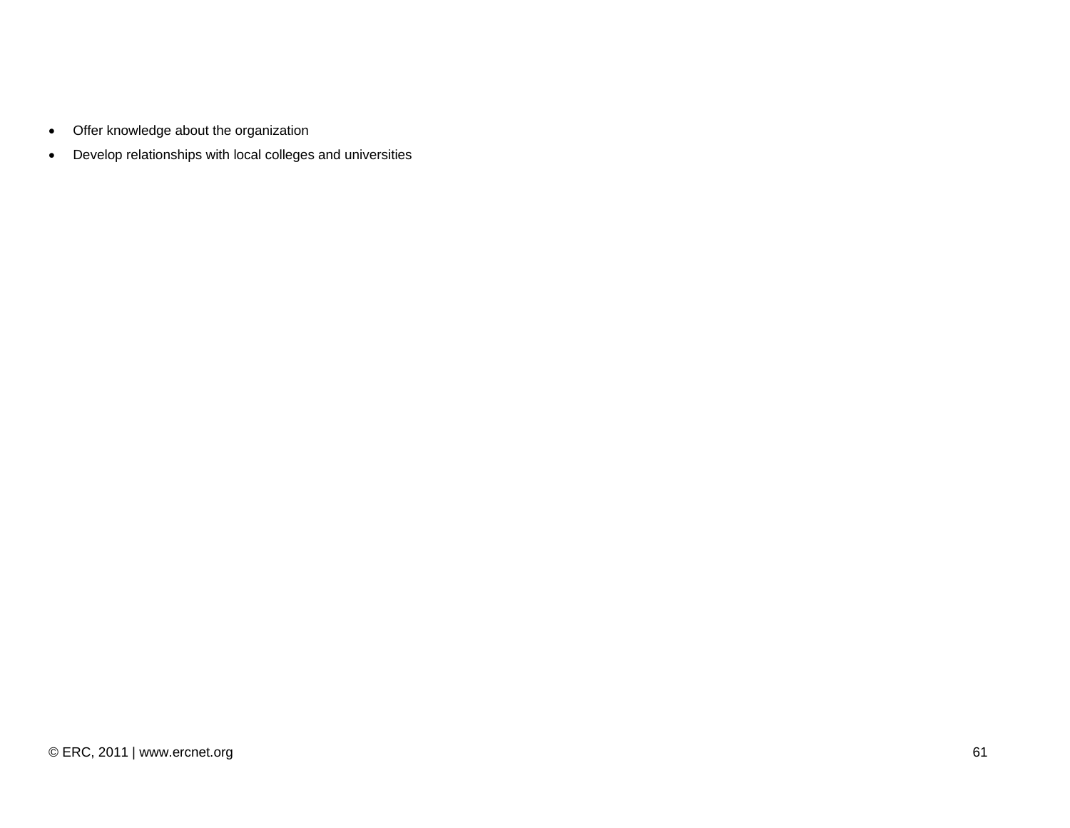- Offer knowledge about the organization
- Develop relationships with local colleges and universities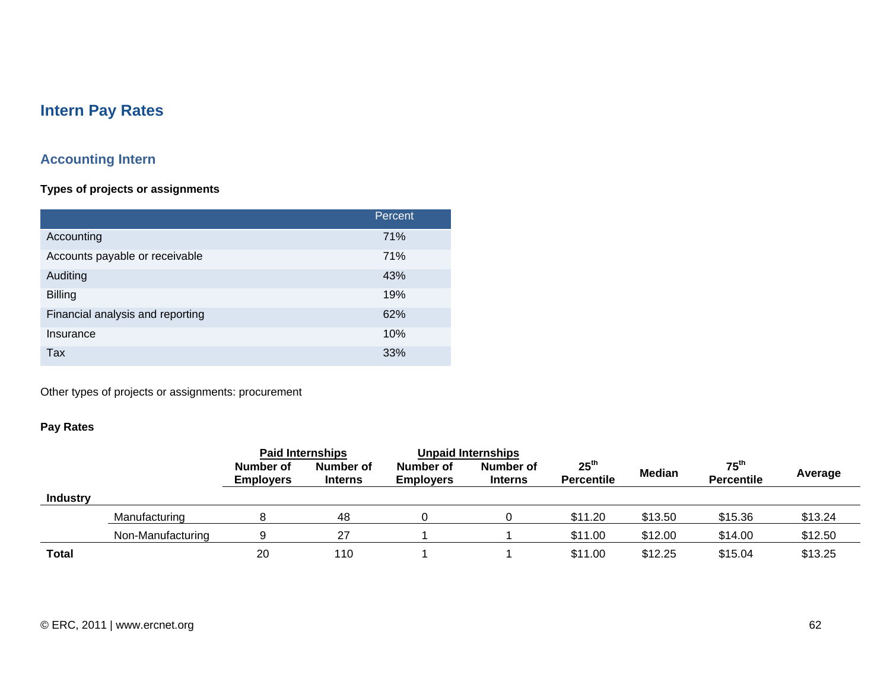# Intern Pay Rates

## Accounting Intern

**Types of projects or assignments**

| | Percent |
|---|---|
| Accounting | 71% |
| Accounts payable or receivable | 71% |
| Auditing | 43% |
| Billing | 19% |
| Financial analysis and reporting | 62% |
| Insurance | 10% |
| Tax | 33% |

Other types of projects or assignments: procurement

**Pay Rates**

| | | Paid Internships | | Unpaid Internships | | | | | |
|---|---|---|---|---|---|---|---|---|---|
| | | Number of Employers | Number of Interns | Number of Employers | Number of Interns | 25th Percentile | Median | 75th Percentile | Average |
| **Industry** | | | | | | | | | |
| | Manufacturing | 8 | 48 | 0 | 0 | $11.20 | $13.50 | $15.36 | $13.24 |
| | Non-Manufacturing | 9 | 27 | 1 | 1 | $11.00 | $12.00 | $14.00 | $12.50 |
| **Total** | | 20 | 110 | 1 | 1 | $11.00 | $12.25 | $15.04 | $13.25 |

© ERC, 2011 | www.ercnet.org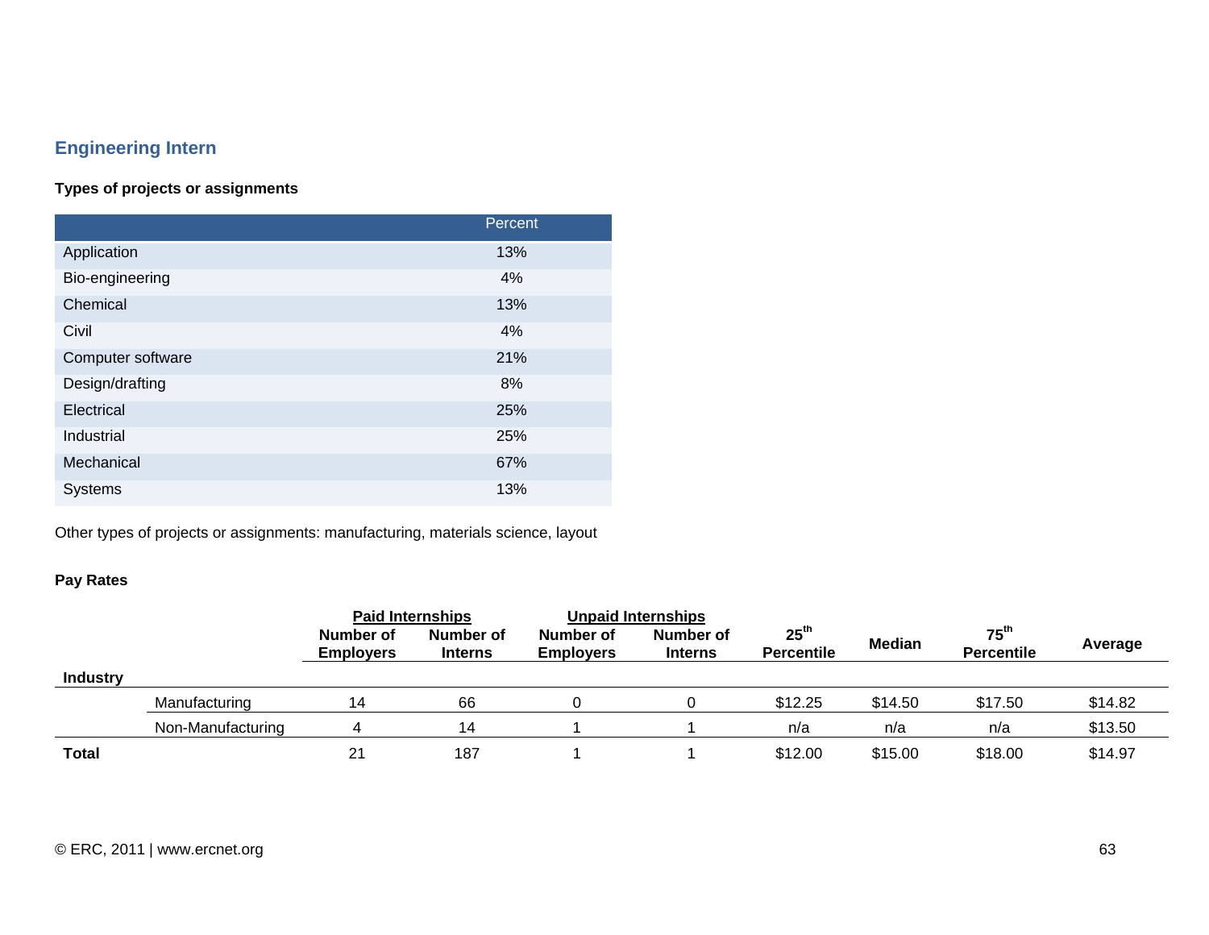## Engineering Intern

**Types of projects or assignments**

| | Percent |
|---|---|
| Application | 13% |
| Bio-engineering | 4% |
| Chemical | 13% |
| Civil | 4% |
| Computer software | 21% |
| Design/drafting | 8% |
| Electrical | 25% |
| Industrial | 25% |
| Mechanical | 67% |
| Systems | 13% |

Other types of projects or assignments: manufacturing, materials science, layout

**Pay Rates**

| | | Paid Internships | | Unpaid Internships | | | | | |
|---|---|---|---|---|---|---|---|---|---|
| | | Number of Employers | Number of Interns | Number of Employers | Number of Interns | 25th Percentile | Median | 75th Percentile | Average |
| **Industry** | | | | | | | | | |
| | Manufacturing | 14 | 66 | 0 | 0 | $12.25 | $14.50 | $17.50 | $14.82 |
| | Non-Manufacturing | 4 | 14 | 1 | 1 | n/a | n/a | n/a | $13.50 |
| **Total** | | 21 | 187 | 1 | 1 | $12.00 | $15.00 | $18.00 | $14.97 |

© ERC, 2011 | www.ercnet.org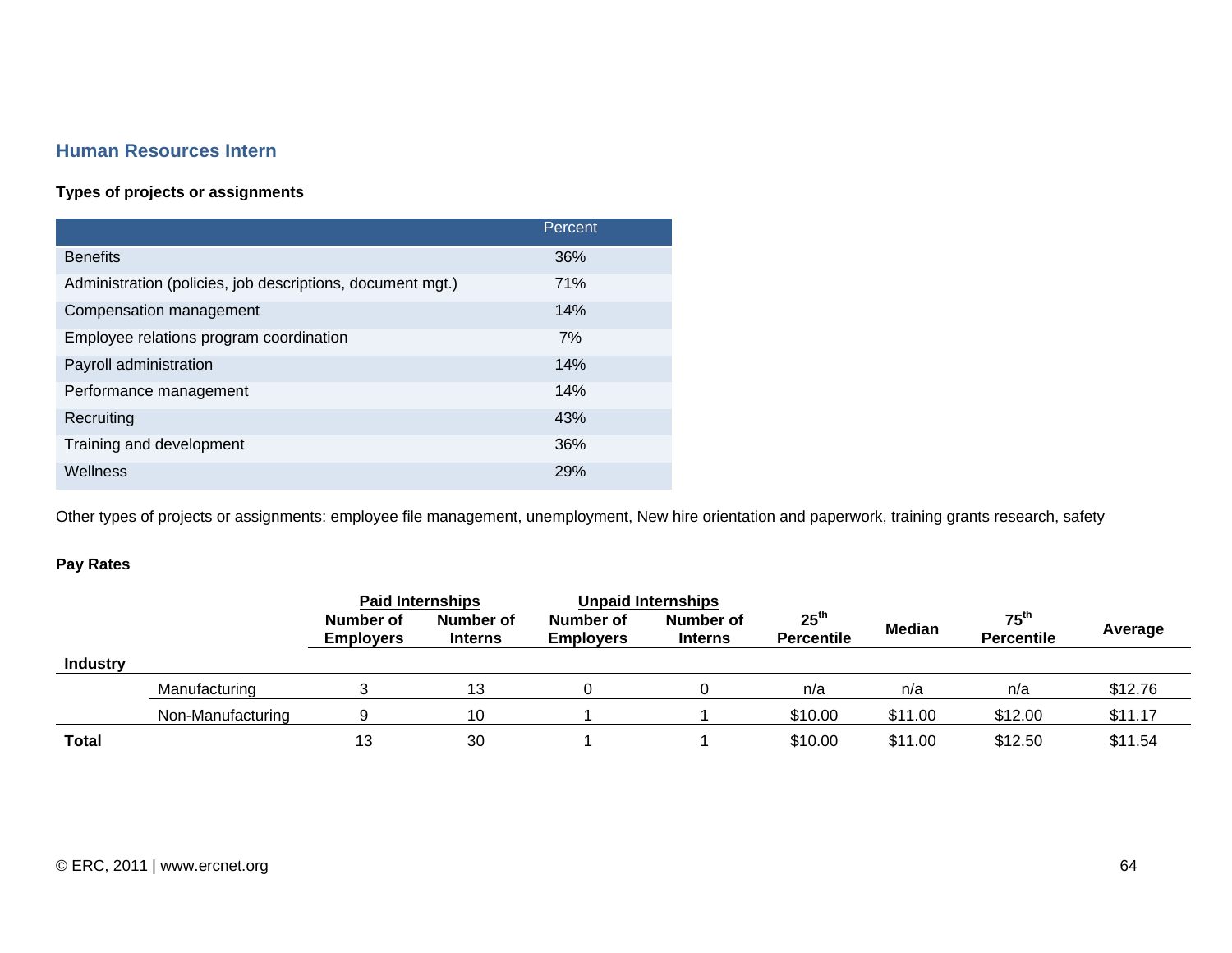## Human Resources Intern

### Types of projects or assignments

| | Percent |
|---|---|
| Benefits | 36% |
| Administration (policies, job descriptions, document mgt.) | 71% |
| Compensation management | 14% |
| Employee relations program coordination | 7% |
| Payroll administration | 14% |
| Performance management | 14% |
| Recruiting | 43% |
| Training and development | 36% |
| Wellness | 29% |

Other types of projects or assignments: employee file management, unemployment, New hire orientation and paperwork, training grants research, safety

### Pay Rates

| | | Paid Internships | | Unpaid Internships | | | | | |
|---|---|---|---|---|---|---|---|---|---|
| | | Number of Employers | Number of Interns | Number of Employers | Number of Interns | 25th Percentile | Median | 75th Percentile | Average |
| **Industry** | | | | | | | | | |
| | Manufacturing | 3 | 13 | 0 | 0 | n/a | n/a | n/a | $12.76 |
| | Non-Manufacturing | 9 | 10 | 1 | 1 | $10.00 | $11.00 | $12.00 | $11.17 |
| **Total** | | 13 | 30 | 1 | 1 | $10.00 | $11.00 | $12.50 | $11.54 |

© ERC, 2011 | www.ercnet.org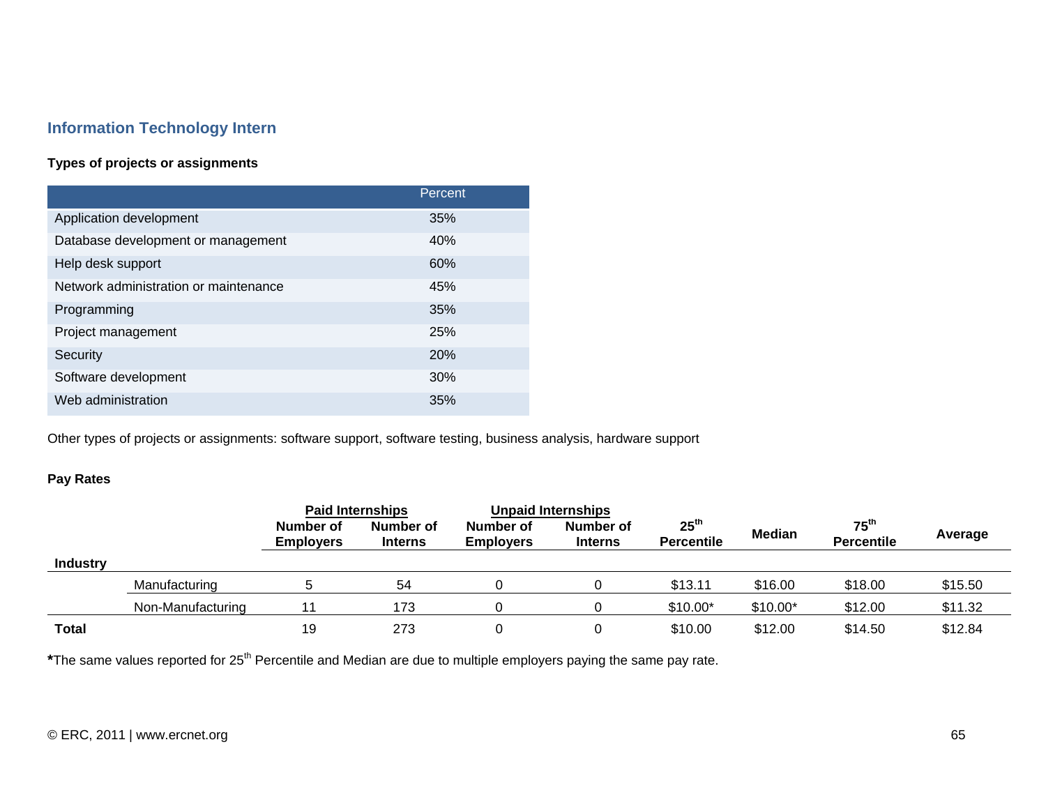## Information Technology Intern

**Types of projects or assignments**

| | Percent |
|---|---|
| Application development | 35% |
| Database development or management | 40% |
| Help desk support | 60% |
| Network administration or maintenance | 45% |
| Programming | 35% |
| Project management | 25% |
| Security | 20% |
| Software development | 30% |
| Web administration | 35% |

Other types of projects or assignments: software support, software testing, business analysis, hardware support

**Pay Rates**

| | | Paid Internships | | Unpaid Internships | | | | | |
|---|---|---|---|---|---|---|---|---|---|
| | | Number of Employers | Number of Interns | Number of Employers | Number of Interns | 25th Percentile | Median | 75th Percentile | Average |
| **Industry** | | | | | | | | | |
| | Manufacturing | 5 | 54 | 0 | 0 | $13.11 | $16.00 | $18.00 | $15.50 |
| | Non-Manufacturing | 11 | 173 | 0 | 0 | $10.00* | $10.00* | $12.00 | $11.32 |
| **Total** | | 19 | 273 | 0 | 0 | $10.00 | $12.00 | $14.50 | $12.84 |

***The same values reported for 25th Percentile and Median are due to multiple employers paying the same pay rate.

© ERC, 2011 | www.ercnet.org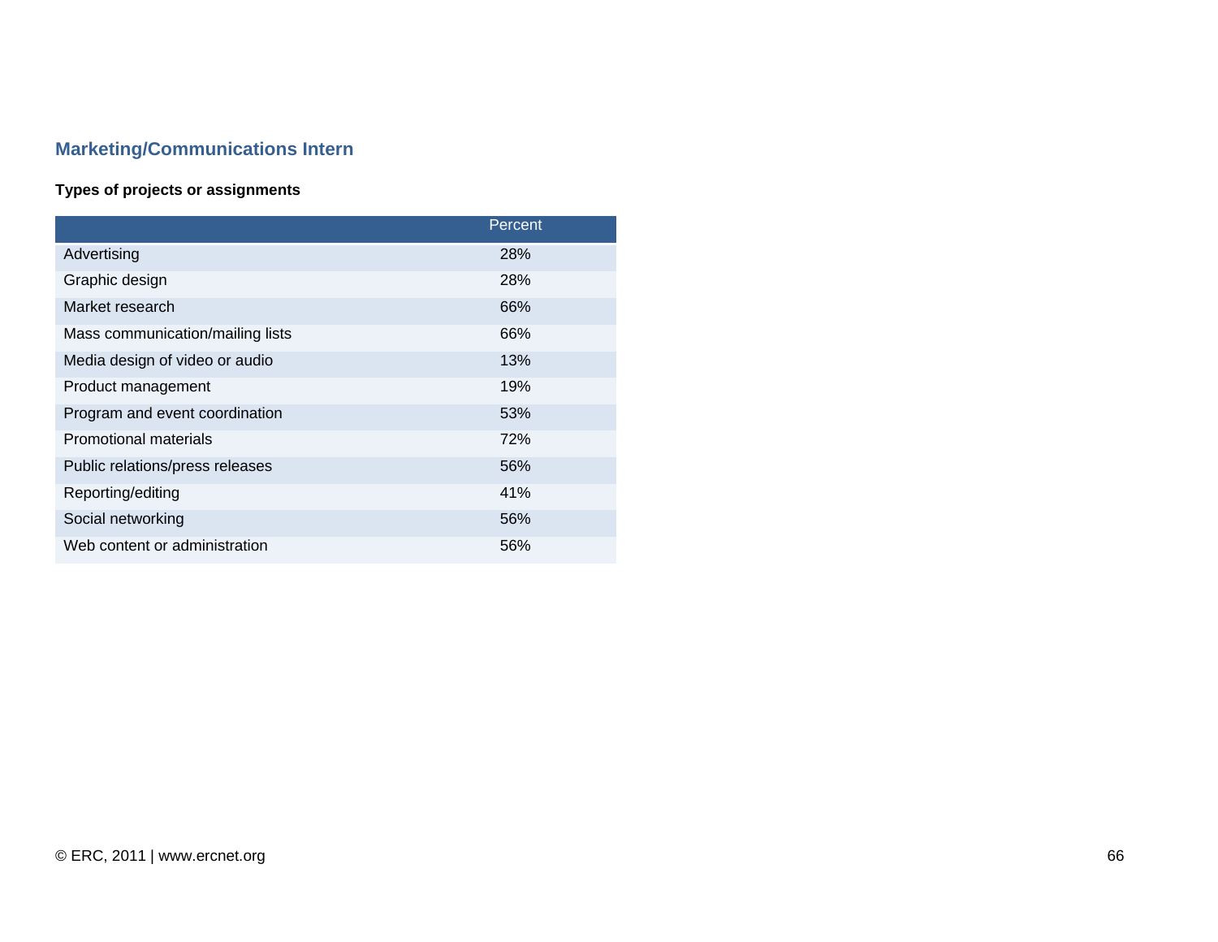## Marketing/Communications Intern

**Types of projects or assignments**

| | Percent |
|---|---|
| Advertising | 28% |
| Graphic design | 28% |
| Market research | 66% |
| Mass communication/mailing lists | 66% |
| Media design of video or audio | 13% |
| Product management | 19% |
| Program and event coordination | 53% |
| Promotional materials | 72% |
| Public relations/press releases | 56% |
| Reporting/editing | 41% |
| Social networking | 56% |
| Web content or administration | 56% |

© ERC, 2011 | www.ercnet.org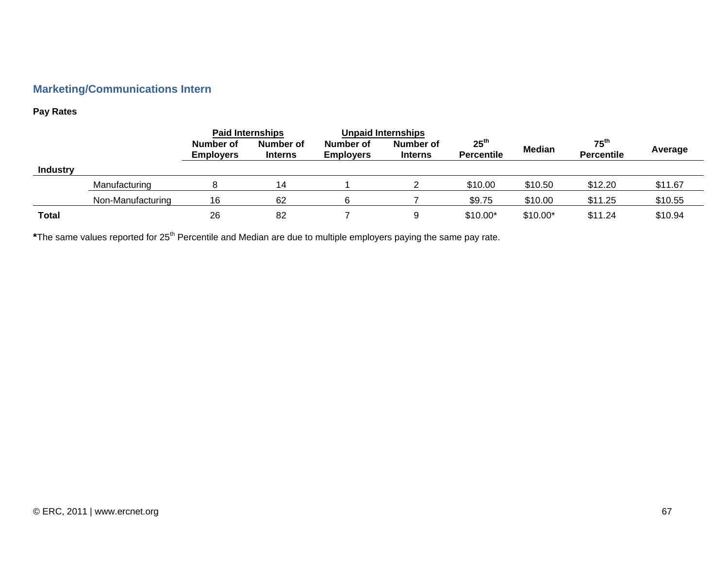## Marketing/Communications Intern

**Pay Rates**

| | | Paid Internships | | Unpaid Internships | | | | | |
|---|---|---|---|---|---|---|---|---|---|
| | | Number of Employers | Number of Interns | Number of Employers | Number of Interns | 25th Percentile | Median | 75th Percentile | Average |
| **Industry** | | | | | | | | | |
| | Manufacturing | 8 | 14 | 1 | 2 | $10.00 | $10.50 | $12.20 | $11.67 |
| | Non-Manufacturing | 16 | 62 | 6 | 7 | $9.75 | $10.00 | $11.25 | $10.55 |
| **Total** | | 26 | 82 | 7 | 9 | $10.00* | $10.00* | $11.24 | $10.94 |

***The same values reported for 25th Percentile and Median are due to multiple employers paying the same pay rate.

© ERC, 2011 | www.ercnet.org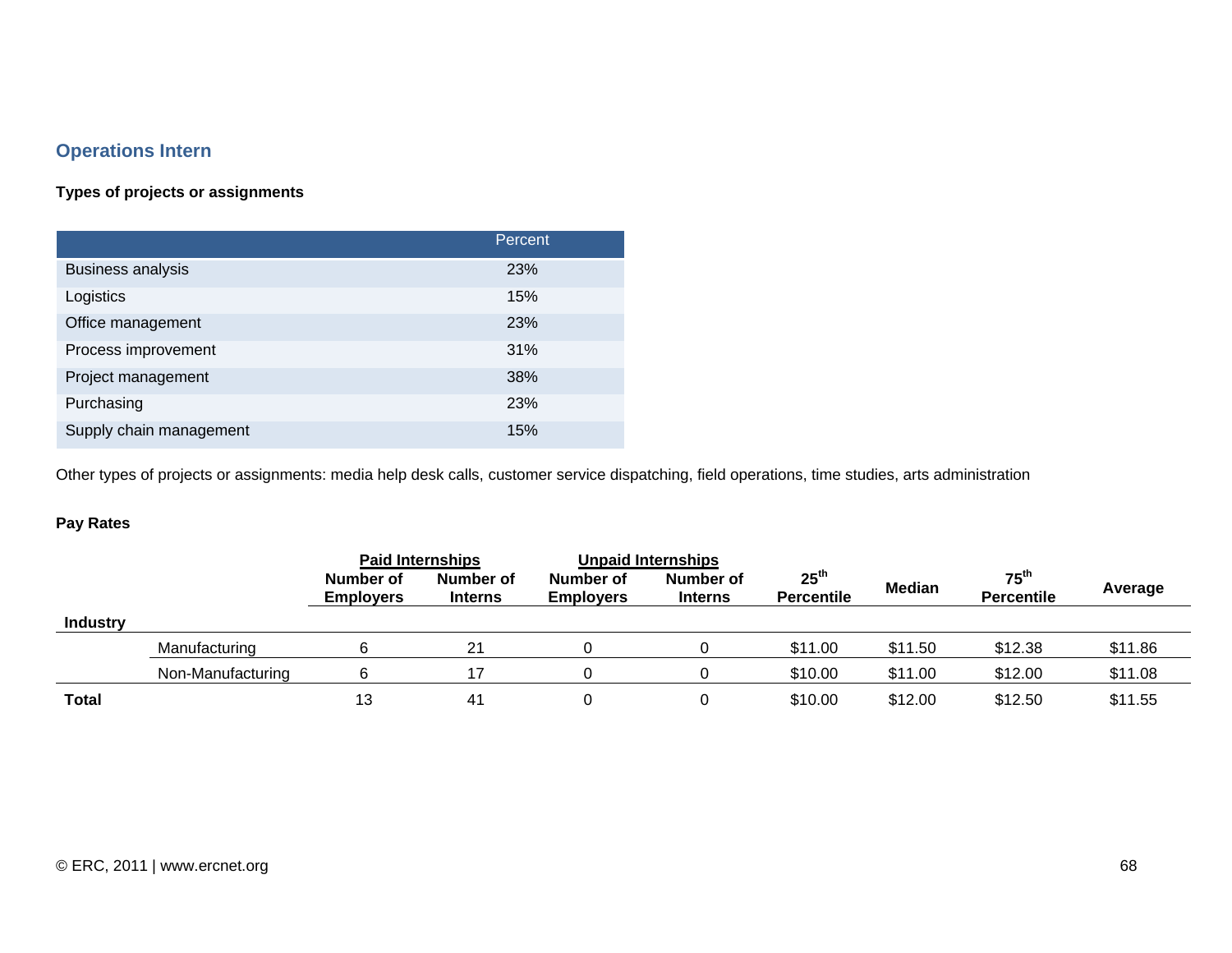## Operations Intern

**Types of projects or assignments**

| | Percent |
|---|---|
| Business analysis | 23% |
| Logistics | 15% |
| Office management | 23% |
| Process improvement | 31% |
| Project management | 38% |
| Purchasing | 23% |
| Supply chain management | 15% |

Other types of projects or assignments: media help desk calls, customer service dispatching, field operations, time studies, arts administration

**Pay Rates**

| | | Paid Internships | | Unpaid Internships | | | | | |
|---|---|---|---|---|---|---|---|---|---|
| | | Number of Employers | Number of Interns | Number of Employers | Number of Interns | 25th Percentile | Median | 75th Percentile | Average |
| **Industry** | | | | | | | | | |
| | Manufacturing | 6 | 21 | 0 | 0 | $11.00 | $11.50 | $12.38 | $11.86 |
| | Non-Manufacturing | 6 | 17 | 0 | 0 | $10.00 | $11.00 | $12.00 | $11.08 |
| **Total** | | 13 | 41 | 0 | 0 | $10.00 | $12.00 | $12.50 | $11.55 |

© ERC, 2011 | www.ercnet.org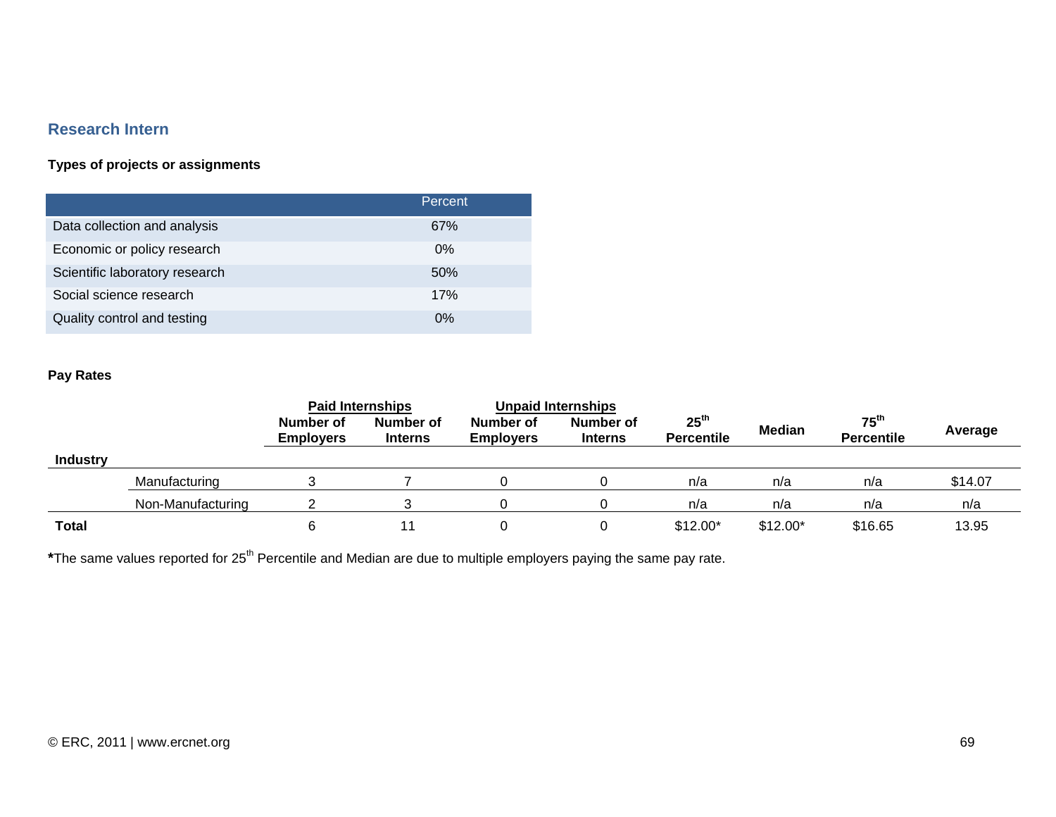## Research Intern

**Types of projects or assignments**

| | Percent |
|---|---|
| Data collection and analysis | 67% |
| Economic or policy research | 0% |
| Scientific laboratory research | 50% |
| Social science research | 17% |
| Quality control and testing | 0% |

**Pay Rates**

| | | Paid Internships | | Unpaid Internships | | | | | |
|---|---|---|---|---|---|---|---|---|---|
| | | Number of Employers | Number of Interns | Number of Employers | Number of Interns | 25th Percentile | Median | 75th Percentile | Average |
| **Industry** | | | | | | | | | |
| | Manufacturing | 3 | 7 | 0 | 0 | n/a | n/a | n/a | $14.07 |
| | Non-Manufacturing | 2 | 3 | 0 | 0 | n/a | n/a | n/a | n/a |
| **Total** | | 6 | 11 | 0 | 0 | $12.00* | $12.00* | $16.65 | 13.95 |

**\***The same values reported for 25th Percentile and Median are due to multiple employers paying the same pay rate.

© ERC, 2011 | www.ercnet.org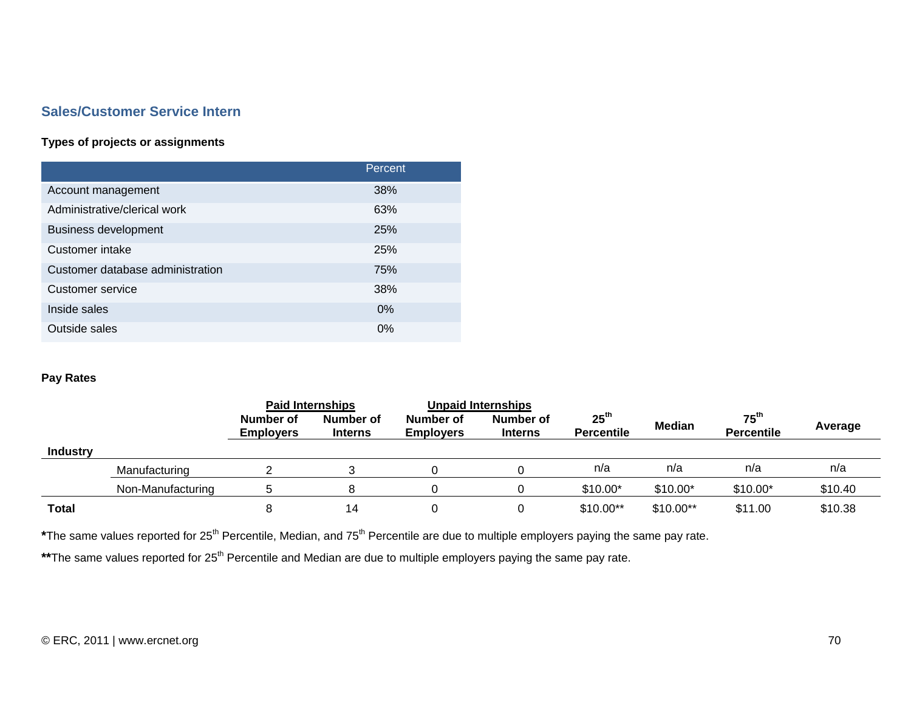## Sales/Customer Service Intern

**Types of projects or assignments**

| | Percent |
|---|---|
| Account management | 38% |
| Administrative/clerical work | 63% |
| Business development | 25% |
| Customer intake | 25% |
| Customer database administration | 75% |
| Customer service | 38% |
| Inside sales | 0% |
| Outside sales | 0% |

**Pay Rates**

| | | Paid Internships | | Unpaid Internships | | | | | |
|---|---|---|---|---|---|---|---|---|---|
| | | Number of Employers | Number of Interns | Number of Employers | Number of Interns | 25th Percentile | Median | 75th Percentile | Average |
| **Industry** | | | | | | | | | |
| | Manufacturing | 2 | 3 | 0 | 0 | n/a | n/a | n/a | n/a |
| | Non-Manufacturing | 5 | 8 | 0 | 0 | $10.00* | $10.00* | $10.00* | $10.40 |
| **Total** | | 8 | 14 | 0 | 0 | $10.00** | $10.00** | $11.00 | $10.38 |

**\***The same values reported for 25th Percentile, Median, and 75th Percentile are due to multiple employers paying the same pay rate.

**\*\***The same values reported for 25th Percentile and Median are due to multiple employers paying the same pay rate.

© ERC, 2011 | www.ercnet.org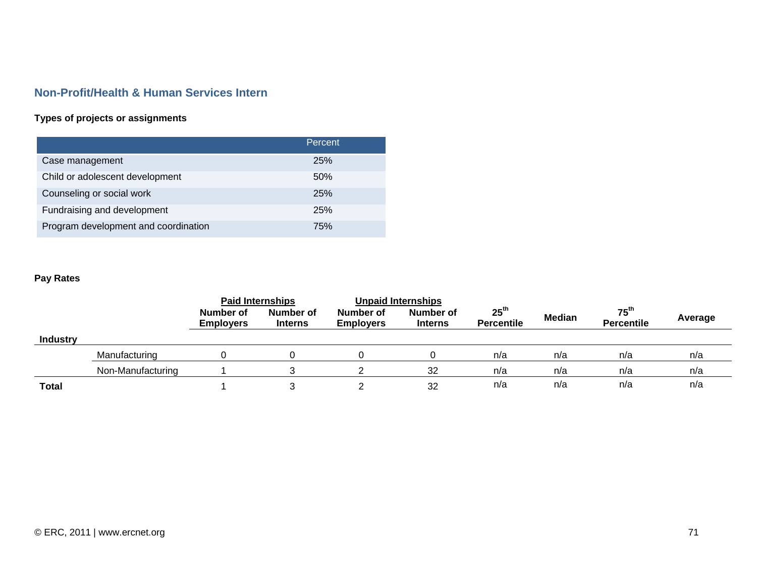## Non-Profit/Health & Human Services Intern

**Types of projects or assignments**

| | Percent |
|---|---|
| Case management | 25% |
| Child or adolescent development | 50% |
| Counseling or social work | 25% |
| Fundraising and development | 25% |
| Program development and coordination | 75% |

**Pay Rates**

| | | Paid Internships | | Unpaid Internships | | | | | |
|---|---|---|---|---|---|---|---|---|---|
| | | Number of Employers | Number of Interns | Number of Employers | Number of Interns | 25th Percentile | Median | 75th Percentile | Average |
| **Industry** | | | | | | | | | |
| | Manufacturing | 0 | 0 | 0 | 0 | n/a | n/a | n/a | n/a |
| | Non-Manufacturing | 1 | 3 | 2 | 32 | n/a | n/a | n/a | n/a |
| **Total** | | 1 | 3 | 2 | 32 | n/a | n/a | n/a | n/a |

© ERC, 2011 | www.ercnet.org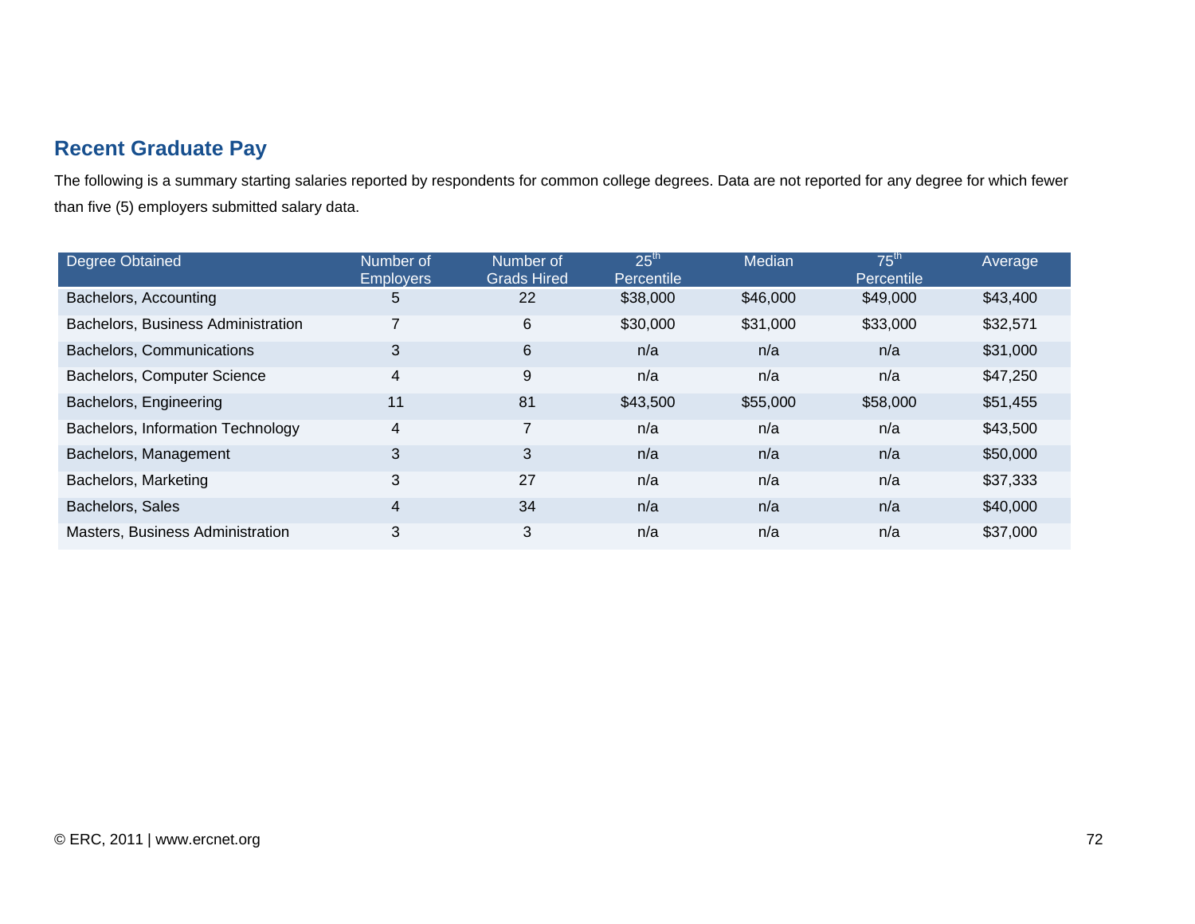## Recent Graduate Pay

The following is a summary starting salaries reported by respondents for common college degrees. Data are not reported for any degree for which fewer than five (5) employers submitted salary data.

| Degree Obtained | Number of Employers | Number of Grads Hired | 25th Percentile | Median | 75th Percentile | Average |
|---|---|---|---|---|---|---|
| Bachelors, Accounting | 5 | 22 | $38,000 | $46,000 | $49,000 | $43,400 |
| Bachelors, Business Administration | 7 | 6 | $30,000 | $31,000 | $33,000 | $32,571 |
| Bachelors, Communications | 3 | 6 | n/a | n/a | n/a | $31,000 |
| Bachelors, Computer Science | 4 | 9 | n/a | n/a | n/a | $47,250 |
| Bachelors, Engineering | 11 | 81 | $43,500 | $55,000 | $58,000 | $51,455 |
| Bachelors, Information Technology | 4 | 7 | n/a | n/a | n/a | $43,500 |
| Bachelors, Management | 3 | 3 | n/a | n/a | n/a | $50,000 |
| Bachelors, Marketing | 3 | 27 | n/a | n/a | n/a | $37,333 |
| Bachelors, Sales | 4 | 34 | n/a | n/a | n/a | $40,000 |
| Masters, Business Administration | 3 | 3 | n/a | n/a | n/a | $37,000 |

© ERC, 2011 | www.ercnet.org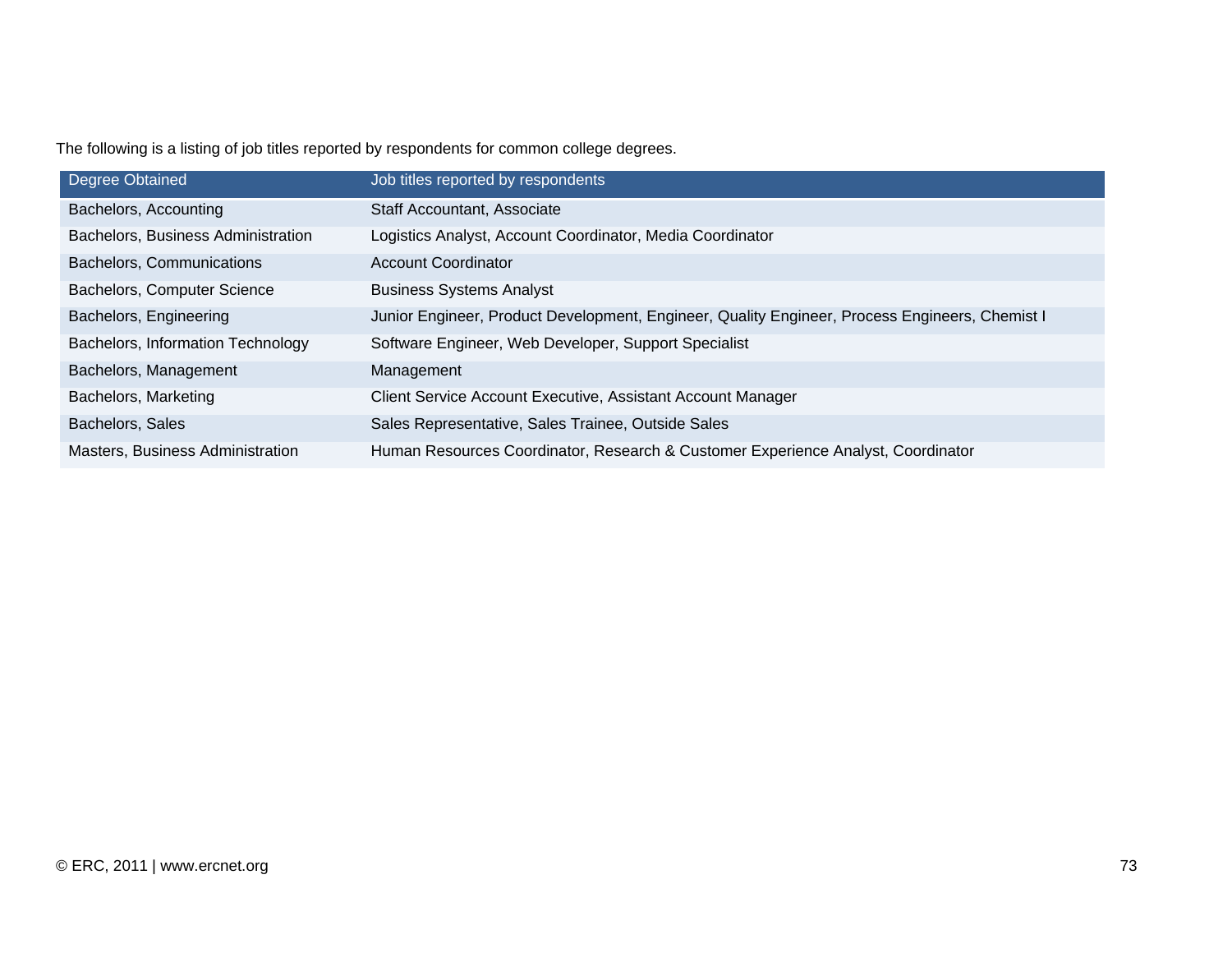The following is a listing of job titles reported by respondents for common college degrees.

| Degree Obtained | Job titles reported by respondents |
|---|---|
| Bachelors, Accounting | Staff Accountant, Associate |
| Bachelors, Business Administration | Logistics Analyst, Account Coordinator, Media Coordinator |
| Bachelors, Communications | Account Coordinator |
| Bachelors, Computer Science | Business Systems Analyst |
| Bachelors, Engineering | Junior Engineer, Product Development, Engineer, Quality Engineer, Process Engineers, Chemist I |
| Bachelors, Information Technology | Software Engineer, Web Developer, Support Specialist |
| Bachelors, Management | Management |
| Bachelors, Marketing | Client Service Account Executive, Assistant Account Manager |
| Bachelors, Sales | Sales Representative, Sales Trainee, Outside Sales |
| Masters, Business Administration | Human Resources Coordinator, Research & Customer Experience Analyst, Coordinator |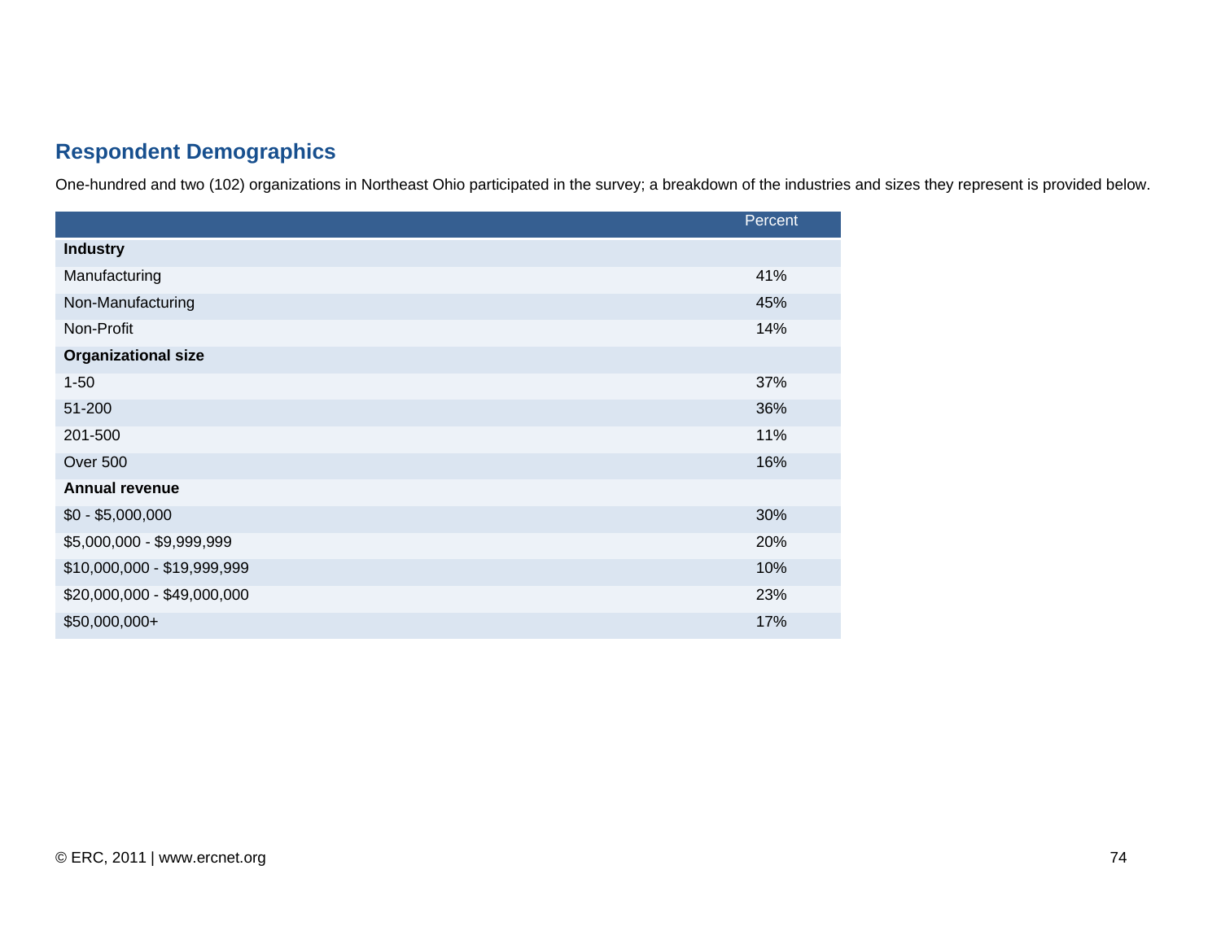## Respondent Demographics

One-hundred and two (102) organizations in Northeast Ohio participated in the survey; a breakdown of the industries and sizes they represent is provided below.

| | Percent |
|---|---|
| **Industry** | |
| Manufacturing | 41% |
| Non-Manufacturing | 45% |
| Non-Profit | 14% |
| **Organizational size** | |
| 1-50 | 37% |
| 51-200 | 36% |
| 201-500 | 11% |
| Over 500 | 16% |
| **Annual revenue** | |
| $0 - $5,000,000 | 30% |
| $5,000,000 - $9,999,999 | 20% |
| $10,000,000 - $19,999,999 | 10% |
| $20,000,000 - $49,000,000 | 23% |
| $50,000,000+ | 17% |

© ERC, 2011 | www.ercnet.org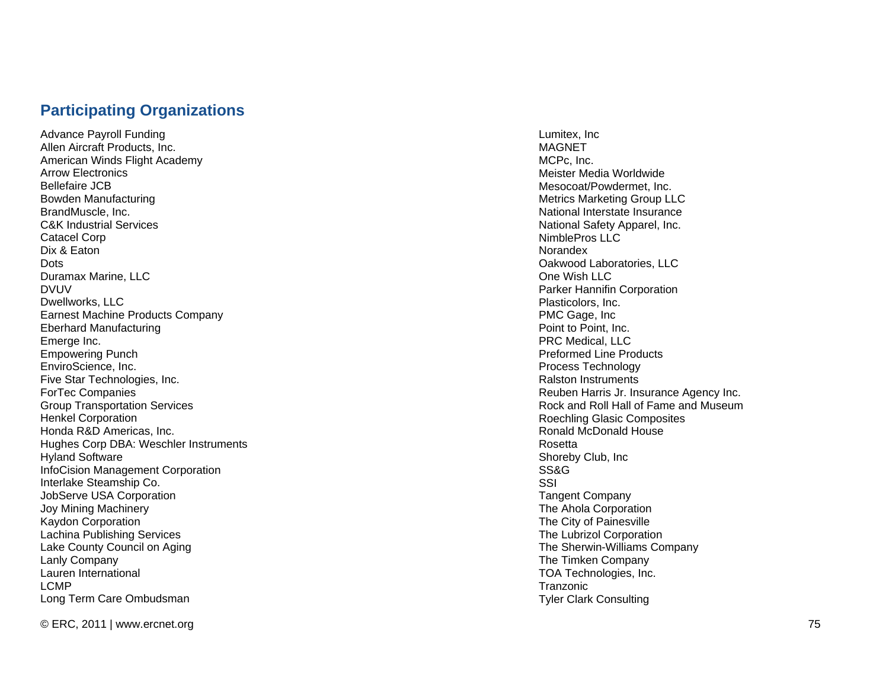## Participating Organizations

Advance Payroll Funding
Allen Aircraft Products, Inc.
American Winds Flight Academy
Arrow Electronics
Bellefaire JCB
Bowden Manufacturing
BrandMuscle, Inc.
C&K Industrial Services
Catacel Corp
Dix & Eaton
Dots
Duramax Marine, LLC
DVUV
Dwellworks, LLC
Earnest Machine Products Company
Eberhard Manufacturing
Emerge Inc.
Empowering Punch
EnviroScience, Inc.
Five Star Technologies, Inc.
ForTec Companies
Group Transportation Services
Henkel Corporation
Honda R&D Americas, Inc.
Hughes Corp DBA: Weschler Instruments
Hyland Software
InfoCision Management Corporation
Interlake Steamship Co.
JobServe USA Corporation
Joy Mining Machinery
Kaydon Corporation
Lachina Publishing Services
Lake County Council on Aging
Lanly Company
Lauren International
LCMP
Long Term Care Ombudsman
Lumitex, Inc
MAGNET
MCPc, Inc.
Meister Media Worldwide
Mesocoat/Powdermet, Inc.
Metrics Marketing Group LLC
National Interstate Insurance
National Safety Apparel, Inc.
NimblePros LLC
Norandex
Oakwood Laboratories, LLC
One Wish LLC
Parker Hannifin Corporation
Plasticolors, Inc.
PMC Gage, Inc
Point to Point, Inc.
PRC Medical, LLC
Preformed Line Products
Process Technology
Ralston Instruments
Reuben Harris Jr. Insurance Agency Inc.
Rock and Roll Hall of Fame and Museum
Roechling Glasic Composites
Ronald McDonald House
Rosetta
Shoreby Club, Inc
SS&G
SSI
Tangent Company
The Ahola Corporation
The City of Painesville
The Lubrizol Corporation
The Sherwin-Williams Company
The Timken Company
TOA Technologies, Inc.
Tranzonic
Tyler Clark Consulting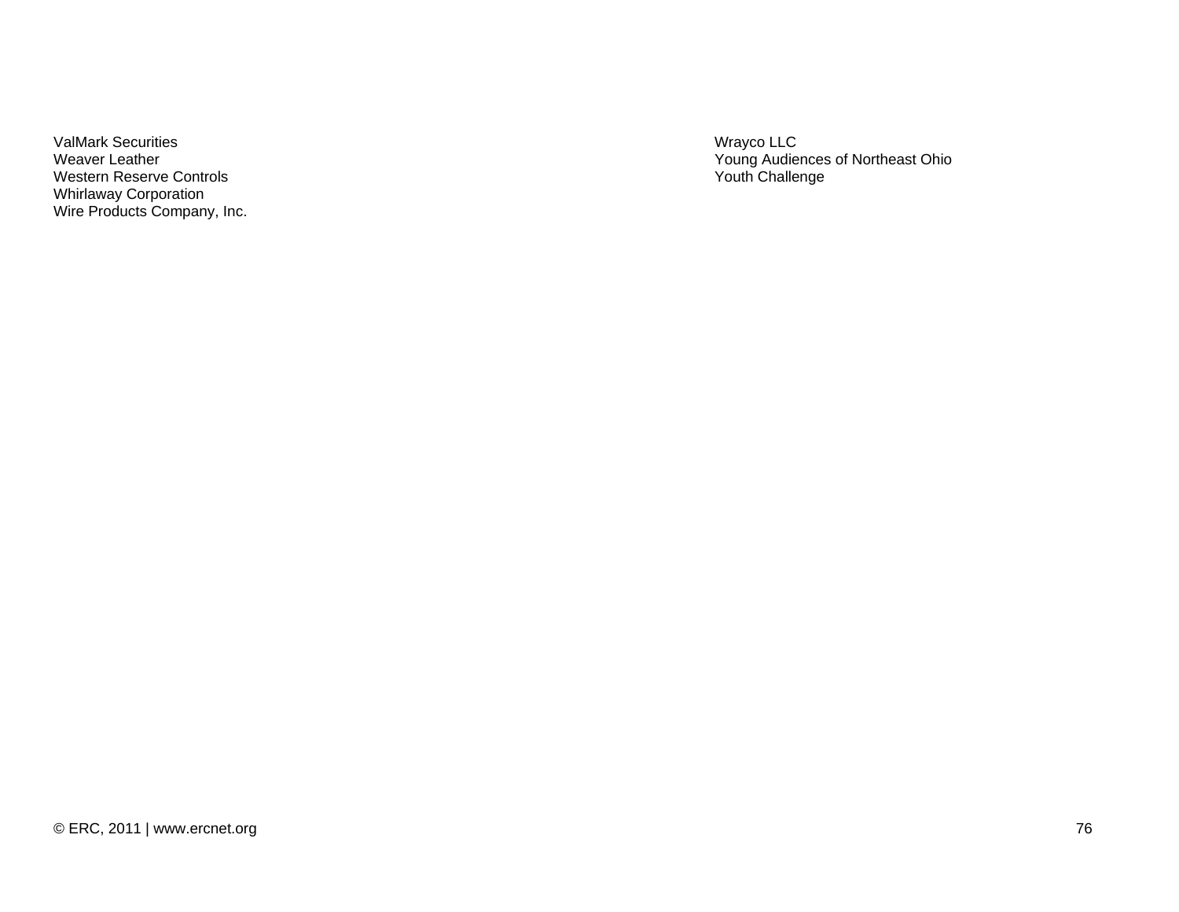ValMark Securities
Weaver Leather
Western Reserve Controls
Whirlaway Corporation
Wire Products Company, Inc.
Wrayco LLC
Young Audiences of Northeast Ohio
Youth Challenge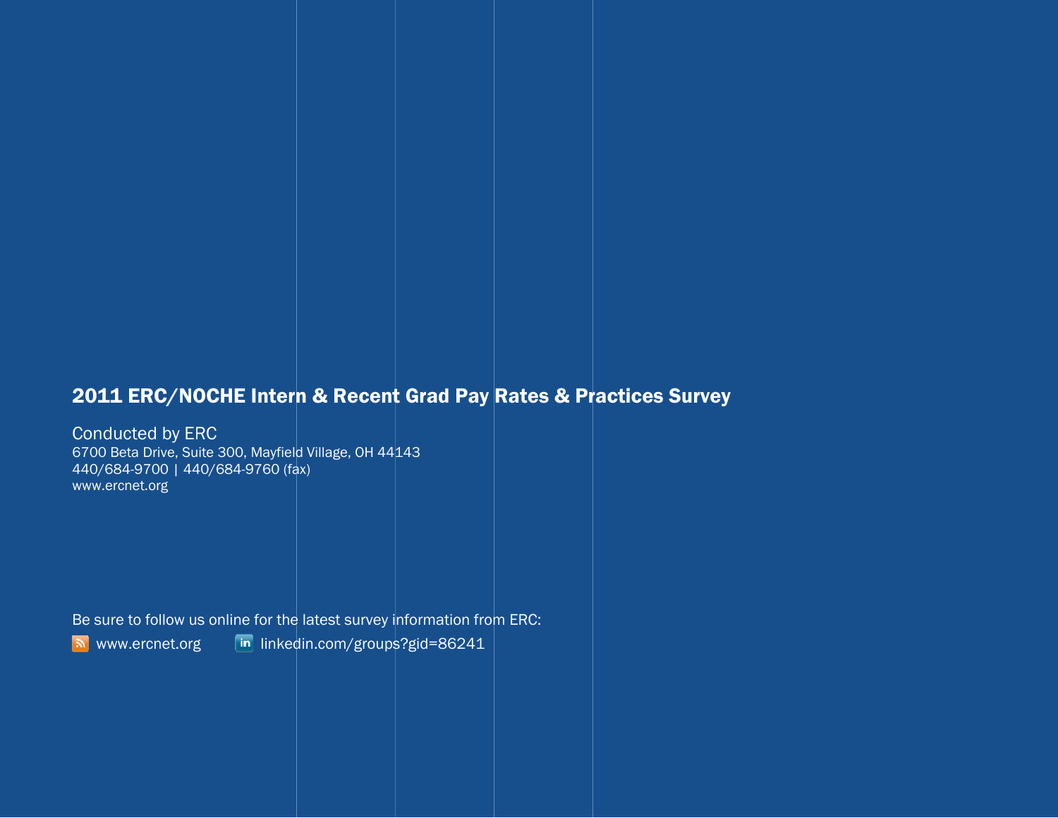## 2011 ERC/NOCHE Intern & Recent Grad Pay Rates & Practices Survey

Conducted by ERC
6700 Beta Drive, Suite 300, Mayfield Village, OH 44143
440/684-9700 | 440/684-9760 (fax)
www.ercnet.org

Be sure to follow us online for the latest survey information from ERC:

www.ercnet.org linkedin.com/groups?gid=86241